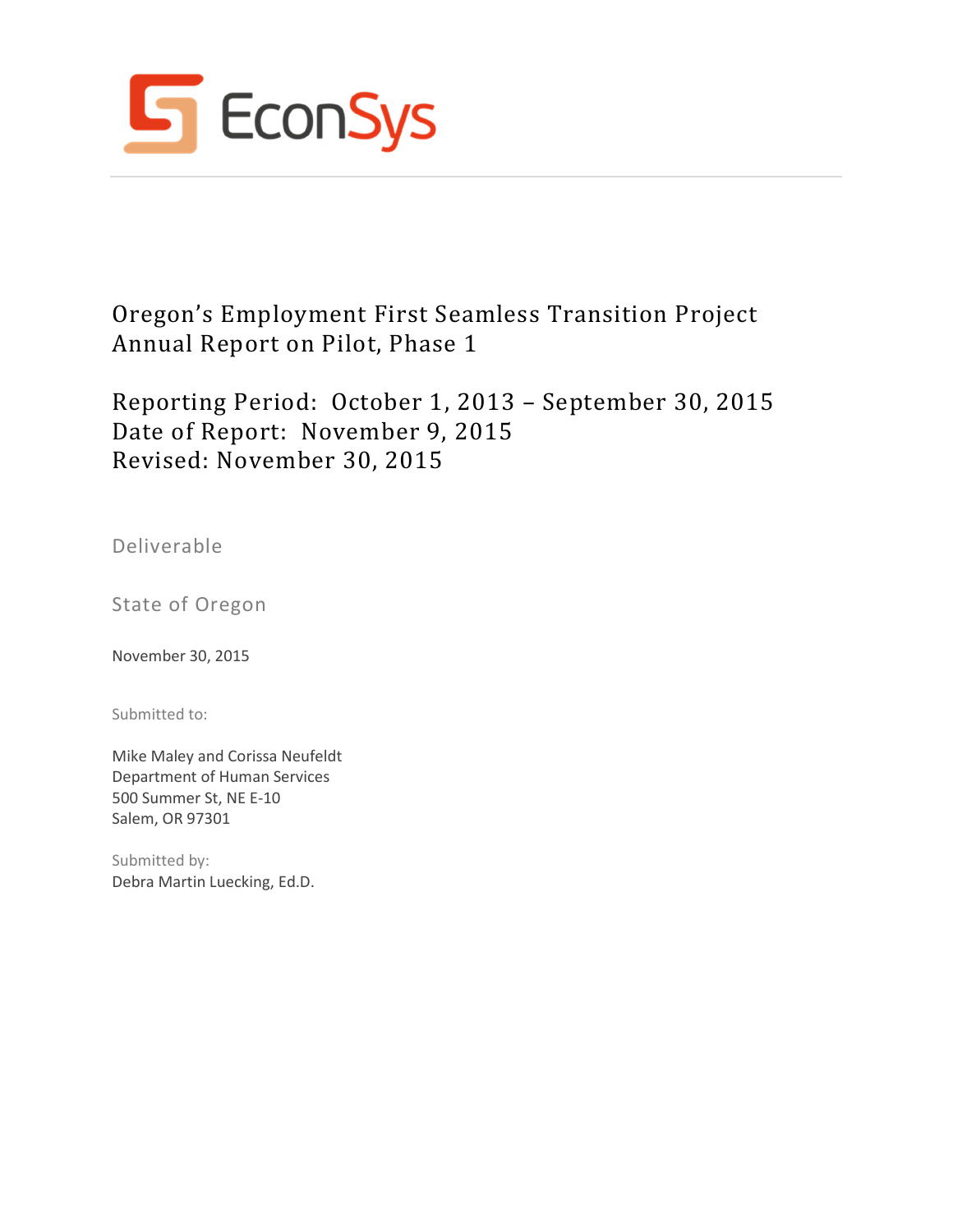EconSys

# Oregon's Employment First Seamless Transition Project Annual Report on Pilot, Phase 1

## Reporting Period: October 1, 2013 – September 30, 2015
## Date of Report: November 9, 2015
## Revised: November 30, 2015

Deliverable

State of Oregon

November 30, 2015

Submitted to:

Mike Maley and Corissa Neufeldt
Department of Human Services
500 Summer St, NE E-10
Salem, OR 97301

Submitted by:
Debra Martin Luecking, Ed.D.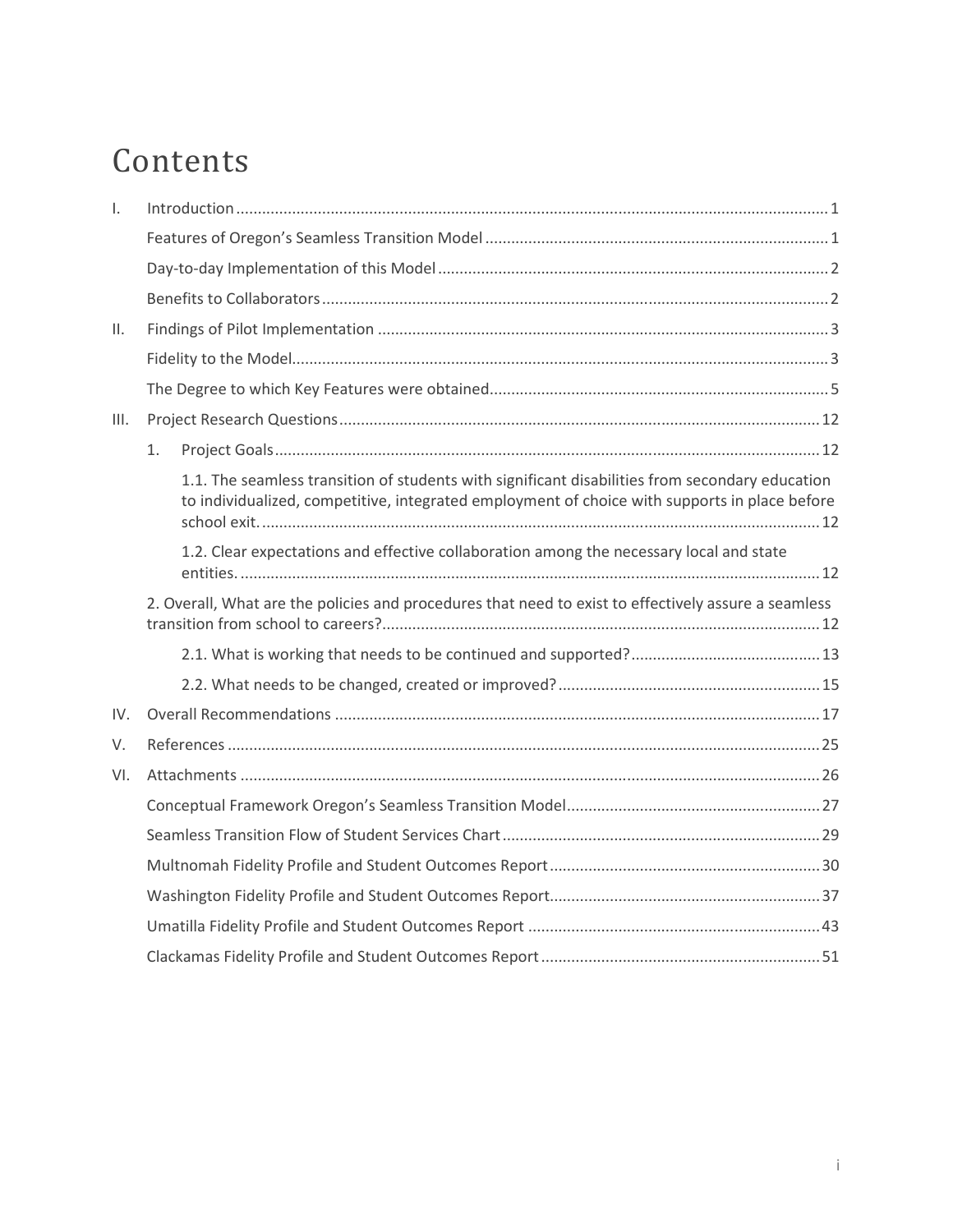# Contents

- I. Introduction ..... 1
  - Features of Oregon's Seamless Transition Model ..... 1
  - Day-to-day Implementation of this Model ..... 2
  - Benefits to Collaborators ..... 2
- II. Findings of Pilot Implementation ..... 3
  - Fidelity to the Model ..... 3
  - The Degree to which Key Features were obtained ..... 5
- III. Project Research Questions ..... 12
  - 1. Project Goals ..... 12
    - 1.1. The seamless transition of students with significant disabilities from secondary education to individualized, competitive, integrated employment of choice with supports in place before school exit. ..... 12
    - 1.2. Clear expectations and effective collaboration among the necessary local and state entities. ..... 12
  - 2. Overall, What are the policies and procedures that need to exist to effectively assure a seamless transition from school to careers? ..... 12
    - 2.1. What is working that needs to be continued and supported? ..... 13
    - 2.2. What needs to be changed, created or improved? ..... 15
- IV. Overall Recommendations ..... 17
- V. References ..... 25
- VI. Attachments ..... 26
  - Conceptual Framework Oregon's Seamless Transition Model ..... 27
  - Seamless Transition Flow of Student Services Chart ..... 29
  - Multnomah Fidelity Profile and Student Outcomes Report ..... 30
  - Washington Fidelity Profile and Student Outcomes Report ..... 37
  - Umatilla Fidelity Profile and Student Outcomes Report ..... 43
  - Clackamas Fidelity Profile and Student Outcomes Report ..... 51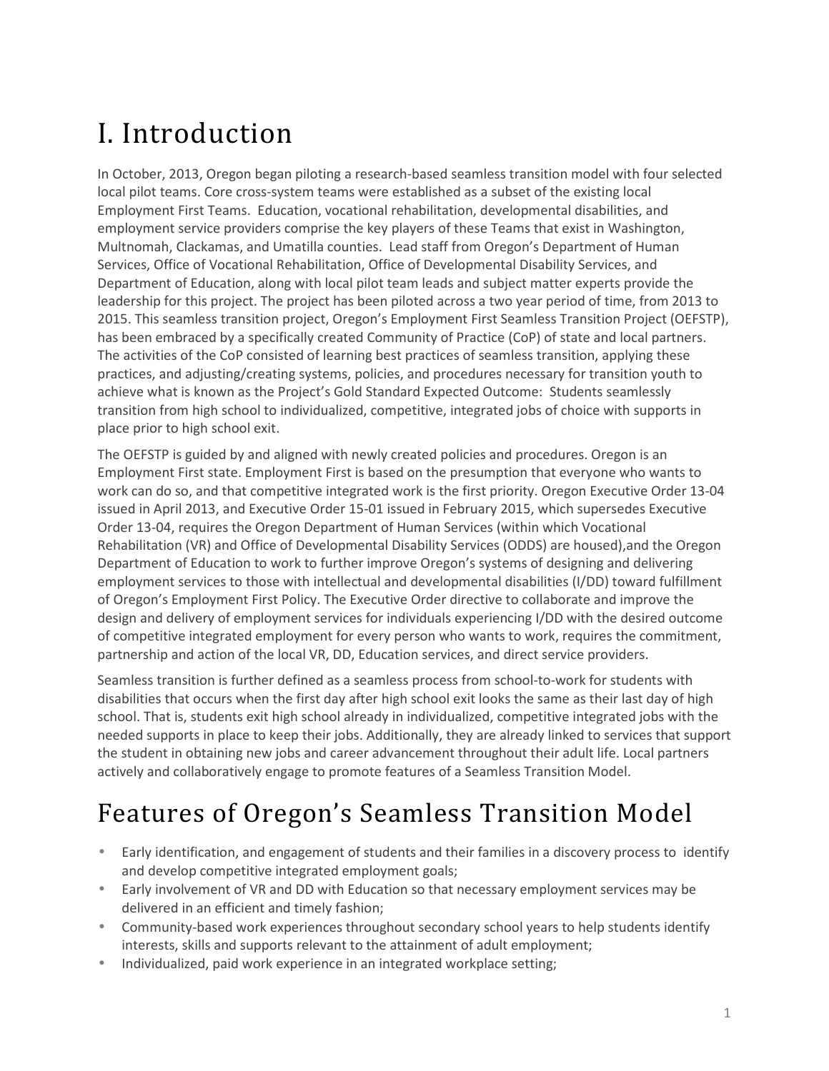# I. Introduction

In October, 2013, Oregon began piloting a research-based seamless transition model with four selected local pilot teams. Core cross-system teams were established as a subset of the existing local Employment First Teams. Education, vocational rehabilitation, developmental disabilities, and employment service providers comprise the key players of these Teams that exist in Washington, Multnomah, Clackamas, and Umatilla counties. Lead staff from Oregon's Department of Human Services, Office of Vocational Rehabilitation, Office of Developmental Disability Services, and Department of Education, along with local pilot team leads and subject matter experts provide the leadership for this project. The project has been piloted across a two year period of time, from 2013 to 2015. This seamless transition project, Oregon's Employment First Seamless Transition Project (OEFSTP), has been embraced by a specifically created Community of Practice (CoP) of state and local partners. The activities of the CoP consisted of learning best practices of seamless transition, applying these practices, and adjusting/creating systems, policies, and procedures necessary for transition youth to achieve what is known as the Project's Gold Standard Expected Outcome: Students seamlessly transition from high school to individualized, competitive, integrated jobs of choice with supports in place prior to high school exit.

The OEFSTP is guided by and aligned with newly created policies and procedures. Oregon is an Employment First state. Employment First is based on the presumption that everyone who wants to work can do so, and that competitive integrated work is the first priority. Oregon Executive Order 13-04 issued in April 2013, and Executive Order 15-01 issued in February 2015, which supersedes Executive Order 13-04, requires the Oregon Department of Human Services (within which Vocational Rehabilitation (VR) and Office of Developmental Disability Services (ODDS) are housed),and the Oregon Department of Education to work to further improve Oregon's systems of designing and delivering employment services to those with intellectual and developmental disabilities (I/DD) toward fulfillment of Oregon's Employment First Policy. The Executive Order directive to collaborate and improve the design and delivery of employment services for individuals experiencing I/DD with the desired outcome of competitive integrated employment for every person who wants to work, requires the commitment, partnership and action of the local VR, DD, Education services, and direct service providers.

Seamless transition is further defined as a seamless process from school-to-work for students with disabilities that occurs when the first day after high school exit looks the same as their last day of high school. That is, students exit high school already in individualized, competitive integrated jobs with the needed supports in place to keep their jobs. Additionally, they are already linked to services that support the student in obtaining new jobs and career advancement throughout their adult life. Local partners actively and collaboratively engage to promote features of a Seamless Transition Model.

# Features of Oregon's Seamless Transition Model

- Early identification, and engagement of students and their families in a discovery process to identify and develop competitive integrated employment goals;
- Early involvement of VR and DD with Education so that necessary employment services may be delivered in an efficient and timely fashion;
- Community-based work experiences throughout secondary school years to help students identify interests, skills and supports relevant to the attainment of adult employment;
- Individualized, paid work experience in an integrated workplace setting;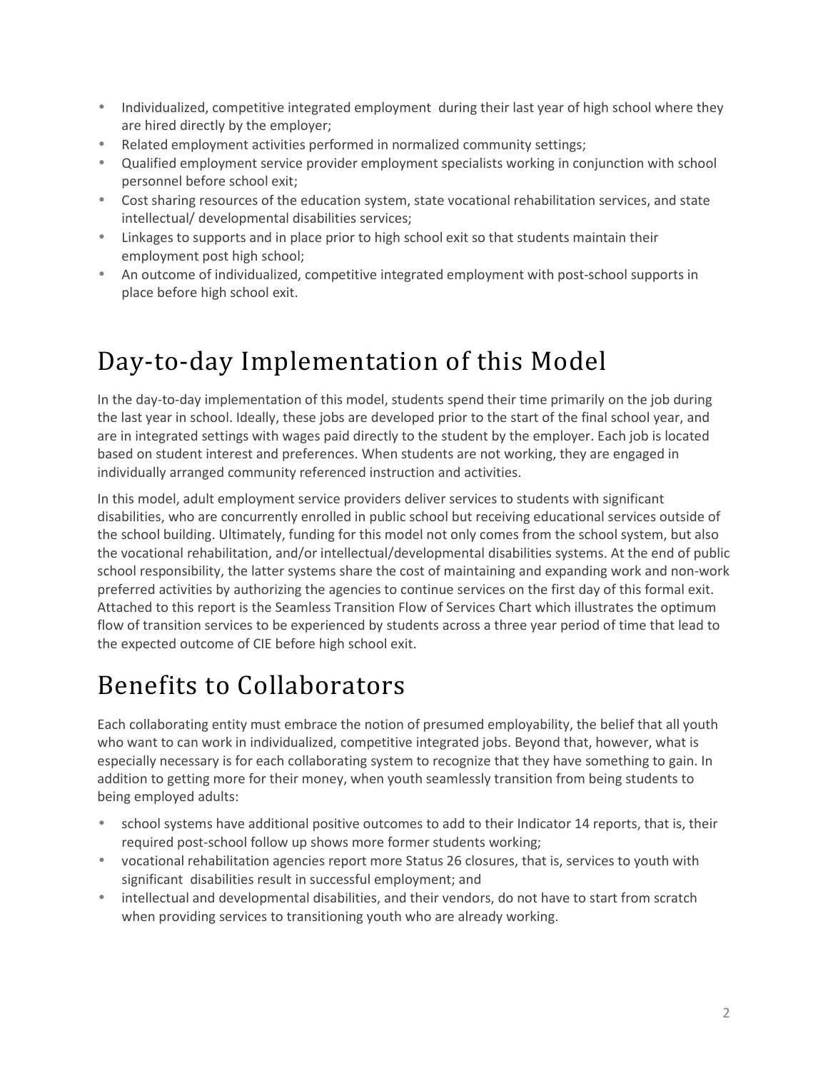- Individualized, competitive integrated employment during their last year of high school where they are hired directly by the employer;
- Related employment activities performed in normalized community settings;
- Qualified employment service provider employment specialists working in conjunction with school personnel before school exit;
- Cost sharing resources of the education system, state vocational rehabilitation services, and state intellectual/ developmental disabilities services;
- Linkages to supports and in place prior to high school exit so that students maintain their employment post high school;
- An outcome of individualized, competitive integrated employment with post-school supports in place before high school exit.

# Day-to-day Implementation of this Model

In the day-to-day implementation of this model, students spend their time primarily on the job during the last year in school. Ideally, these jobs are developed prior to the start of the final school year, and are in integrated settings with wages paid directly to the student by the employer. Each job is located based on student interest and preferences. When students are not working, they are engaged in individually arranged community referenced instruction and activities.

In this model, adult employment service providers deliver services to students with significant disabilities, who are concurrently enrolled in public school but receiving educational services outside of the school building. Ultimately, funding for this model not only comes from the school system, but also the vocational rehabilitation, and/or intellectual/developmental disabilities systems. At the end of public school responsibility, the latter systems share the cost of maintaining and expanding work and non-work preferred activities by authorizing the agencies to continue services on the first day of this formal exit. Attached to this report is the Seamless Transition Flow of Services Chart which illustrates the optimum flow of transition services to be experienced by students across a three year period of time that lead to the expected outcome of CIE before high school exit.

# Benefits to Collaborators

Each collaborating entity must embrace the notion of presumed employability, the belief that all youth who want to can work in individualized, competitive integrated jobs. Beyond that, however, what is especially necessary is for each collaborating system to recognize that they have something to gain. In addition to getting more for their money, when youth seamlessly transition from being students to being employed adults:

- school systems have additional positive outcomes to add to their Indicator 14 reports, that is, their required post-school follow up shows more former students working;
- vocational rehabilitation agencies report more Status 26 closures, that is, services to youth with significant disabilities result in successful employment; and
- intellectual and developmental disabilities, and their vendors, do not have to start from scratch when providing services to transitioning youth who are already working.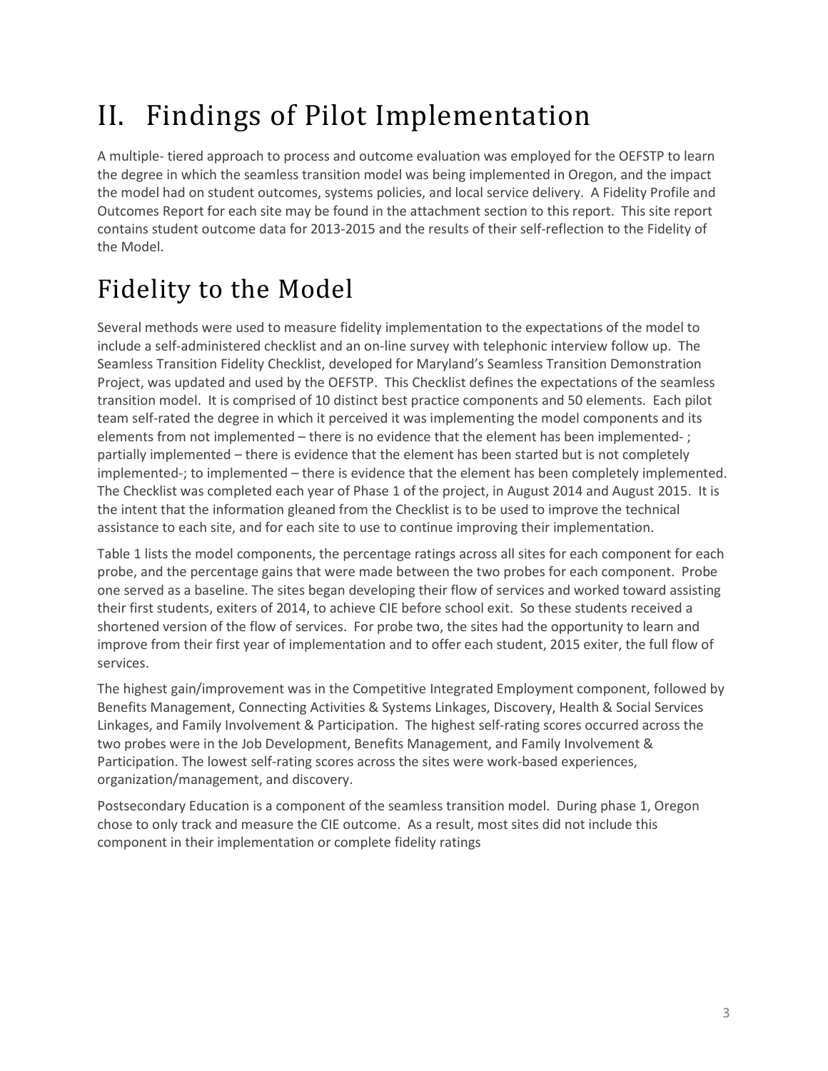# II. Findings of Pilot Implementation

A multiple- tiered approach to process and outcome evaluation was employed for the OEFSTP to learn the degree in which the seamless transition model was being implemented in Oregon, and the impact the model had on student outcomes, systems policies, and local service delivery. A Fidelity Profile and Outcomes Report for each site may be found in the attachment section to this report. This site report contains student outcome data for 2013-2015 and the results of their self-reflection to the Fidelity of the Model.

# Fidelity to the Model

Several methods were used to measure fidelity implementation to the expectations of the model to include a self-administered checklist and an on-line survey with telephonic interview follow up. The Seamless Transition Fidelity Checklist, developed for Maryland's Seamless Transition Demonstration Project, was updated and used by the OEFSTP. This Checklist defines the expectations of the seamless transition model. It is comprised of 10 distinct best practice components and 50 elements. Each pilot team self-rated the degree in which it perceived it was implementing the model components and its elements from not implemented – there is no evidence that the element has been implemented- ; partially implemented – there is evidence that the element has been started but is not completely implemented-; to implemented – there is evidence that the element has been completely implemented. The Checklist was completed each year of Phase 1 of the project, in August 2014 and August 2015. It is the intent that the information gleaned from the Checklist is to be used to improve the technical assistance to each site, and for each site to use to continue improving their implementation.

Table 1 lists the model components, the percentage ratings across all sites for each component for each probe, and the percentage gains that were made between the two probes for each component. Probe one served as a baseline. The sites began developing their flow of services and worked toward assisting their first students, exiters of 2014, to achieve CIE before school exit. So these students received a shortened version of the flow of services. For probe two, the sites had the opportunity to learn and improve from their first year of implementation and to offer each student, 2015 exiter, the full flow of services.

The highest gain/improvement was in the Competitive Integrated Employment component, followed by Benefits Management, Connecting Activities & Systems Linkages, Discovery, Health & Social Services Linkages, and Family Involvement & Participation. The highest self-rating scores occurred across the two probes were in the Job Development, Benefits Management, and Family Involvement & Participation. The lowest self-rating scores across the sites were work-based experiences, organization/management, and discovery.

Postsecondary Education is a component of the seamless transition model. During phase 1, Oregon chose to only track and measure the CIE outcome. As a result, most sites did not include this component in their implementation or complete fidelity ratings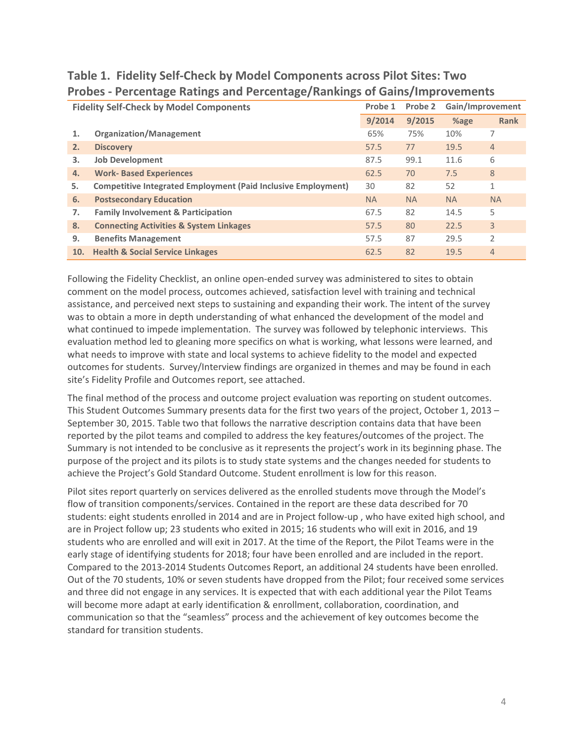## Table 1. Fidelity Self-Check by Model Components across Pilot Sites: Two Probes - Percentage Ratings and Percentage/Rankings of Gains/Improvements

| | Fidelity Self-Check by Model Components | Probe 1 | Probe 2 | Gain/Improvement | |
|---|---|---|---|---|---|
| | | 9/2014 | 9/2015 | %age | Rank |
| 1. | Organization/Management | 65% | 75% | 10% | 7 |
| 2. | Discovery | 57.5 | 77 | 19.5 | 4 |
| 3. | Job Development | 87.5 | 99.1 | 11.6 | 6 |
| 4. | Work- Based Experiences | 62.5 | 70 | 7.5 | 8 |
| 5. | Competitive Integrated Employment (Paid Inclusive Employment) | 30 | 82 | 52 | 1 |
| 6. | Postsecondary Education | NA | NA | NA | NA |
| 7. | Family Involvement & Participation | 67.5 | 82 | 14.5 | 5 |
| 8. | Connecting Activities & System Linkages | 57.5 | 80 | 22.5 | 3 |
| 9. | Benefits Management | 57.5 | 87 | 29.5 | 2 |
| 10. | Health & Social Service Linkages | 62.5 | 82 | 19.5 | 4 |

Following the Fidelity Checklist, an online open-ended survey was administered to sites to obtain comment on the model process, outcomes achieved, satisfaction level with training and technical assistance, and perceived next steps to sustaining and expanding their work. The intent of the survey was to obtain a more in depth understanding of what enhanced the development of the model and what continued to impede implementation. The survey was followed by telephonic interviews. This evaluation method led to gleaning more specifics on what is working, what lessons were learned, and what needs to improve with state and local systems to achieve fidelity to the model and expected outcomes for students. Survey/Interview findings are organized in themes and may be found in each site's Fidelity Profile and Outcomes report, see attached.

The final method of the process and outcome project evaluation was reporting on student outcomes. This Student Outcomes Summary presents data for the first two years of the project, October 1, 2013 – September 30, 2015. Table two that follows the narrative description contains data that have been reported by the pilot teams and compiled to address the key features/outcomes of the project. The Summary is not intended to be conclusive as it represents the project's work in its beginning phase. The purpose of the project and its pilots is to study state systems and the changes needed for students to achieve the Project's Gold Standard Outcome. Student enrollment is low for this reason.

Pilot sites report quarterly on services delivered as the enrolled students move through the Model's flow of transition components/services. Contained in the report are these data described for 70 students: eight students enrolled in 2014 and are in Project follow-up , who have exited high school, and are in Project follow up; 23 students who exited in 2015; 16 students who will exit in 2016, and 19 students who are enrolled and will exit in 2017. At the time of the Report, the Pilot Teams were in the early stage of identifying students for 2018; four have been enrolled and are included in the report. Compared to the 2013-2014 Students Outcomes Report, an additional 24 students have been enrolled. Out of the 70 students, 10% or seven students have dropped from the Pilot; four received some services and three did not engage in any services. It is expected that with each additional year the Pilot Teams will become more adapt at early identification & enrollment, collaboration, coordination, and communication so that the "seamless" process and the achievement of key outcomes become the standard for transition students.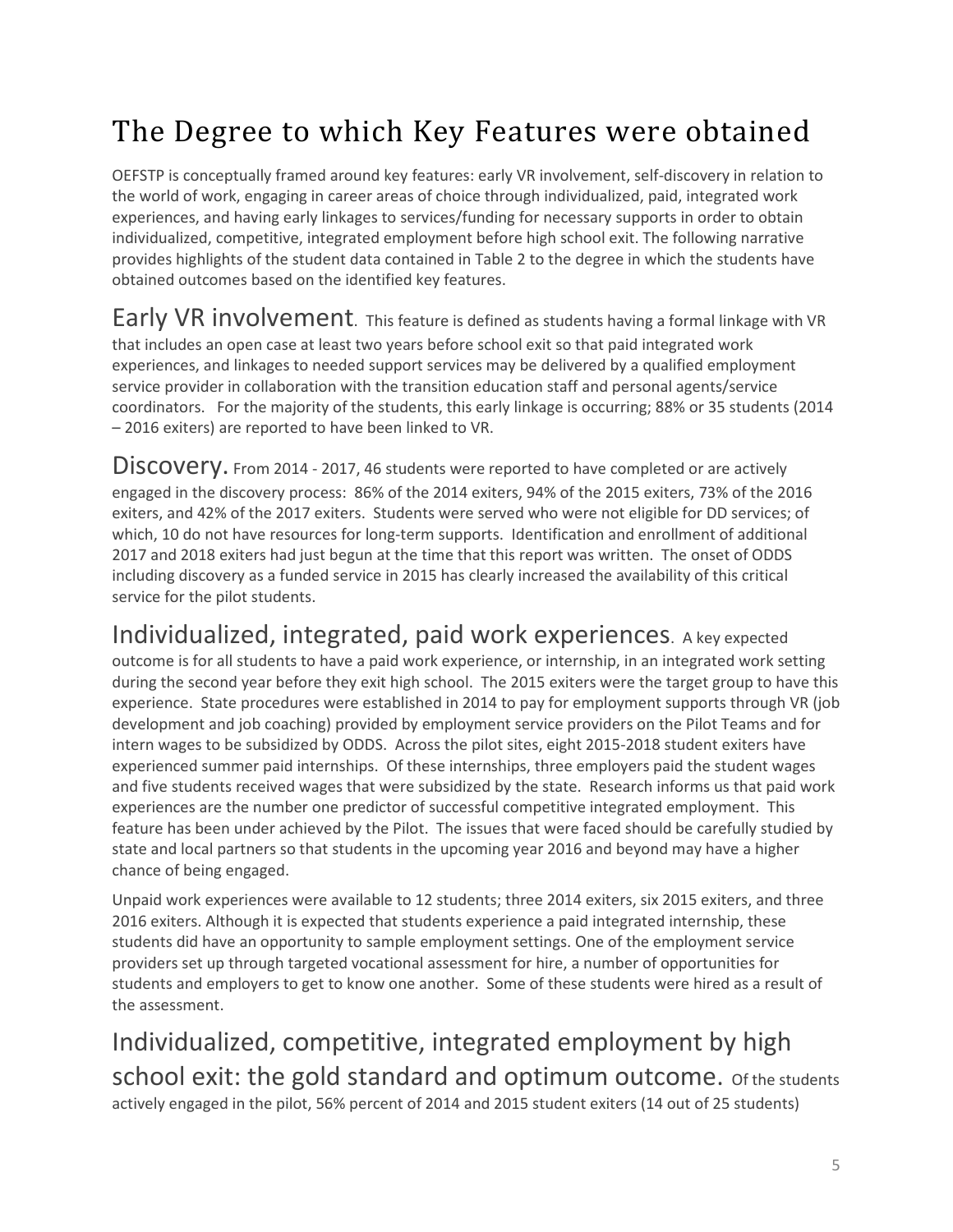# The Degree to which Key Features were obtained

OEFSTP is conceptually framed around key features: early VR involvement, self-discovery in relation to the world of work, engaging in career areas of choice through individualized, paid, integrated work experiences, and having early linkages to services/funding for necessary supports in order to obtain individualized, competitive, integrated employment before high school exit. The following narrative provides highlights of the student data contained in Table 2 to the degree in which the students have obtained outcomes based on the identified key features.

## Early VR involvement.

This feature is defined as students having a formal linkage with VR that includes an open case at least two years before school exit so that paid integrated work experiences, and linkages to needed support services may be delivered by a qualified employment service provider in collaboration with the transition education staff and personal agents/service coordinators. For the majority of the students, this early linkage is occurring; 88% or 35 students (2014 – 2016 exiters) are reported to have been linked to VR.

## Discovery.

From 2014 - 2017, 46 students were reported to have completed or are actively engaged in the discovery process: 86% of the 2014 exiters, 94% of the 2015 exiters, 73% of the 2016 exiters, and 42% of the 2017 exiters. Students were served who were not eligible for DD services; of which, 10 do not have resources for long-term supports. Identification and enrollment of additional 2017 and 2018 exiters had just begun at the time that this report was written. The onset of ODDS including discovery as a funded service in 2015 has clearly increased the availability of this critical service for the pilot students.

## Individualized, integrated, paid work experiences.

A key expected outcome is for all students to have a paid work experience, or internship, in an integrated work setting during the second year before they exit high school. The 2015 exiters were the target group to have this experience. State procedures were established in 2014 to pay for employment supports through VR (job development and job coaching) provided by employment service providers on the Pilot Teams and for intern wages to be subsidized by ODDS. Across the pilot sites, eight 2015-2018 student exiters have experienced summer paid internships. Of these internships, three employers paid the student wages and five students received wages that were subsidized by the state. Research informs us that paid work experiences are the number one predictor of successful competitive integrated employment. This feature has been under achieved by the Pilot. The issues that were faced should be carefully studied by state and local partners so that students in the upcoming year 2016 and beyond may have a higher chance of being engaged.

Unpaid work experiences were available to 12 students; three 2014 exiters, six 2015 exiters, and three 2016 exiters. Although it is expected that students experience a paid integrated internship, these students did have an opportunity to sample employment settings. One of the employment service providers set up through targeted vocational assessment for hire, a number of opportunities for students and employers to get to know one another. Some of these students were hired as a result of the assessment.

## Individualized, competitive, integrated employment by high school exit: the gold standard and optimum outcome.

Of the students actively engaged in the pilot, 56% percent of 2014 and 2015 student exiters (14 out of 25 students)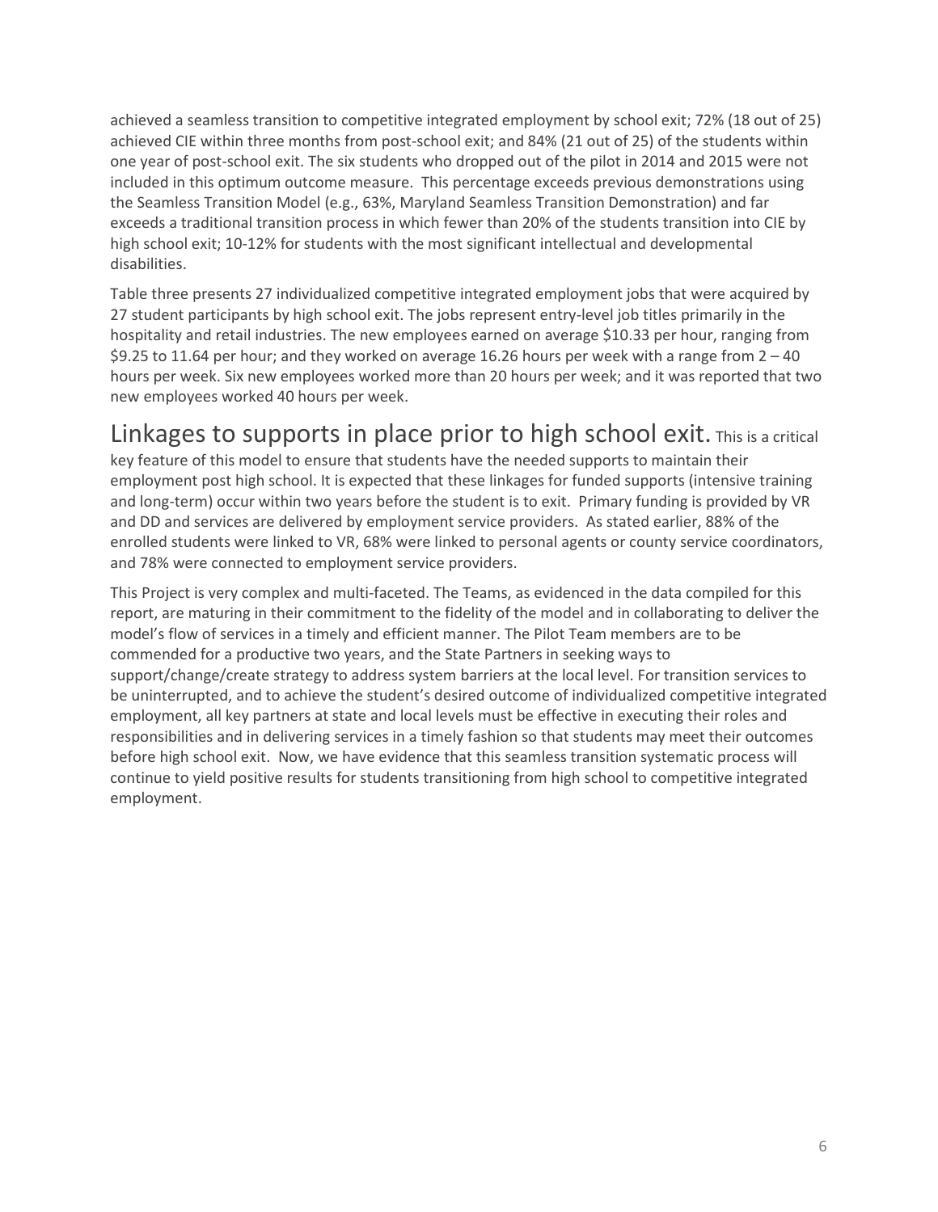achieved a seamless transition to competitive integrated employment by school exit; 72% (18 out of 25) achieved CIE within three months from post-school exit; and 84% (21 out of 25) of the students within one year of post-school exit. The six students who dropped out of the pilot in 2014 and 2015 were not included in this optimum outcome measure. This percentage exceeds previous demonstrations using the Seamless Transition Model (e.g., 63%, Maryland Seamless Transition Demonstration) and far exceeds a traditional transition process in which fewer than 20% of the students transition into CIE by high school exit; 10-12% for students with the most significant intellectual and developmental disabilities.

Table three presents 27 individualized competitive integrated employment jobs that were acquired by 27 student participants by high school exit. The jobs represent entry-level job titles primarily in the hospitality and retail industries. The new employees earned on average $10.33 per hour, ranging from $9.25 to 11.64 per hour; and they worked on average 16.26 hours per week with a range from 2 – 40 hours per week. Six new employees worked more than 20 hours per week; and it was reported that two new employees worked 40 hours per week.

## Linkages to supports in place prior to high school exit.

This is a critical key feature of this model to ensure that students have the needed supports to maintain their employment post high school. It is expected that these linkages for funded supports (intensive training and long-term) occur within two years before the student is to exit. Primary funding is provided by VR and DD and services are delivered by employment service providers. As stated earlier, 88% of the enrolled students were linked to VR, 68% were linked to personal agents or county service coordinators, and 78% were connected to employment service providers.

This Project is very complex and multi-faceted. The Teams, as evidenced in the data compiled for this report, are maturing in their commitment to the fidelity of the model and in collaborating to deliver the model's flow of services in a timely and efficient manner. The Pilot Team members are to be commended for a productive two years, and the State Partners in seeking ways to support/change/create strategy to address system barriers at the local level. For transition services to be uninterrupted, and to achieve the student's desired outcome of individualized competitive integrated employment, all key partners at state and local levels must be effective in executing their roles and responsibilities and in delivering services in a timely fashion so that students may meet their outcomes before high school exit. Now, we have evidence that this seamless transition systematic process will continue to yield positive results for students transitioning from high school to competitive integrated employment.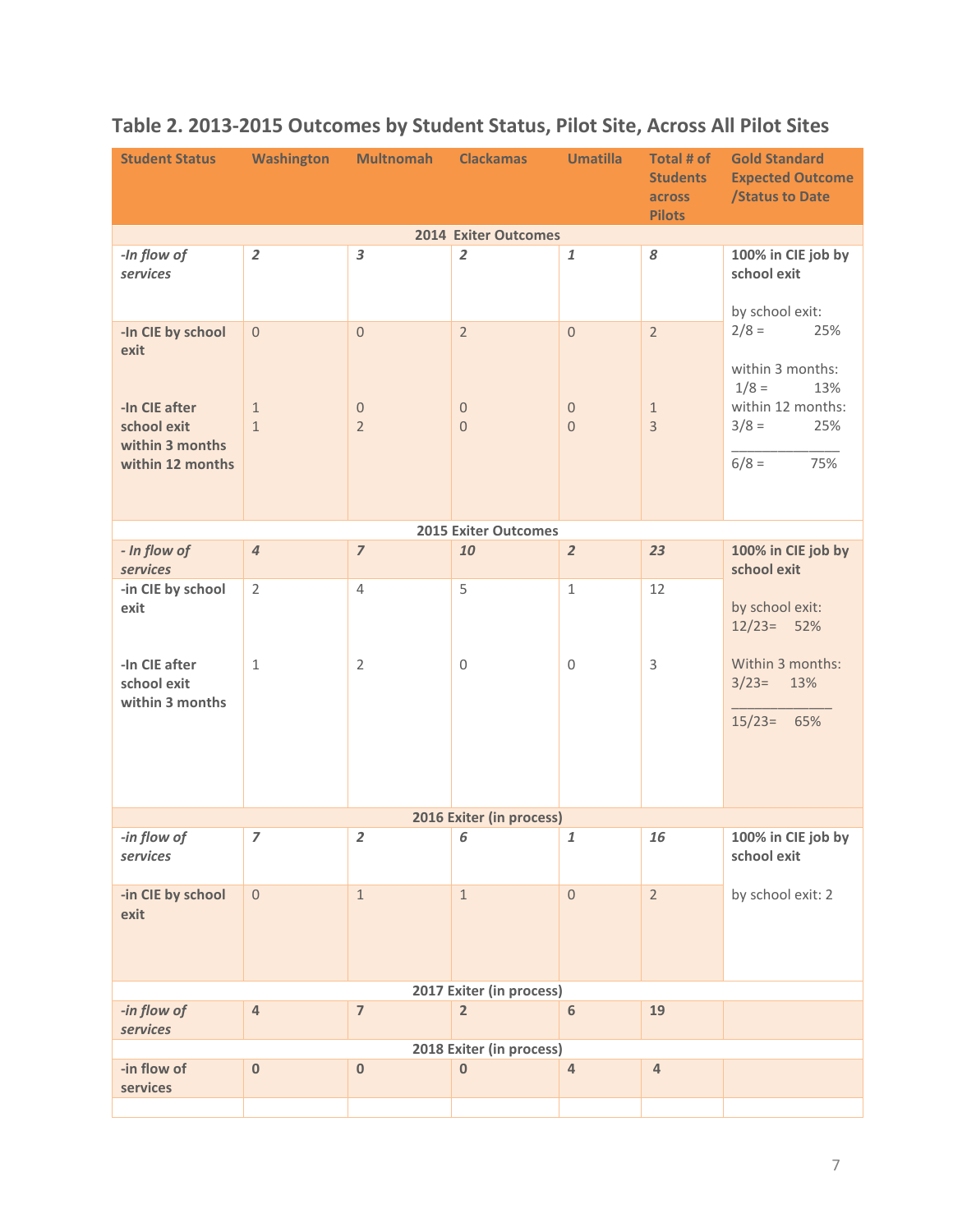## Table 2. 2013-2015 Outcomes by Student Status, Pilot Site, Across All Pilot Sites

| Student Status | Washington | Multnomah | Clackamas | Umatilla | Total # of Students across Pilots | Gold Standard Expected Outcome /Status to Date |
|---|---|---|---|---|---|---|
| **2014 Exiter Outcomes** | | | | | | |
| ***-In flow of services*** | ***2*** | ***3*** | ***2*** | ***1*** | ***8*** | **100% in CIE job by school exit** |
| **-In CIE by school exit** | 0 | 0 | 2 | 0 | 2 | by school exit: 2/8 = 25% |
| **-In CIE after school exit within 3 months within 12 months** | 1<br>1 | 0<br>2 | 0<br>0 | 0<br>0 | 1<br>3 | within 3 months: 1/8 = 13%<br>within 12 months: 3/8 = 25%<br>\_\_\_\_\_\_\_\_\_\_\_\_\_\_<br>6/8 = 75% |
| **2015 Exiter Outcomes** | | | | | | |
| ***- In flow of services*** | ***4*** | ***7*** | ***10*** | ***2*** | ***23*** | **100% in CIE job by school exit** |
| **-in CIE by school exit** | 2 | 4 | 5 | 1 | 12 | by school exit: 12/23= 52% |
| **-In CIE after school exit within 3 months** | 1 | 2 | 0 | 0 | 3 | Within 3 months: 3/23= 13%<br>\_\_\_\_\_\_\_\_\_\_\_\_\_\_<br>15/23= 65% |
| **2016 Exiter (in process)** | | | | | | |
| ***-in flow of services*** | ***7*** | ***2*** | ***6*** | ***1*** | ***16*** | **100% in CIE job by school exit** |
| **-in CIE by school exit** | 0 | 1 | 1 | 0 | 2 | by school exit: 2 |
| **2017 Exiter (in process)** | | | | | | |
| ***-in flow of services*** | **4** | **7** | **2** | **6** | **19** | |
| **2018 Exiter (in process)** | | | | | | |
| **-in flow of services** | **0** | **0** | **0** | **4** | **4** | |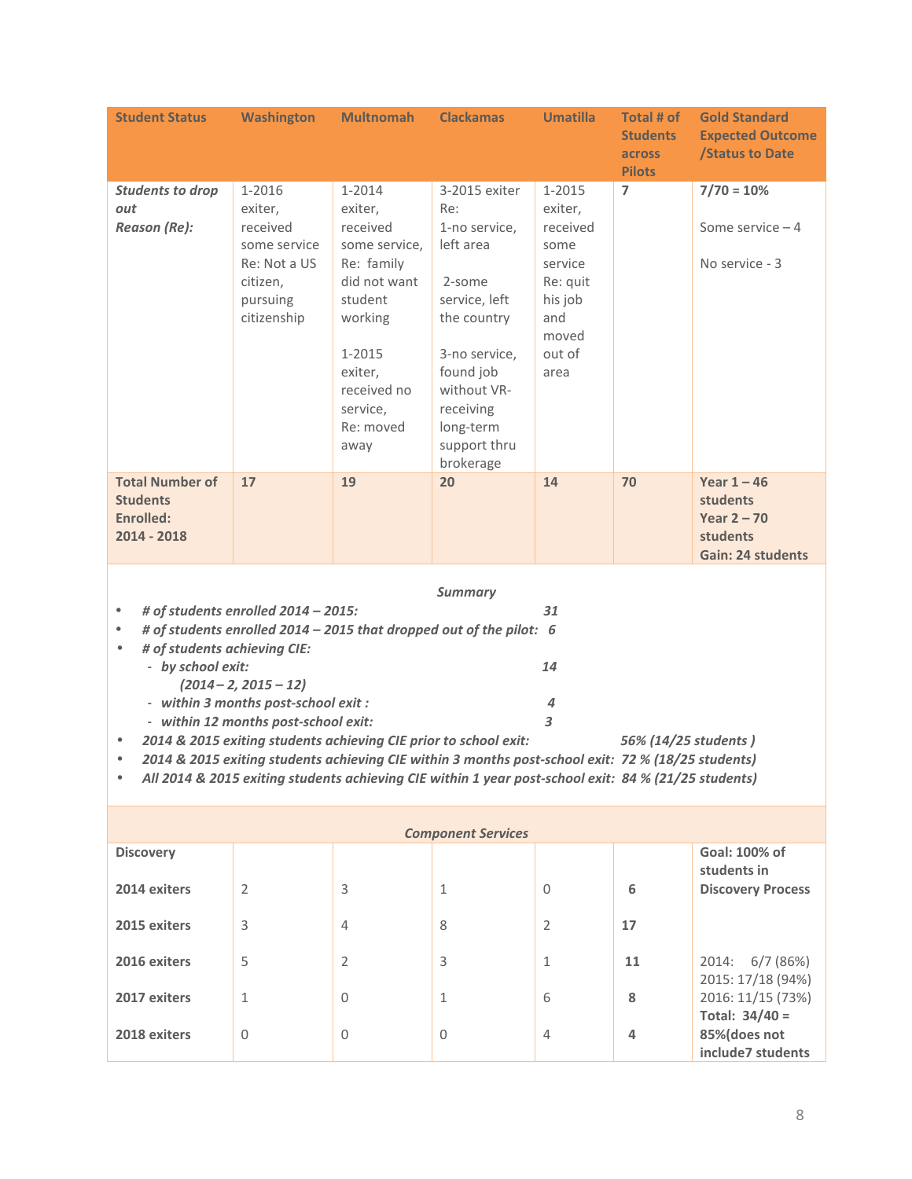| Student Status | Washington | Multnomah | Clackamas | Umatilla | Total # of Students across Pilots | Gold Standard Expected Outcome /Status to Date |
|---|---|---|---|---|---|---|
| ***Students to drop out*** ***Reason (Re):*** | 1-2016 exiter, received some service Re: Not a US citizen, pursuing citizenship | 1-2014 exiter, received some service, Re: family did not want student working<br><br>1-2015 exiter, received no service, Re: moved away | 3-2015 exiter Re:<br>1-no service, left area<br><br>2-some service, left the country<br><br>3-no service, found job without VR-receiving long-term support thru brokerage | 1-2015 exiter, received some service Re: quit his job and moved out of area | **7** | **7/70 = 10%**<br><br>Some service – 4<br><br>No service - 3 |
| **Total Number of Students Enrolled: 2014 - 2018** | **17** | **19** | **20** | **14** | **70** | **Year 1 – 46 students Year 2 – 70 students Gain: 24 students** |

***Summary***

- ***# of students enrolled 2014 – 2015:*** ***31***
- ***# of students enrolled 2014 – 2015 that dropped out of the pilot:*** ***6***
- ***# of students achieving CIE:***
  - ***by school exit:*** ***14***
    ***(2014 – 2, 2015 – 12)***
  - ***within 3 months post-school exit :*** ***4***
  - ***within 12 months post-school exit:*** ***3***
- ***2014 & 2015 exiting students achieving CIE prior to school exit:*** ***56% (14/25 students )***
- ***2014 & 2015 exiting students achieving CIE within 3 months post-school exit:*** ***72 % (18/25 students)***
- ***All 2014 & 2015 exiting students achieving CIE within 1 year post-school exit:*** ***84 % (21/25 students)***

***Component Services***

| | Washington | Multnomah | Clackamas | Umatilla | Total | |
|---|---|---|---|---|---|---|
| **Discovery** | | | | | | **Goal: 100% of students in Discovery Process** |
| **2014 exiters** | 2 | 3 | 1 | 0 | **6** | |
| **2015 exiters** | 3 | 4 | 8 | 2 | **17** | |
| **2016 exiters** | 5 | 2 | 3 | 1 | **11** | 2014: 6/7 (86%)<br>2015: 17/18 (94%)<br>2016: 11/15 (73%) |
| **2017 exiters** | 1 | 0 | 1 | 6 | **8** | **Total: 34/40 = 85%(does not include7 students** |
| **2018 exiters** | 0 | 0 | 0 | 4 | **4** | |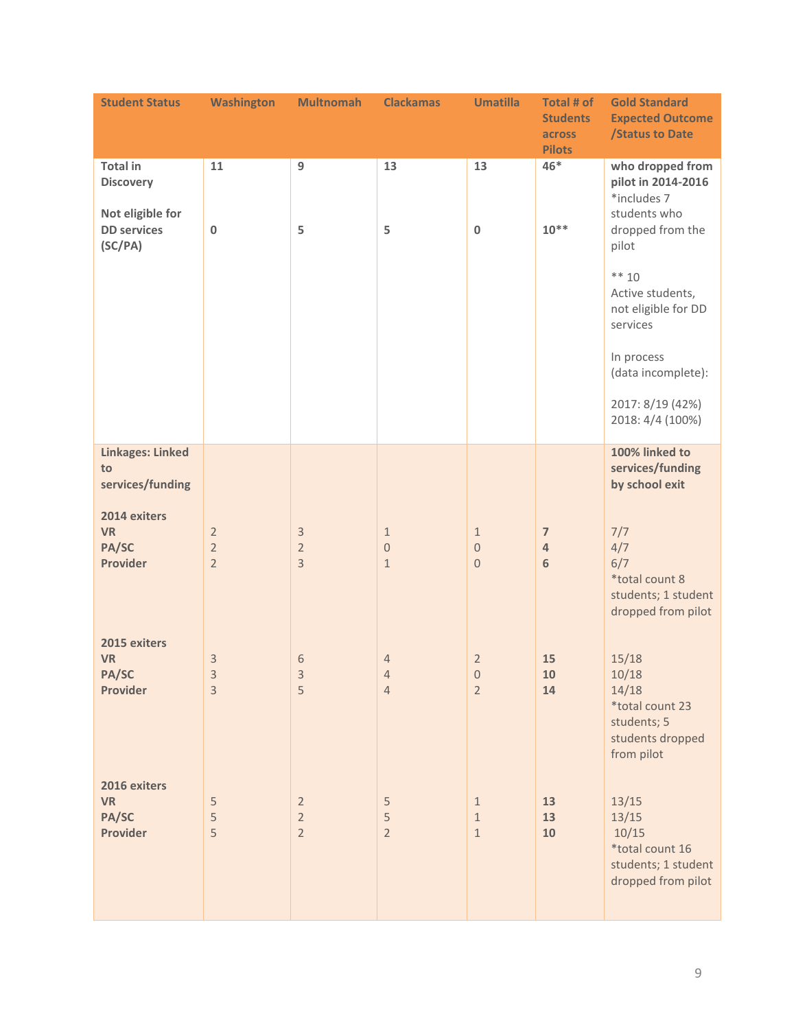| Student Status | Washington | Multnomah | Clackamas | Umatilla | Total # of Students across Pilots | Gold Standard Expected Outcome /Status to Date |
|---|---|---|---|---|---|---|
| **Total in Discovery**<br><br>**Not eligible for DD services (SC/PA)** | **11**<br><br>**0** | **9**<br><br>**5** | **13**<br><br>**5** | **13**<br><br>**0** | **46***<br><br>**10**** | **who dropped from pilot in 2014-2016**<br>*includes 7 students who dropped from the pilot<br><br>** 10 Active students, not eligible for DD services<br><br>In process (data incomplete):<br><br>2017: 8/19 (42%)<br>2018: 4/4 (100%) |
| **Linkages: Linked to services/funding** | | | | | | **100% linked to services/funding by school exit** |
| **2014 exiters**<br>**VR**<br>**PA/SC**<br>**Provider** | <br>2<br>2<br>2 | <br>3<br>2<br>3 | <br>1<br>0<br>1 | <br>1<br>0<br>0 | <br>**7**<br>**4**<br>**6** | <br>7/7<br>4/7<br>6/7<br>*total count 8 students; 1 student dropped from pilot |
| **2015 exiters**<br>**VR**<br>**PA/SC**<br>**Provider** | <br>3<br>3<br>3 | <br>6<br>3<br>5 | <br>4<br>4<br>4 | <br>2<br>0<br>2 | <br>**15**<br>**10**<br>**14** | <br>15/18<br>10/18<br>14/18<br>*total count 23 students; 5 students dropped from pilot |
| **2016 exiters**<br>**VR**<br>**PA/SC**<br>**Provider** | <br>5<br>5<br>5 | <br>2<br>2<br>2 | <br>5<br>5<br>2 | <br>1<br>1<br>1 | <br>**13**<br>**13**<br>**10** | <br>13/15<br>13/15<br>10/15<br>*total count 16 students; 1 student dropped from pilot |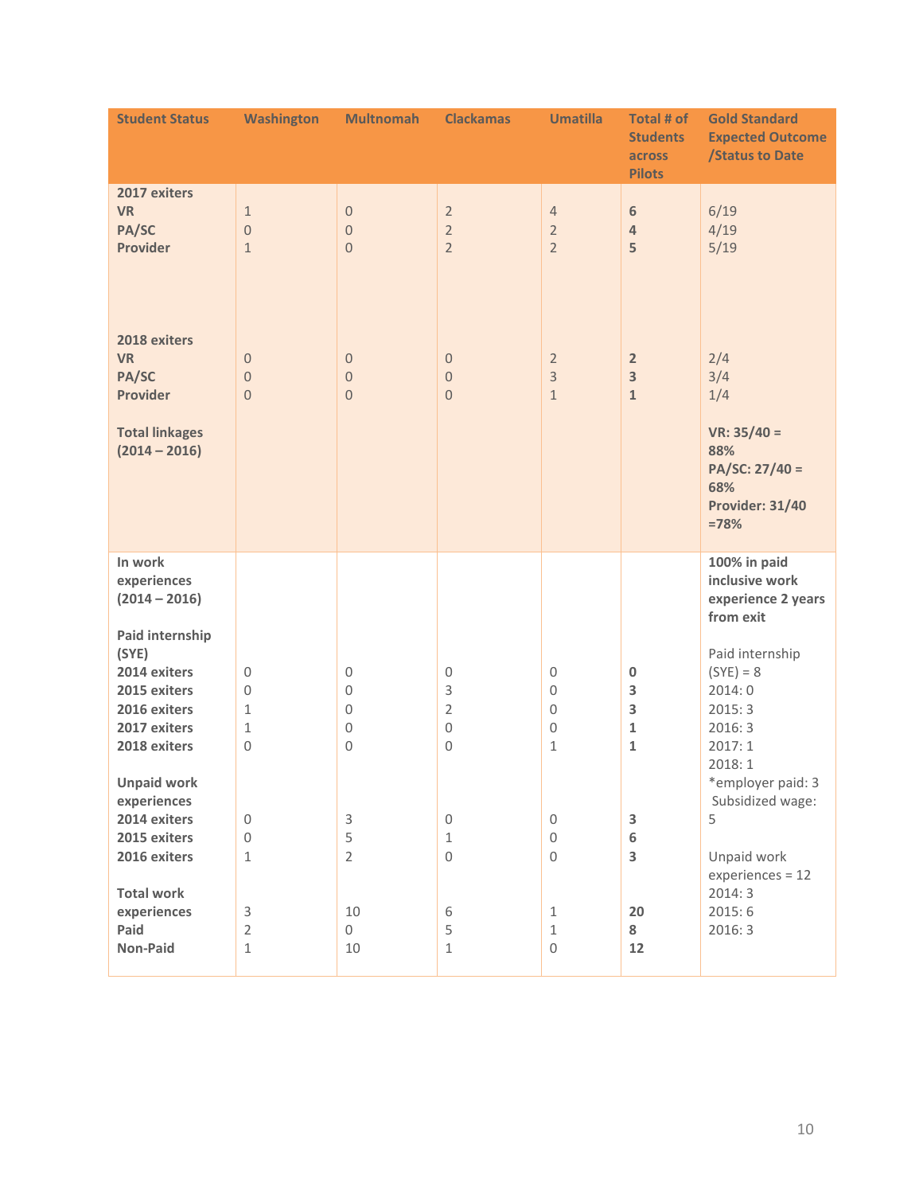| Student Status | Washington | Multnomah | Clackamas | Umatilla | Total # of Students across Pilots | Gold Standard Expected Outcome /Status to Date |
|---|---|---|---|---|---|---|
| **2017 exiters** | | | | | | |
| **VR** | 1 | 0 | 2 | 4 | **6** | 6/19 |
| **PA/SC** | 0 | 0 | 2 | 2 | **4** | 4/19 |
| **Provider** | 1 | 0 | 2 | 2 | **5** | 5/19 |
| **2018 exiters** | | | | | | |
| **VR** | 0 | 0 | 0 | 2 | **2** | 2/4 |
| **PA/SC** | 0 | 0 | 0 | 3 | **3** | 3/4 |
| **Provider** | 0 | 0 | 0 | 1 | **1** | 1/4 |
| **Total linkages (2014 – 2016)** | | | | | | **VR: 35/40 = 88%** **PA/SC: 27/40 = 68%** **Provider: 31/40 =78%** |
| **In work experiences (2014 – 2016)** | | | | | | **100% in paid inclusive work experience 2 years from exit** |
| **Paid internship (SYE)** | | | | | | Paid internship (SYE) = 8 |
| **2014 exiters** | 0 | 0 | 0 | 0 | **0** | 2014: 0 |
| **2015 exiters** | 0 | 0 | 3 | 0 | **3** | 2015: 3 |
| **2016 exiters** | 1 | 0 | 2 | 0 | **3** | 2016: 3 |
| **2017 exiters** | 1 | 0 | 0 | 0 | **1** | 2017: 1 |
| **2018 exiters** | 0 | 0 | 0 | 1 | **1** | 2018: 1 *employer paid: 3 Subsidized wage: 5 |
| **Unpaid work experiences** | | | | | | |
| **2014 exiters** | 0 | 3 | 0 | 0 | **3** | |
| **2015 exiters** | 0 | 5 | 1 | 0 | **6** | |
| **2016 exiters** | 1 | 2 | 0 | 0 | **3** | Unpaid work experiences = 12 2014: 3 2015: 6 2016: 3 |
| **Total work experiences** | 3 | 10 | 6 | 1 | **20** | |
| **Paid** | 2 | 0 | 5 | 1 | **8** | |
| **Non-Paid** | 1 | 10 | 1 | 0 | **12** | |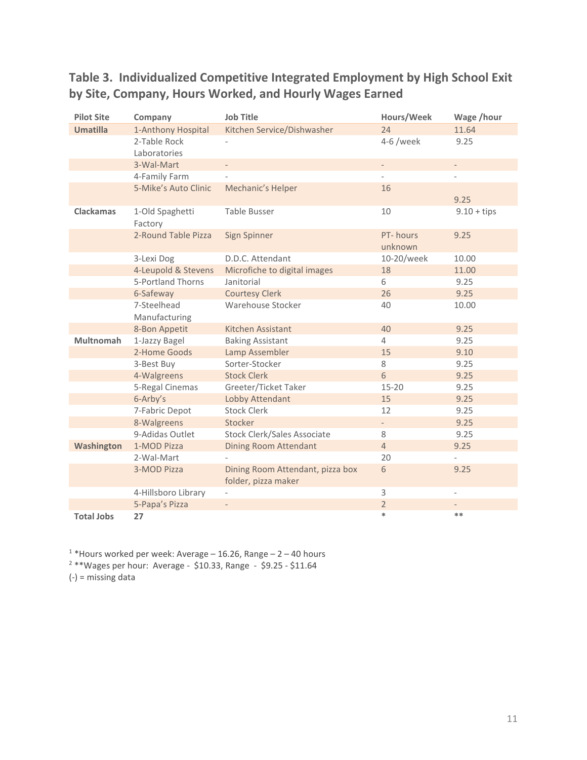## Table 3. Individualized Competitive Integrated Employment by High School Exit by Site, Company, Hours Worked, and Hourly Wages Earned

| Pilot Site | Company | Job Title | Hours/Week | Wage /hour |
|---|---|---|---|---|
| **Umatilla** | 1-Anthony Hospital | Kitchen Service/Dishwasher | 24 | 11.64 |
| | 2-Table Rock Laboratories | - | 4-6 /week | 9.25 |
| | 3-Wal-Mart | - | - | - |
| | 4-Family Farm | - | - | - |
| | 5-Mike's Auto Clinic | Mechanic's Helper | 16 | 9.25 |
| **Clackamas** | 1-Old Spaghetti Factory | Table Busser | 10 | 9.10 + tips |
| | 2-Round Table Pizza | Sign Spinner | PT- hours unknown | 9.25 |
| | 3-Lexi Dog | D.D.C. Attendant | 10-20/week | 10.00 |
| | 4-Leupold & Stevens | Microfiche to digital images | 18 | 11.00 |
| | 5-Portland Thorns | Janitorial | 6 | 9.25 |
| | 6-Safeway | Courtesy Clerk | 26 | 9.25 |
| | 7-Steelhead Manufacturing | Warehouse Stocker | 40 | 10.00 |
| | 8-Bon Appetit | Kitchen Assistant | 40 | 9.25 |
| **Multnomah** | 1-Jazzy Bagel | Baking Assistant | 4 | 9.25 |
| | 2-Home Goods | Lamp Assembler | 15 | 9.10 |
| | 3-Best Buy | Sorter-Stocker | 8 | 9.25 |
| | 4-Walgreens | Stock Clerk | 6 | 9.25 |
| | 5-Regal Cinemas | Greeter/Ticket Taker | 15-20 | 9.25 |
| | 6-Arby's | Lobby Attendant | 15 | 9.25 |
| | 7-Fabric Depot | Stock Clerk | 12 | 9.25 |
| | 8-Walgreens | Stocker | - | 9.25 |
| | 9-Adidas Outlet | Stock Clerk/Sales Associate | 8 | 9.25 |
| **Washington** | 1-MOD Pizza | Dining Room Attendant | 4 | 9.25 |
| | 2-Wal-Mart | - | 20 | - |
| | 3-MOD Pizza | Dining Room Attendant, pizza box folder, pizza maker | 6 | 9.25 |
| | 4-Hillsboro Library | - | 3 | - |
| | 5-Papa's Pizza | - | 2 | - |
| **Total Jobs** | **27** | | * | ** |

[1] *Hours worked per week: Average – 16.26, Range – 2 – 40 hours

[2] **Wages per hour: Average - $10.33, Range - $9.25 - $11.64

(-) = missing data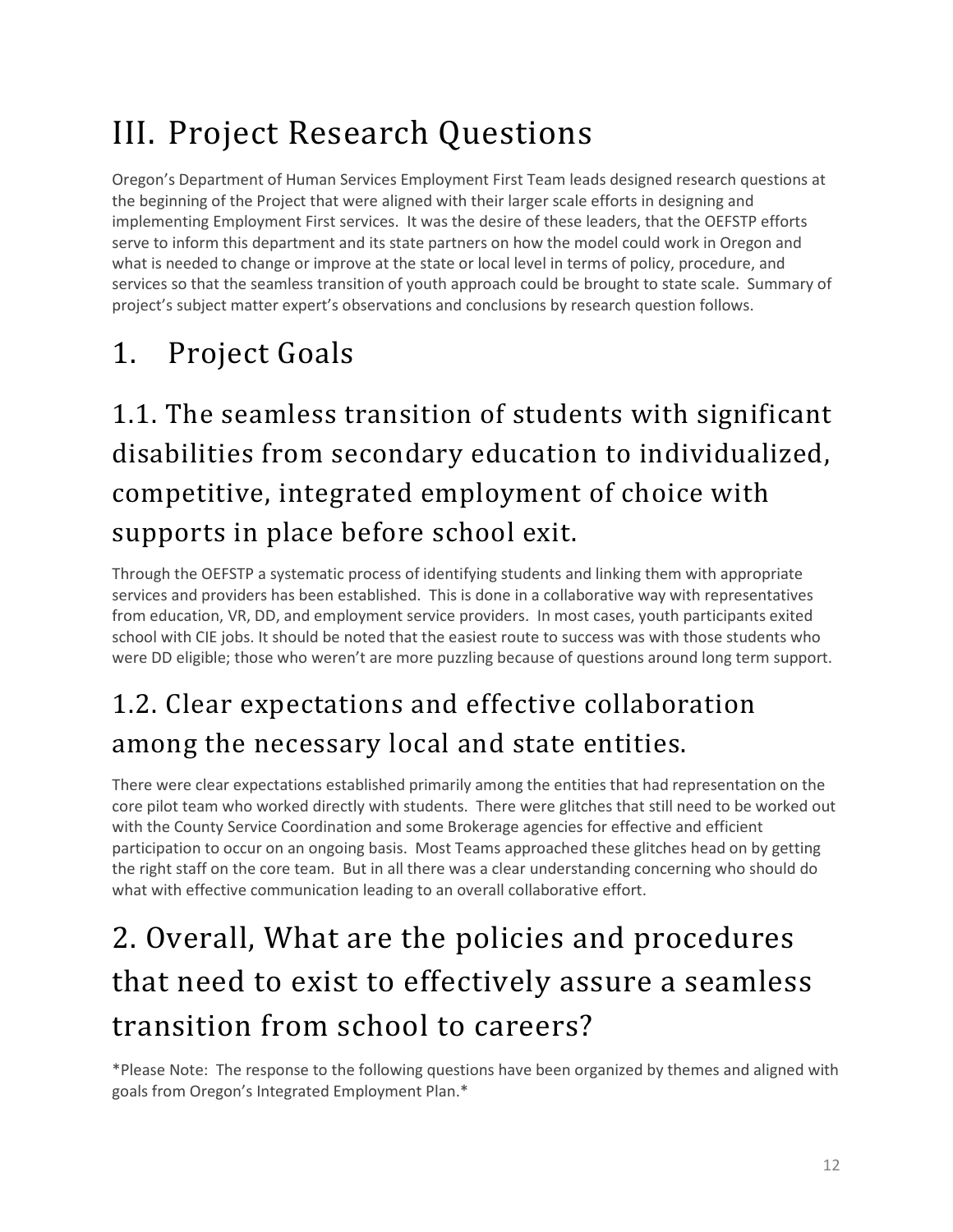# III. Project Research Questions

Oregon's Department of Human Services Employment First Team leads designed research questions at the beginning of the Project that were aligned with their larger scale efforts in designing and implementing Employment First services. It was the desire of these leaders, that the OEFSTP efforts serve to inform this department and its state partners on how the model could work in Oregon and what is needed to change or improve at the state or local level in terms of policy, procedure, and services so that the seamless transition of youth approach could be brought to state scale. Summary of project's subject matter expert's observations and conclusions by research question follows.

# 1. Project Goals

## 1.1. The seamless transition of students with significant disabilities from secondary education to individualized, competitive, integrated employment of choice with supports in place before school exit.

Through the OEFSTP a systematic process of identifying students and linking them with appropriate services and providers has been established. This is done in a collaborative way with representatives from education, VR, DD, and employment service providers. In most cases, youth participants exited school with CIE jobs. It should be noted that the easiest route to success was with those students who were DD eligible; those who weren't are more puzzling because of questions around long term support.

## 1.2. Clear expectations and effective collaboration among the necessary local and state entities.

There were clear expectations established primarily among the entities that had representation on the core pilot team who worked directly with students. There were glitches that still need to be worked out with the County Service Coordination and some Brokerage agencies for effective and efficient participation to occur on an ongoing basis. Most Teams approached these glitches head on by getting the right staff on the core team. But in all there was a clear understanding concerning who should do what with effective communication leading to an overall collaborative effort.

# 2. Overall, What are the policies and procedures that need to exist to effectively assure a seamless transition from school to careers?

*Please Note: The response to the following questions have been organized by themes and aligned with goals from Oregon's Integrated Employment Plan.*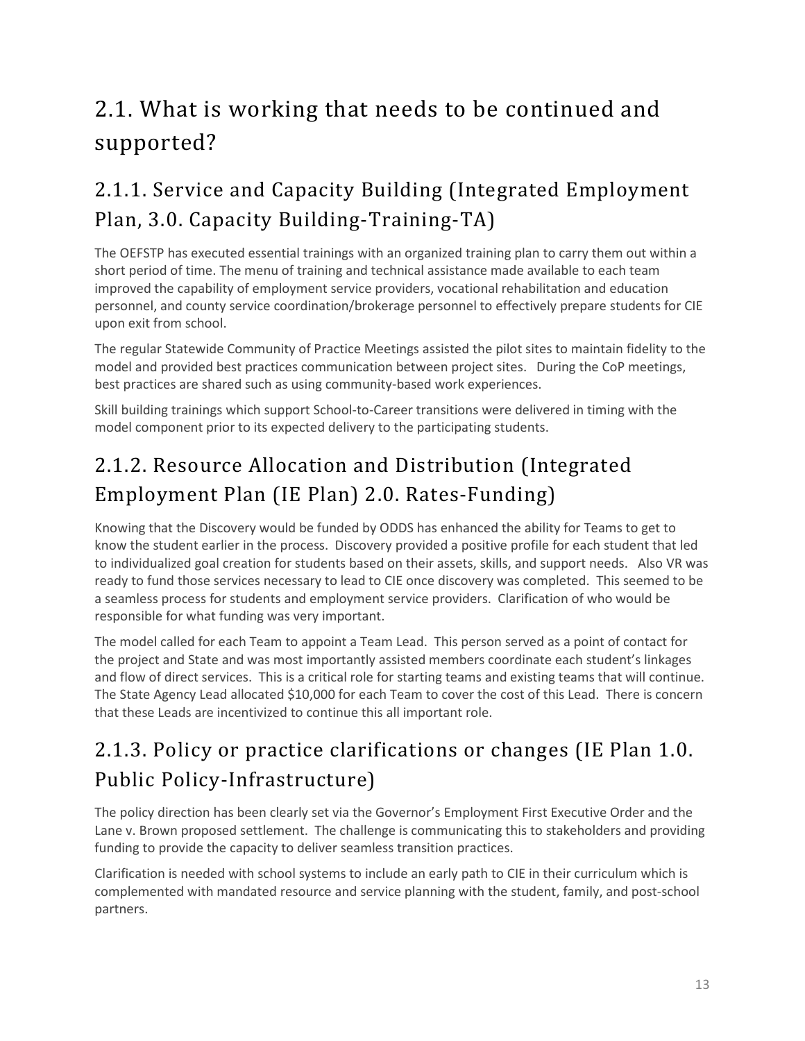## 2.1. What is working that needs to be continued and supported?

### 2.1.1. Service and Capacity Building (Integrated Employment Plan, 3.0. Capacity Building-Training-TA)

The OEFSTP has executed essential trainings with an organized training plan to carry them out within a short period of time. The menu of training and technical assistance made available to each team improved the capability of employment service providers, vocational rehabilitation and education personnel, and county service coordination/brokerage personnel to effectively prepare students for CIE upon exit from school.

The regular Statewide Community of Practice Meetings assisted the pilot sites to maintain fidelity to the model and provided best practices communication between project sites. During the CoP meetings, best practices are shared such as using community-based work experiences.

Skill building trainings which support School-to-Career transitions were delivered in timing with the model component prior to its expected delivery to the participating students.

### 2.1.2. Resource Allocation and Distribution (Integrated Employment Plan (IE Plan) 2.0. Rates-Funding)

Knowing that the Discovery would be funded by ODDS has enhanced the ability for Teams to get to know the student earlier in the process. Discovery provided a positive profile for each student that led to individualized goal creation for students based on their assets, skills, and support needs. Also VR was ready to fund those services necessary to lead to CIE once discovery was completed. This seemed to be a seamless process for students and employment service providers. Clarification of who would be responsible for what funding was very important.

The model called for each Team to appoint a Team Lead. This person served as a point of contact for the project and State and was most importantly assisted members coordinate each student's linkages and flow of direct services. This is a critical role for starting teams and existing teams that will continue. The State Agency Lead allocated $10,000 for each Team to cover the cost of this Lead. There is concern that these Leads are incentivized to continue this all important role.

### 2.1.3. Policy or practice clarifications or changes (IE Plan 1.0. Public Policy-Infrastructure)

The policy direction has been clearly set via the Governor's Employment First Executive Order and the Lane v. Brown proposed settlement. The challenge is communicating this to stakeholders and providing funding to provide the capacity to deliver seamless transition practices.

Clarification is needed with school systems to include an early path to CIE in their curriculum which is complemented with mandated resource and service planning with the student, family, and post-school partners.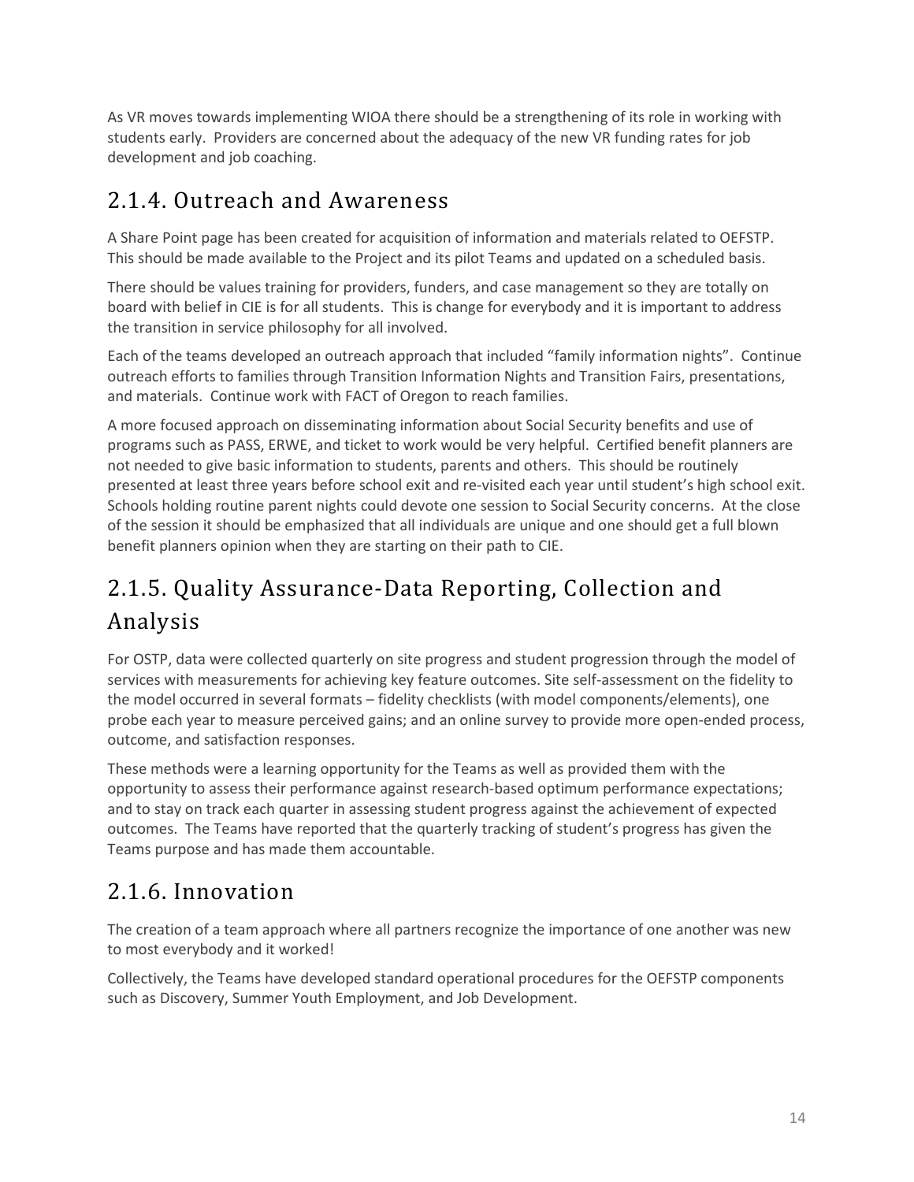As VR moves towards implementing WIOA there should be a strengthening of its role in working with students early. Providers are concerned about the adequacy of the new VR funding rates for job development and job coaching.

## 2.1.4. Outreach and Awareness

A Share Point page has been created for acquisition of information and materials related to OEFSTP. This should be made available to the Project and its pilot Teams and updated on a scheduled basis.

There should be values training for providers, funders, and case management so they are totally on board with belief in CIE is for all students. This is change for everybody and it is important to address the transition in service philosophy for all involved.

Each of the teams developed an outreach approach that included "family information nights". Continue outreach efforts to families through Transition Information Nights and Transition Fairs, presentations, and materials. Continue work with FACT of Oregon to reach families.

A more focused approach on disseminating information about Social Security benefits and use of programs such as PASS, ERWE, and ticket to work would be very helpful. Certified benefit planners are not needed to give basic information to students, parents and others. This should be routinely presented at least three years before school exit and re-visited each year until student's high school exit. Schools holding routine parent nights could devote one session to Social Security concerns. At the close of the session it should be emphasized that all individuals are unique and one should get a full blown benefit planners opinion when they are starting on their path to CIE.

## 2.1.5. Quality Assurance-Data Reporting, Collection and Analysis

For OSTP, data were collected quarterly on site progress and student progression through the model of services with measurements for achieving key feature outcomes. Site self-assessment on the fidelity to the model occurred in several formats – fidelity checklists (with model components/elements), one probe each year to measure perceived gains; and an online survey to provide more open-ended process, outcome, and satisfaction responses.

These methods were a learning opportunity for the Teams as well as provided them with the opportunity to assess their performance against research-based optimum performance expectations; and to stay on track each quarter in assessing student progress against the achievement of expected outcomes. The Teams have reported that the quarterly tracking of student's progress has given the Teams purpose and has made them accountable.

## 2.1.6. Innovation

The creation of a team approach where all partners recognize the importance of one another was new to most everybody and it worked!

Collectively, the Teams have developed standard operational procedures for the OEFSTP components such as Discovery, Summer Youth Employment, and Job Development.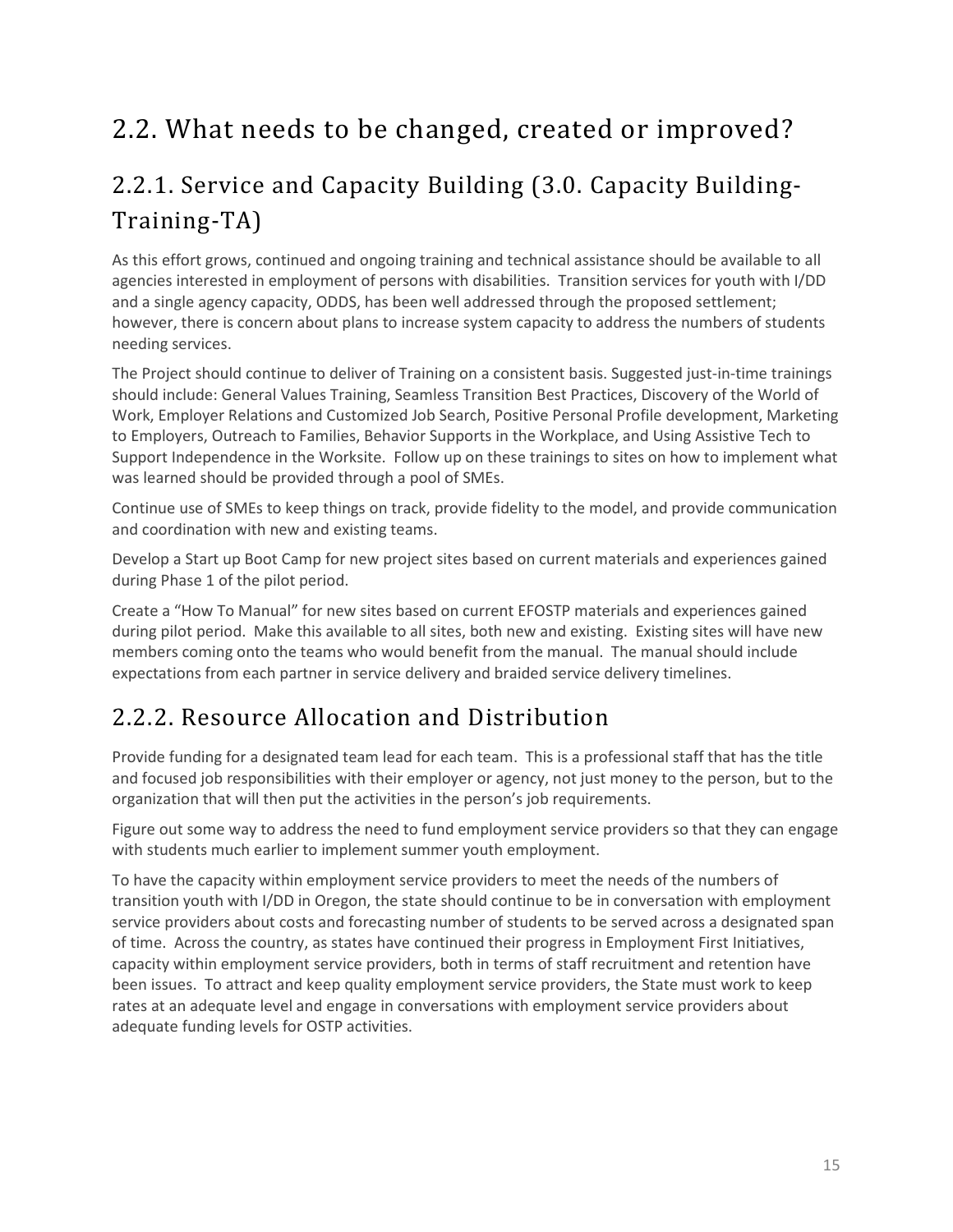## 2.2. What needs to be changed, created or improved?

### 2.2.1. Service and Capacity Building (3.0. Capacity Building-Training-TA)

As this effort grows, continued and ongoing training and technical assistance should be available to all agencies interested in employment of persons with disabilities. Transition services for youth with I/DD and a single agency capacity, ODDS, has been well addressed through the proposed settlement; however, there is concern about plans to increase system capacity to address the numbers of students needing services.

The Project should continue to deliver of Training on a consistent basis. Suggested just-in-time trainings should include: General Values Training, Seamless Transition Best Practices, Discovery of the World of Work, Employer Relations and Customized Job Search, Positive Personal Profile development, Marketing to Employers, Outreach to Families, Behavior Supports in the Workplace, and Using Assistive Tech to Support Independence in the Worksite. Follow up on these trainings to sites on how to implement what was learned should be provided through a pool of SMEs.

Continue use of SMEs to keep things on track, provide fidelity to the model, and provide communication and coordination with new and existing teams.

Develop a Start up Boot Camp for new project sites based on current materials and experiences gained during Phase 1 of the pilot period.

Create a "How To Manual" for new sites based on current EFOSTP materials and experiences gained during pilot period. Make this available to all sites, both new and existing. Existing sites will have new members coming onto the teams who would benefit from the manual. The manual should include expectations from each partner in service delivery and braided service delivery timelines.

### 2.2.2. Resource Allocation and Distribution

Provide funding for a designated team lead for each team. This is a professional staff that has the title and focused job responsibilities with their employer or agency, not just money to the person, but to the organization that will then put the activities in the person's job requirements.

Figure out some way to address the need to fund employment service providers so that they can engage with students much earlier to implement summer youth employment.

To have the capacity within employment service providers to meet the needs of the numbers of transition youth with I/DD in Oregon, the state should continue to be in conversation with employment service providers about costs and forecasting number of students to be served across a designated span of time. Across the country, as states have continued their progress in Employment First Initiatives, capacity within employment service providers, both in terms of staff recruitment and retention have been issues. To attract and keep quality employment service providers, the State must work to keep rates at an adequate level and engage in conversations with employment service providers about adequate funding levels for OSTP activities.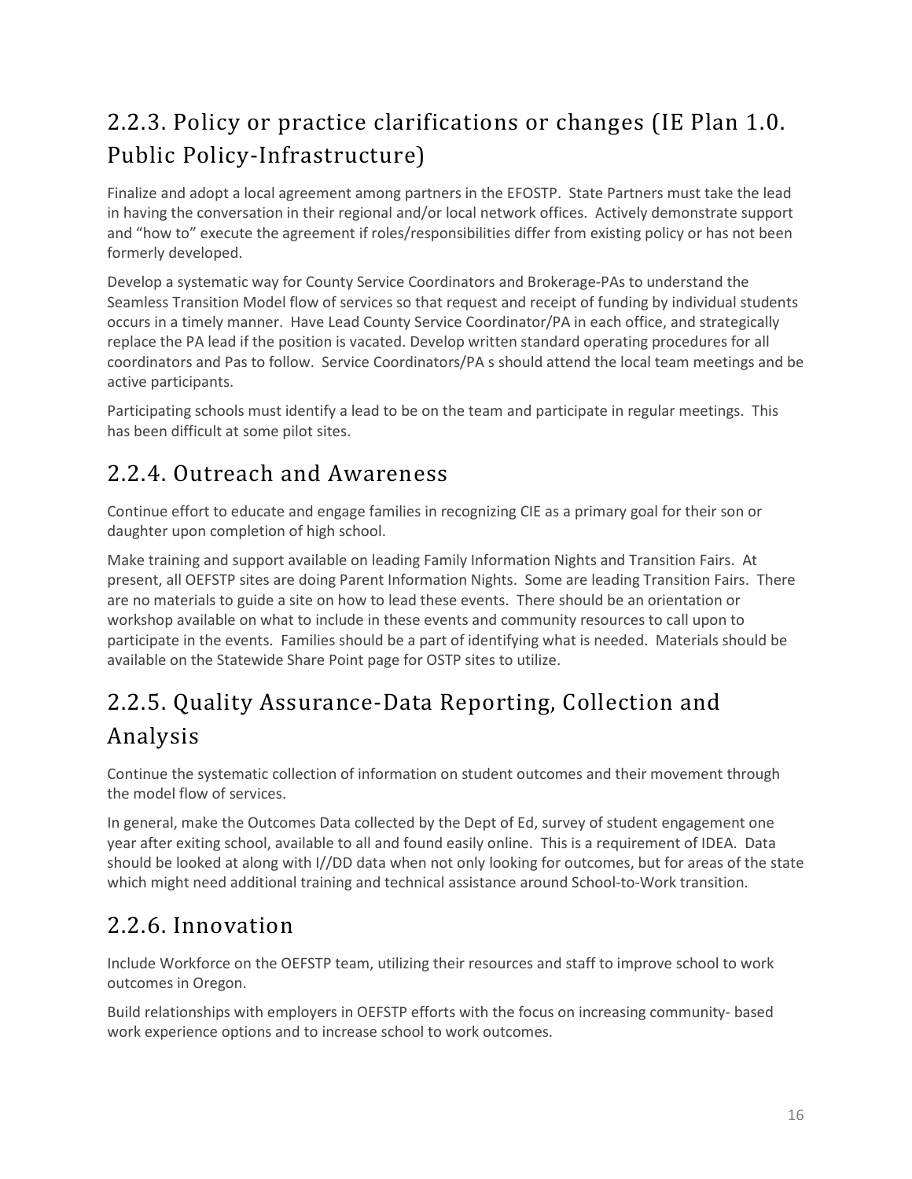### 2.2.3. Policy or practice clarifications or changes (IE Plan 1.0. Public Policy-Infrastructure)

Finalize and adopt a local agreement among partners in the EFOSTP. State Partners must take the lead in having the conversation in their regional and/or local network offices. Actively demonstrate support and "how to" execute the agreement if roles/responsibilities differ from existing policy or has not been formerly developed.

Develop a systematic way for County Service Coordinators and Brokerage-PAs to understand the Seamless Transition Model flow of services so that request and receipt of funding by individual students occurs in a timely manner. Have Lead County Service Coordinator/PA in each office, and strategically replace the PA lead if the position is vacated. Develop written standard operating procedures for all coordinators and Pas to follow. Service Coordinators/PA s should attend the local team meetings and be active participants.

Participating schools must identify a lead to be on the team and participate in regular meetings. This has been difficult at some pilot sites.

### 2.2.4. Outreach and Awareness

Continue effort to educate and engage families in recognizing CIE as a primary goal for their son or daughter upon completion of high school.

Make training and support available on leading Family Information Nights and Transition Fairs. At present, all OEFSTP sites are doing Parent Information Nights. Some are leading Transition Fairs. There are no materials to guide a site on how to lead these events. There should be an orientation or workshop available on what to include in these events and community resources to call upon to participate in the events. Families should be a part of identifying what is needed. Materials should be available on the Statewide Share Point page for OSTP sites to utilize.

### 2.2.5. Quality Assurance-Data Reporting, Collection and Analysis

Continue the systematic collection of information on student outcomes and their movement through the model flow of services.

In general, make the Outcomes Data collected by the Dept of Ed, survey of student engagement one year after exiting school, available to all and found easily online. This is a requirement of IDEA. Data should be looked at along with I//DD data when not only looking for outcomes, but for areas of the state which might need additional training and technical assistance around School-to-Work transition.

### 2.2.6. Innovation

Include Workforce on the OEFSTP team, utilizing their resources and staff to improve school to work outcomes in Oregon.

Build relationships with employers in OEFSTP efforts with the focus on increasing community- based work experience options and to increase school to work outcomes.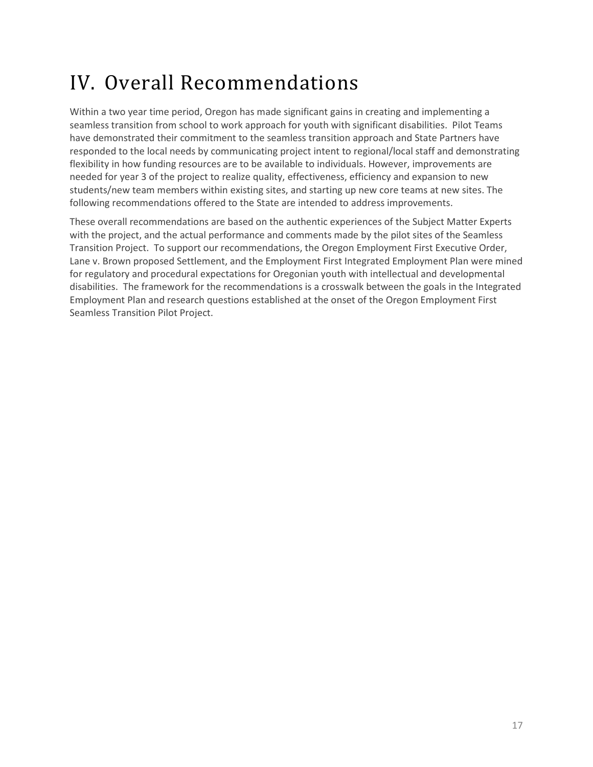# IV. Overall Recommendations

Within a two year time period, Oregon has made significant gains in creating and implementing a seamless transition from school to work approach for youth with significant disabilities. Pilot Teams have demonstrated their commitment to the seamless transition approach and State Partners have responded to the local needs by communicating project intent to regional/local staff and demonstrating flexibility in how funding resources are to be available to individuals. However, improvements are needed for year 3 of the project to realize quality, effectiveness, efficiency and expansion to new students/new team members within existing sites, and starting up new core teams at new sites. The following recommendations offered to the State are intended to address improvements.

These overall recommendations are based on the authentic experiences of the Subject Matter Experts with the project, and the actual performance and comments made by the pilot sites of the Seamless Transition Project. To support our recommendations, the Oregon Employment First Executive Order, Lane v. Brown proposed Settlement, and the Employment First Integrated Employment Plan were mined for regulatory and procedural expectations for Oregonian youth with intellectual and developmental disabilities. The framework for the recommendations is a crosswalk between the goals in the Integrated Employment Plan and research questions established at the onset of the Oregon Employment First Seamless Transition Pilot Project.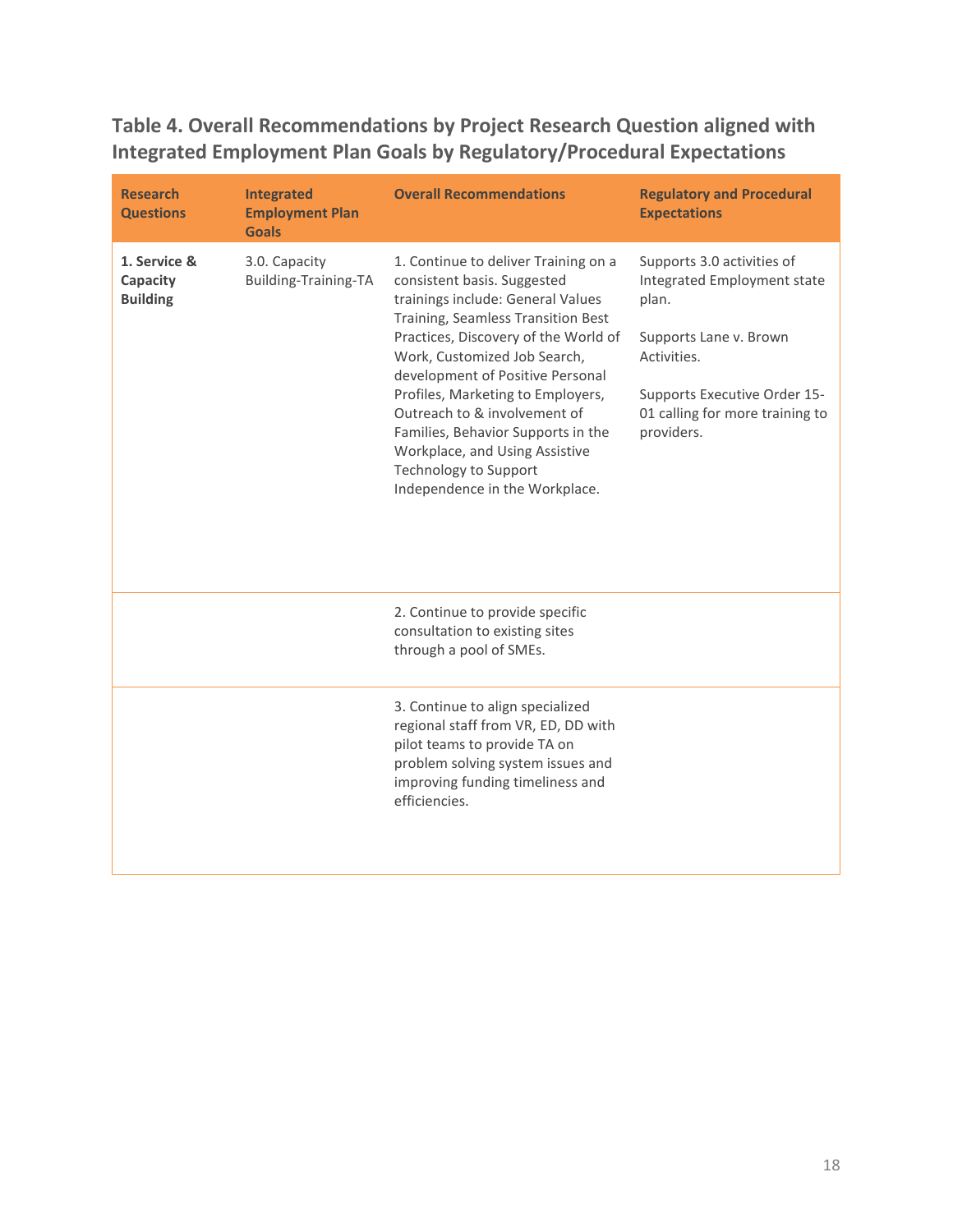## Table 4. Overall Recommendations by Project Research Question aligned with Integrated Employment Plan Goals by Regulatory/Procedural Expectations

| Research Questions | Integrated Employment Plan Goals | Overall Recommendations | Regulatory and Procedural Expectations |
|---|---|---|---|
| **1. Service & Capacity Building** | 3.0. Capacity Building-Training-TA | 1. Continue to deliver Training on a consistent basis. Suggested trainings include: General Values Training, Seamless Transition Best Practices, Discovery of the World of Work, Customized Job Search, development of Positive Personal Profiles, Marketing to Employers, Outreach to & involvement of Families, Behavior Supports in the Workplace, and Using Assistive Technology to Support Independence in the Workplace. | Supports 3.0 activities of Integrated Employment state plan.<br><br>Supports Lane v. Brown Activities.<br><br>Supports Executive Order 15-01 calling for more training to providers. |
| | | 2. Continue to provide specific consultation to existing sites through a pool of SMEs. | |
| | | 3. Continue to align specialized regional staff from VR, ED, DD with pilot teams to provide TA on problem solving system issues and improving funding timeliness and efficiencies. | |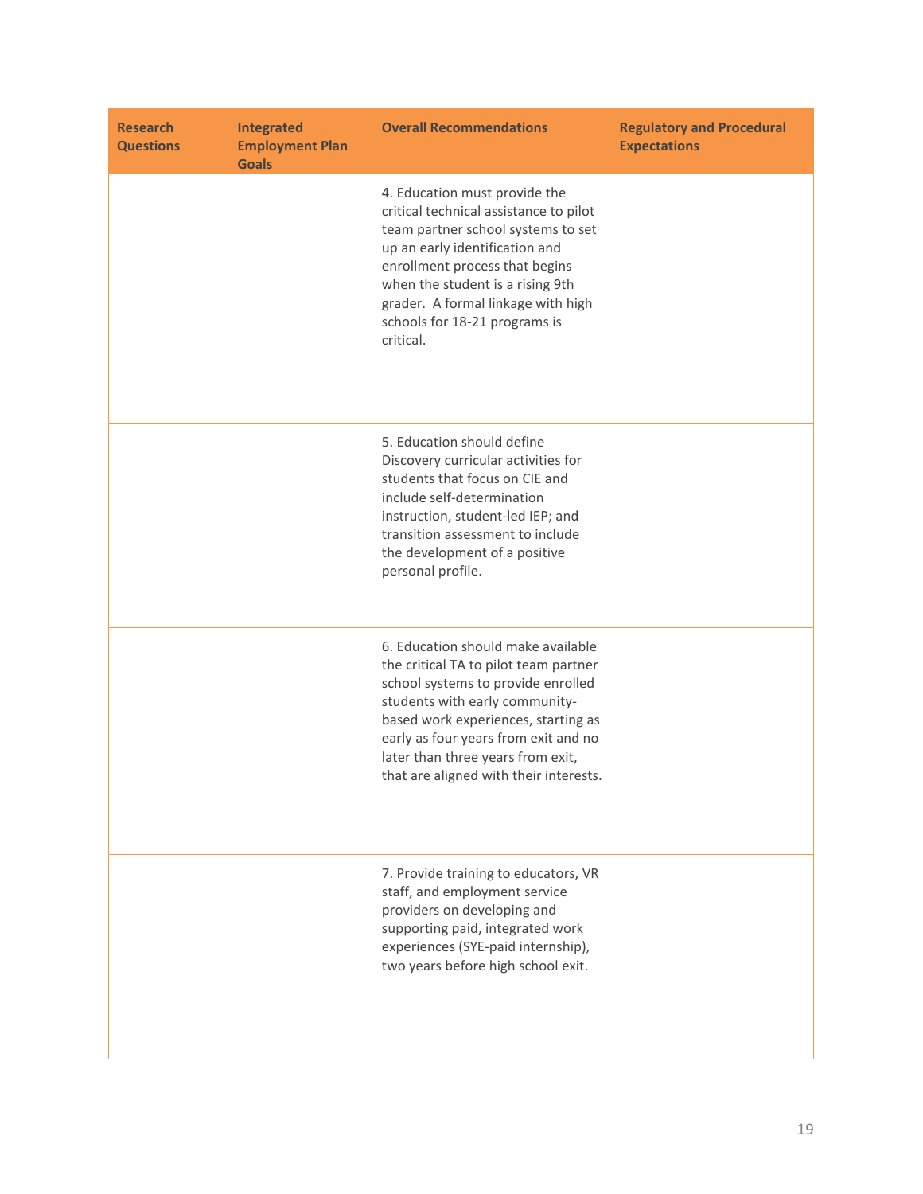| Research Questions | Integrated Employment Plan Goals | Overall Recommendations | Regulatory and Procedural Expectations |
|---|---|---|---|
| | | 4. Education must provide the critical technical assistance to pilot team partner school systems to set up an early identification and enrollment process that begins when the student is a rising 9th grader. A formal linkage with high schools for 18-21 programs is critical. | |
| | | 5. Education should define Discovery curricular activities for students that focus on CIE and include self-determination instruction, student-led IEP; and transition assessment to include the development of a positive personal profile. | |
| | | 6. Education should make available the critical TA to pilot team partner school systems to provide enrolled students with early community-based work experiences, starting as early as four years from exit and no later than three years from exit, that are aligned with their interests. | |
| | | 7. Provide training to educators, VR staff, and employment service providers on developing and supporting paid, integrated work experiences (SYE-paid internship), two years before high school exit. | |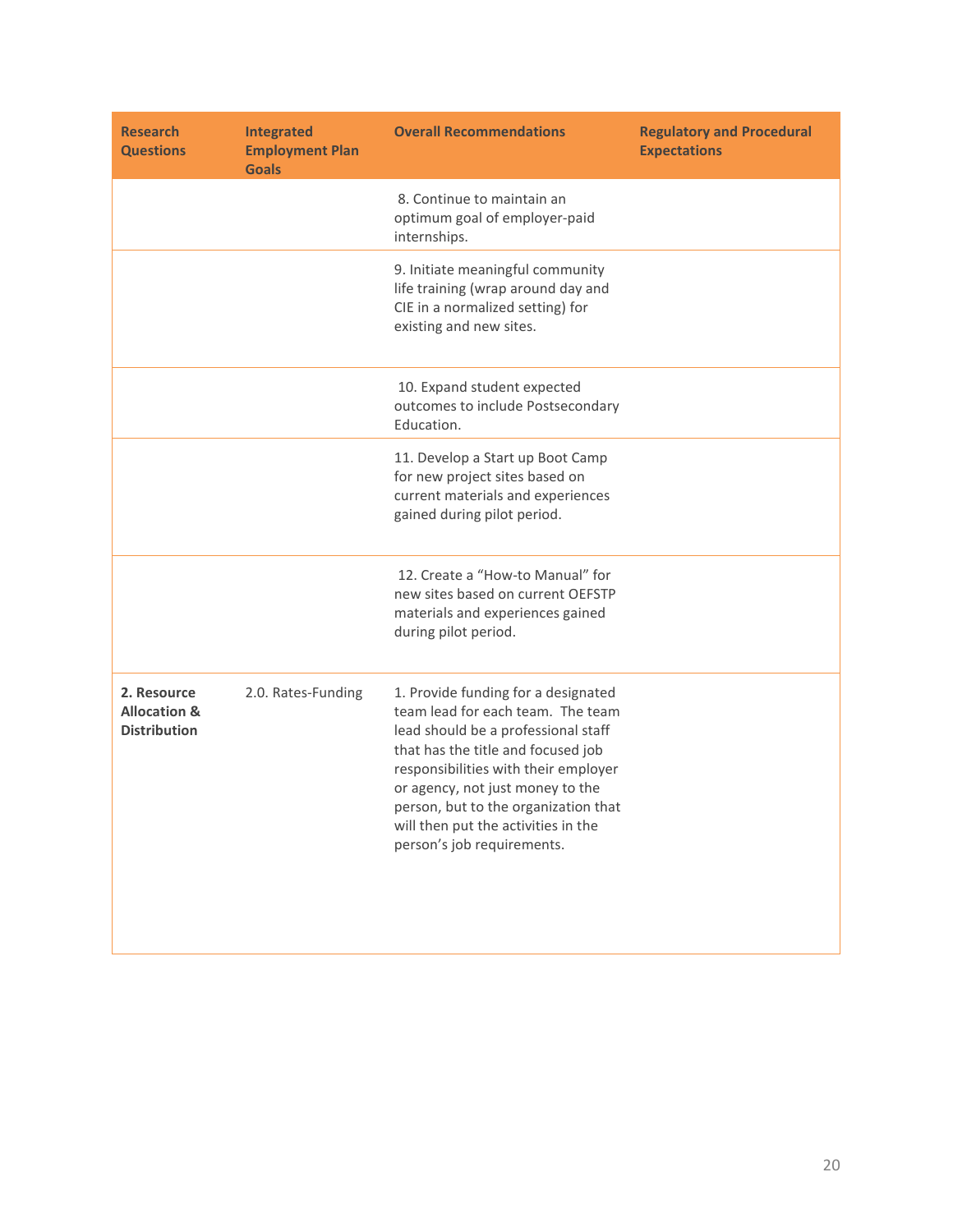| Research Questions | Integrated Employment Plan Goals | Overall Recommendations | Regulatory and Procedural Expectations |
| --- | --- | --- | --- |
| | | 8. Continue to maintain an optimum goal of employer-paid internships. | |
| | | 9. Initiate meaningful community life training (wrap around day and CIE in a normalized setting) for existing and new sites. | |
| | | 10. Expand student expected outcomes to include Postsecondary Education. | |
| | | 11. Develop a Start up Boot Camp for new project sites based on current materials and experiences gained during pilot period. | |
| | | 12. Create a "How-to Manual" for new sites based on current OEFSTP materials and experiences gained during pilot period. | |
| **2. Resource Allocation & Distribution** | 2.0. Rates-Funding | 1. Provide funding for a designated team lead for each team. The team lead should be a professional staff that has the title and focused job responsibilities with their employer or agency, not just money to the person, but to the organization that will then put the activities in the person's job requirements. | |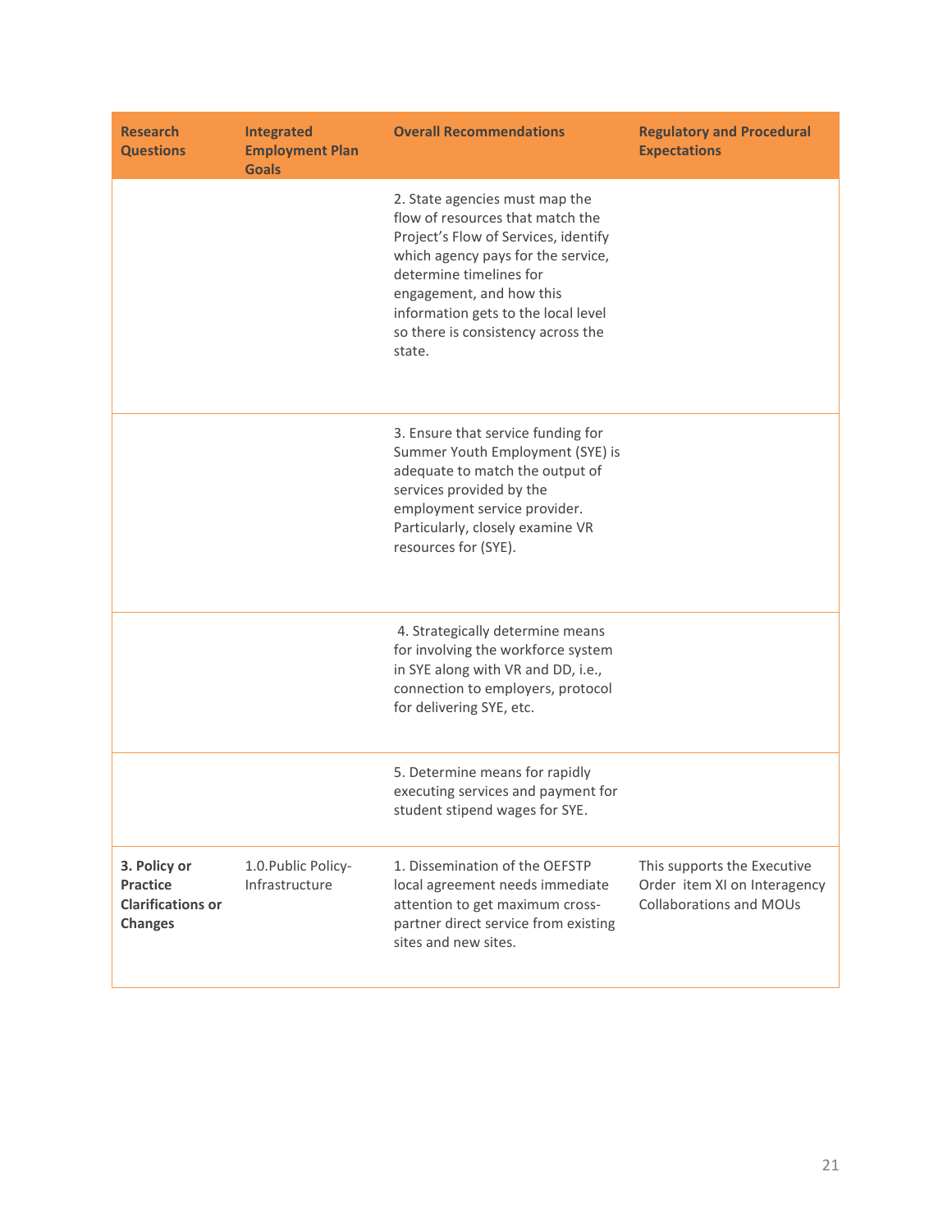| Research Questions | Integrated Employment Plan Goals | Overall Recommendations | Regulatory and Procedural Expectations |
|---|---|---|---|
| | | 2. State agencies must map the flow of resources that match the Project's Flow of Services, identify which agency pays for the service, determine timelines for engagement, and how this information gets to the local level so there is consistency across the state. | |
| | | 3. Ensure that service funding for Summer Youth Employment (SYE) is adequate to match the output of services provided by the employment service provider. Particularly, closely examine VR resources for (SYE). | |
| | | 4. Strategically determine means for involving the workforce system in SYE along with VR and DD, i.e., connection to employers, protocol for delivering SYE, etc. | |
| | | 5. Determine means for rapidly executing services and payment for student stipend wages for SYE. | |
| **3. Policy or Practice Clarifications or Changes** | 1.0.Public Policy-Infrastructure | 1. Dissemination of the OEFSTP local agreement needs immediate attention to get maximum cross-partner direct service from existing sites and new sites. | This supports the Executive Order item XI on Interagency Collaborations and MOUs |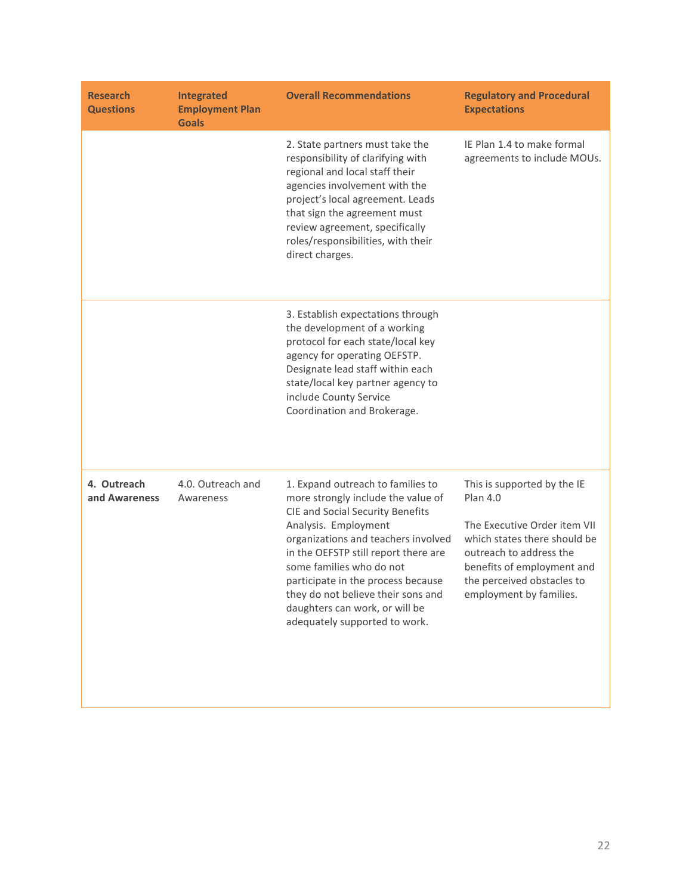| Research Questions | Integrated Employment Plan Goals | Overall Recommendations | Regulatory and Procedural Expectations |
|---|---|---|---|
| | | 2. State partners must take the responsibility of clarifying with regional and local staff their agencies involvement with the project's local agreement. Leads that sign the agreement must review agreement, specifically roles/responsibilities, with their direct charges. | IE Plan 1.4 to make formal agreements to include MOUs. |
| | | 3. Establish expectations through the development of a working protocol for each state/local key agency for operating OEFSTP. Designate lead staff within each state/local key partner agency to include County Service Coordination and Brokerage. | |
| **4. Outreach and Awareness** | 4.0. Outreach and Awareness | 1. Expand outreach to families to more strongly include the value of CIE and Social Security Benefits Analysis. Employment organizations and teachers involved in the OEFSTP still report there are some families who do not participate in the process because they do not believe their sons and daughters can work, or will be adequately supported to work. | This is supported by the IE Plan 4.0<br><br>The Executive Order item VII which states there should be outreach to address the benefits of employment and the perceived obstacles to employment by families. |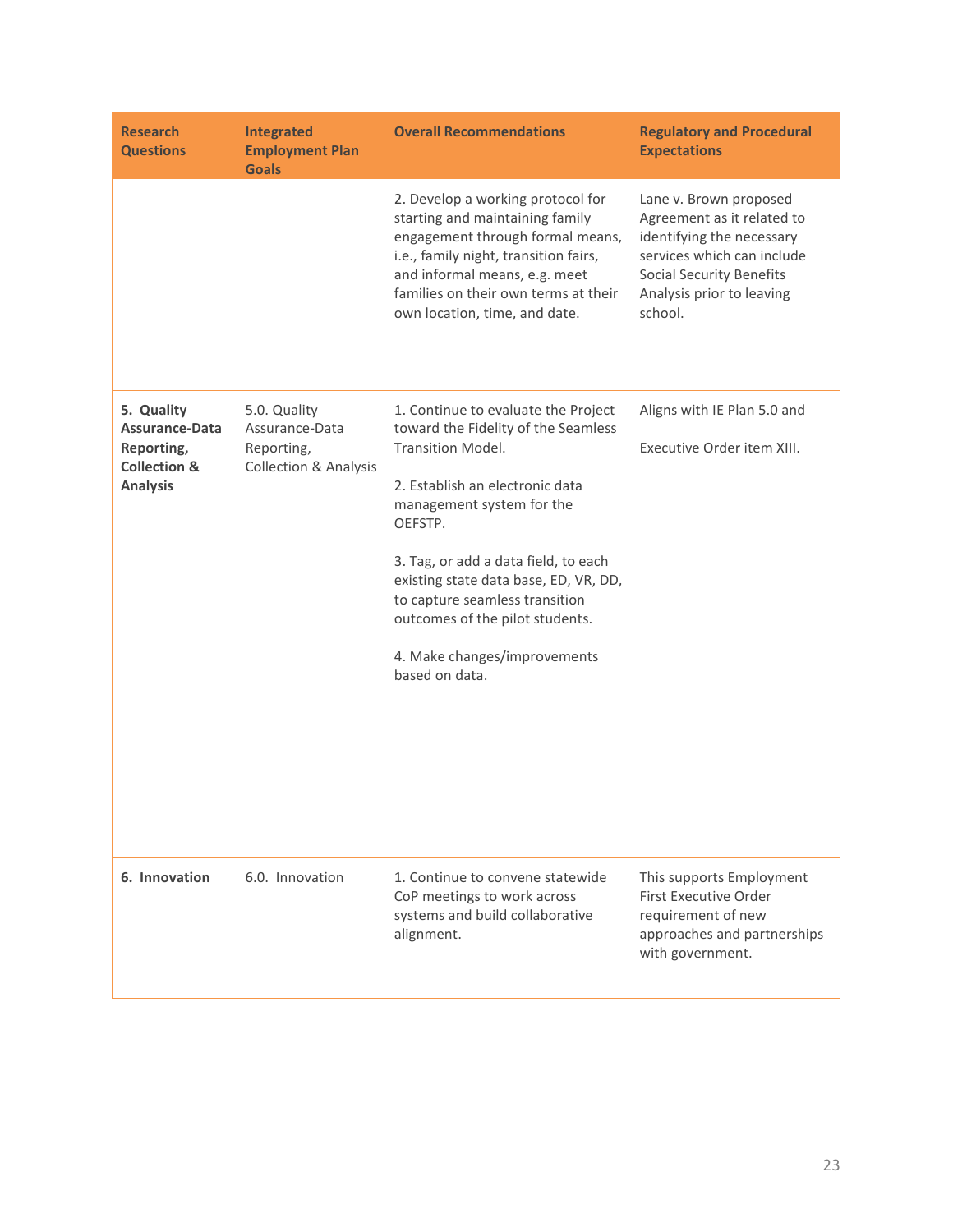| Research Questions | Integrated Employment Plan Goals | Overall Recommendations | Regulatory and Procedural Expectations |
|---|---|---|---|
| | | 2. Develop a working protocol for starting and maintaining family engagement through formal means, i.e., family night, transition fairs, and informal means, e.g. meet families on their own terms at their own location, time, and date. | Lane v. Brown proposed Agreement as it related to identifying the necessary services which can include Social Security Benefits Analysis prior to leaving school. |
| **5. Quality Assurance-Data Reporting, Collection & Analysis** | 5.0. Quality Assurance-Data Reporting, Collection & Analysis | 1. Continue to evaluate the Project toward the Fidelity of the Seamless Transition Model.<br><br>2. Establish an electronic data management system for the OEFSTP.<br><br>3. Tag, or add a data field, to each existing state data base, ED, VR, DD, to capture seamless transition outcomes of the pilot students.<br><br>4. Make changes/improvements based on data. | Aligns with IE Plan 5.0 and<br><br>Executive Order item XIII. |
| **6. Innovation** | 6.0. Innovation | 1. Continue to convene statewide CoP meetings to work across systems and build collaborative alignment. | This supports Employment First Executive Order requirement of new approaches and partnerships with government. |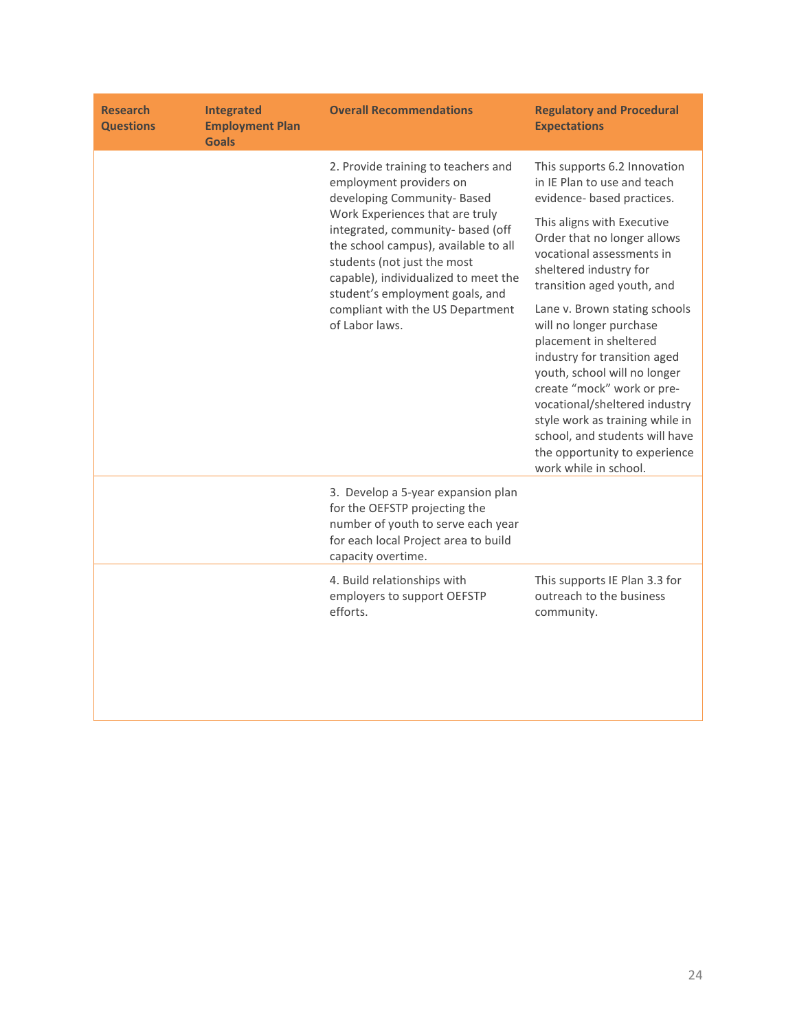| Research Questions | Integrated Employment Plan Goals | Overall Recommendations | Regulatory and Procedural Expectations |
|---|---|---|---|
| | | 2. Provide training to teachers and employment providers on developing Community- Based Work Experiences that are truly integrated, community- based (off the school campus), available to all students (not just the most capable), individualized to meet the student's employment goals, and compliant with the US Department of Labor laws. | This supports 6.2 Innovation in IE Plan to use and teach evidence- based practices. This aligns with Executive Order that no longer allows vocational assessments in sheltered industry for transition aged youth, and Lane v. Brown stating schools will no longer purchase placement in sheltered industry for transition aged youth, school will no longer create "mock" work or pre-vocational/sheltered industry style work as training while in school, and students will have the opportunity to experience work while in school. |
| | | 3. Develop a 5-year expansion plan for the OEFSTP projecting the number of youth to serve each year for each local Project area to build capacity overtime. | |
| | | 4. Build relationships with employers to support OEFSTP efforts. | This supports IE Plan 3.3 for outreach to the business community. |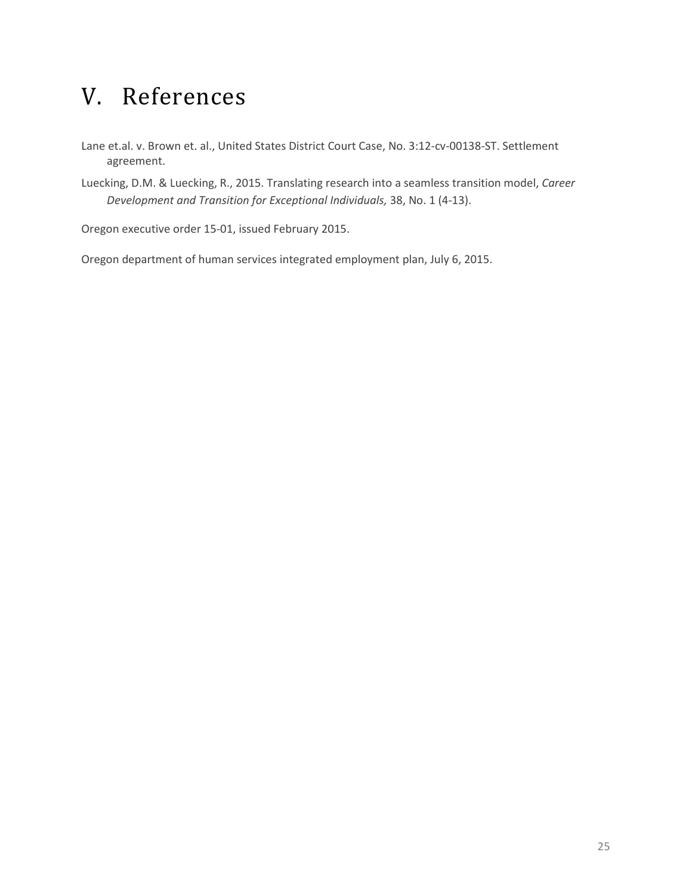# V. References

Lane et.al. v. Brown et. al., United States District Court Case, No. 3:12-cv-00138-ST. Settlement agreement.

Luecking, D.M. & Luecking, R., 2015. Translating research into a seamless transition model, *Career Development and Transition for Exceptional Individuals,* 38, No. 1 (4-13).

Oregon executive order 15-01, issued February 2015.

Oregon department of human services integrated employment plan, July 6, 2015.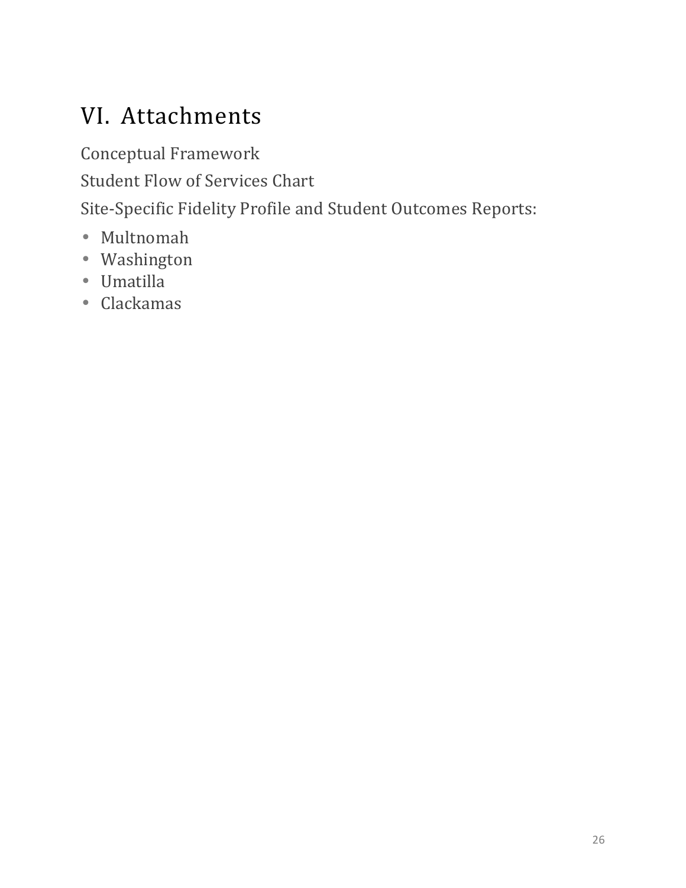# VI. Attachments

Conceptual Framework

Student Flow of Services Chart

Site-Specific Fidelity Profile and Student Outcomes Reports:

- Multnomah
- Washington
- Umatilla
- Clackamas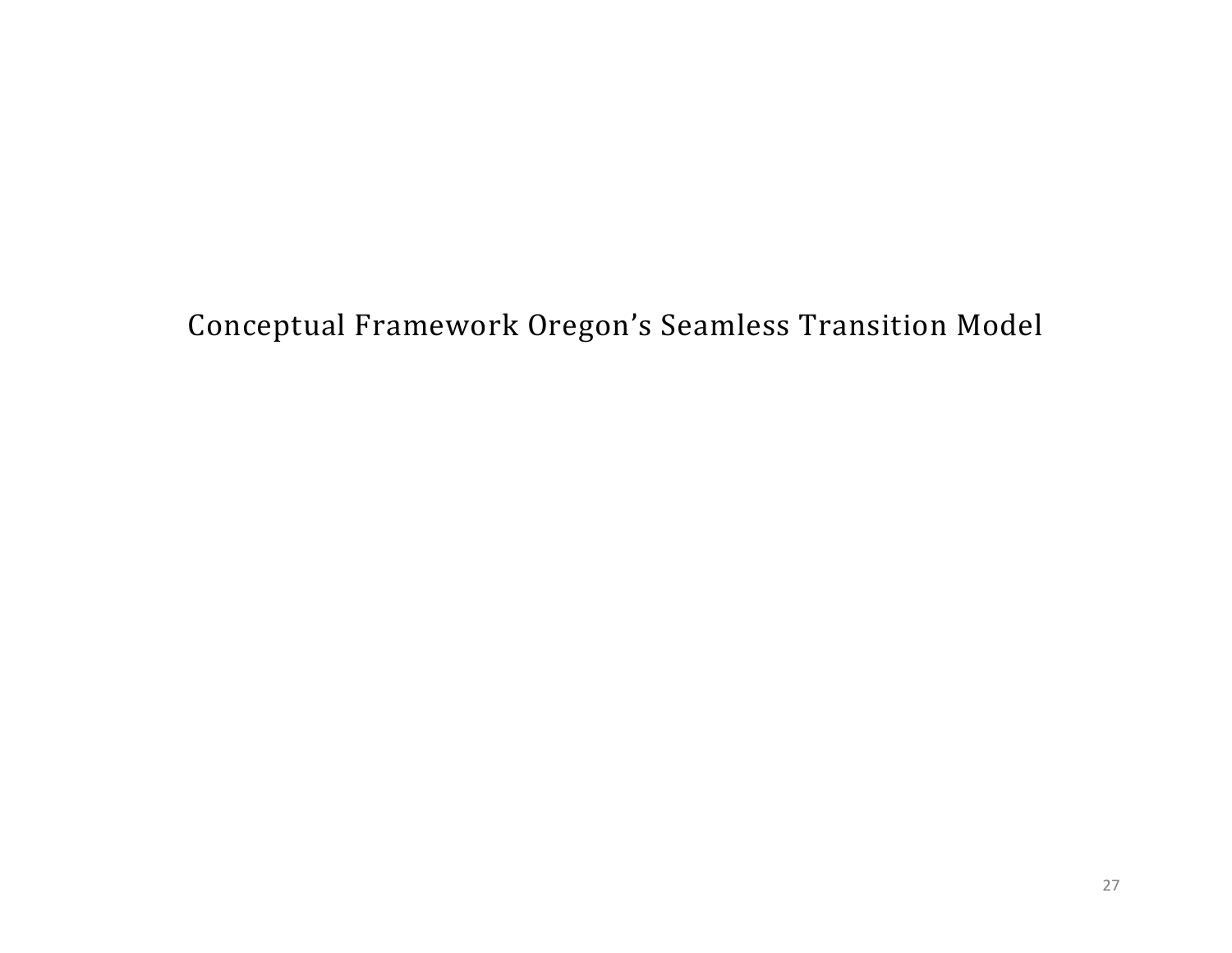Conceptual Framework Oregon’s Seamless Transition Model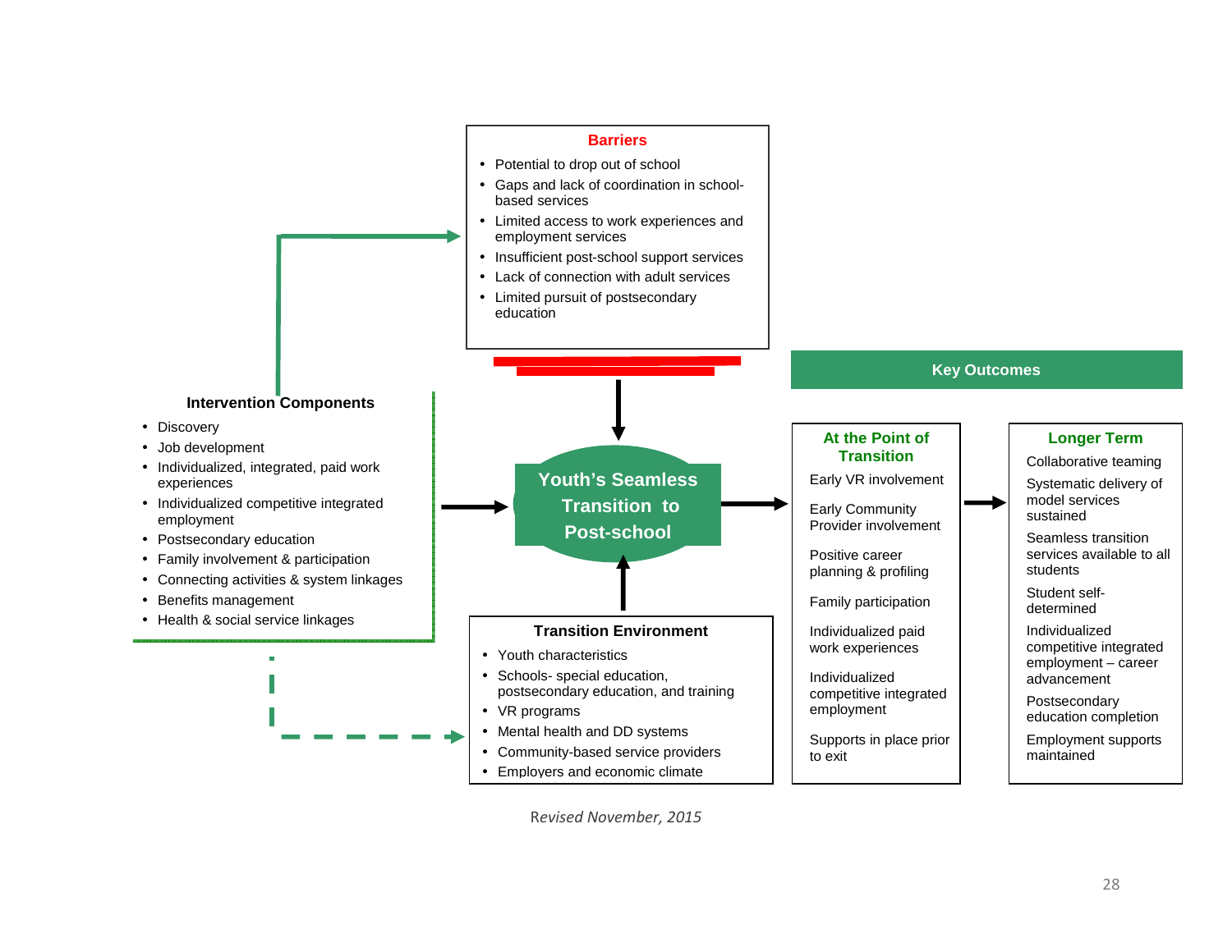### Barriers

- Potential to drop out of school
- Gaps and lack of coordination in school-based services
- Limited access to work experiences and employment services
- Insufficient post-school support services
- Lack of connection with adult services
- Limited pursuit of postsecondary education

### Intervention Components

- Discovery
- Job development
- Individualized, integrated, paid work experiences
- Individualized competitive integrated employment
- Postsecondary education
- Family involvement & participation
- Connecting activities & system linkages
- Benefits management
- Health & social service linkages

### Youth's Seamless Transition to Post-school

### Transition Environment

- Youth characteristics
- Schools- special education, postsecondary education, and training
- VR programs
- Mental health and DD systems
- Community-based service providers
- Employers and economic climate

### Key Outcomes

#### At the Point of Transition

Early VR involvement

Early Community Provider involvement

Positive career planning & profiling

Family participation

Individualized paid work experiences

Individualized competitive integrated employment

Supports in place prior to exit

#### Longer Term

Collaborative teaming

Systematic delivery of model services sustained

Seamless transition services available to all students

Student self-determined

Individualized competitive integrated employment – career advancement

Postsecondary education completion

Employment supports maintained

*Revised November, 2015*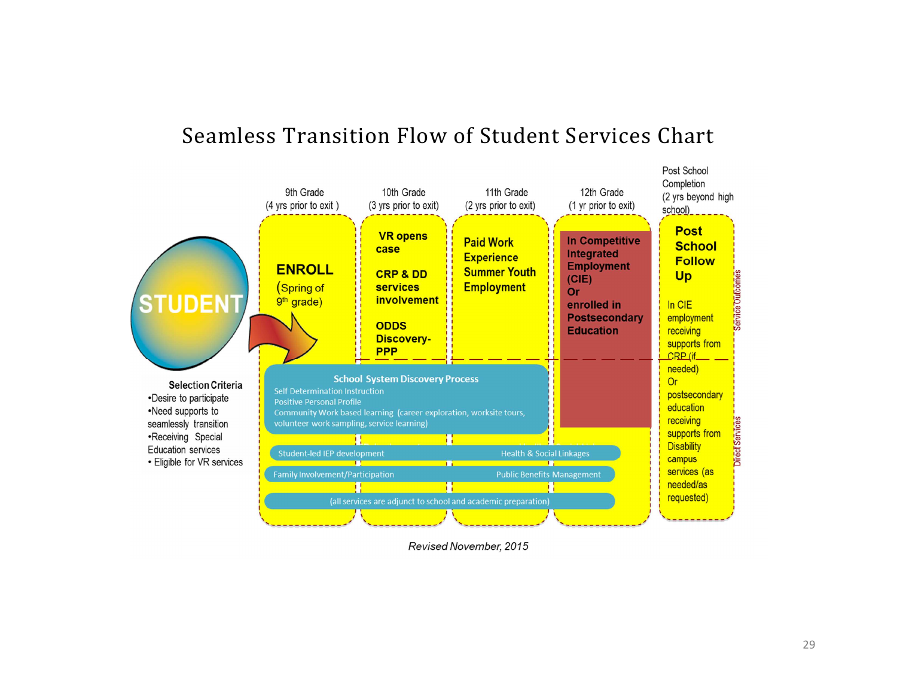# Seamless Transition Flow of Student Services Chart

**STUDENT**

**Selection Criteria**

- Desire to participate
- Need supports to seamlessly transition
- Receiving Special Education services
- Eligible for VR services

| 9th Grade (4 yrs prior to exit) | 10th Grade (3 yrs prior to exit) | 11th Grade (2 yrs prior to exit) | 12th Grade (1 yr prior to exit) | Post School Completion (2 yrs beyond high school) |
|---|---|---|---|---|
| **ENROLL** (Spring of 9th grade) | **VR opens case**<br>**CRP & DD services involvement**<br>**ODDS Discovery-PPP** | **Paid Work Experience Summer Youth Employment** | **In Competitive Integrated Employment (CIE) Or enrolled in Postsecondary Education** | **Post School Follow Up**<br>In CIE employment receiving supports from CRP (if needed) Or postsecondary education receiving supports from Disability campus services (as needed/as requested) |

Service Outcomes

Direct Services

**School System Discovery Process**
- Self Determination Instruction
- Positive Personal Profile
- Community Work based learning (career exploration, worksite tours, volunteer work sampling, service learning)

Student-led IEP development — Health & Social Linkages

Family Involvement/Participation — Public Benefits Management

(all services are adjunct to school and academic preparation)

*Revised November, 2015*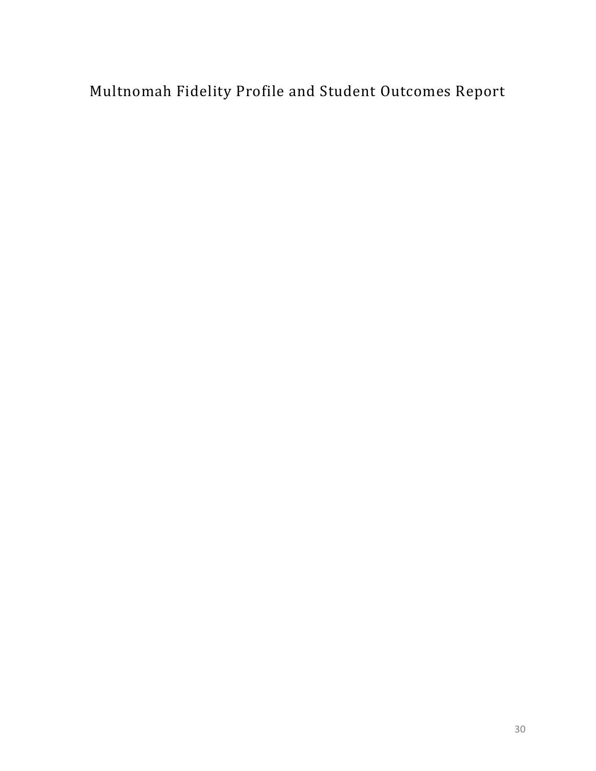# Multnomah Fidelity Profile and Student Outcomes Report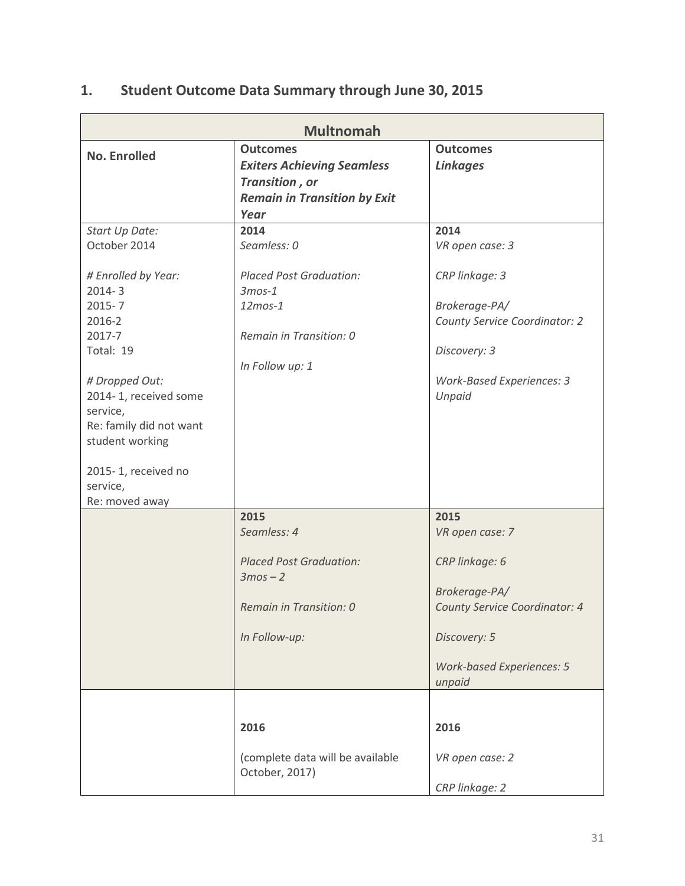## 1. Student Outcome Data Summary through June 30, 2015

| Multnomah | | |
|---|---|---|
| **No. Enrolled** | **Outcomes** ***Exiters Achieving Seamless Transition , or Remain in Transition by Exit Year*** | **Outcomes** ***Linkages*** |
| *Start Up Date:* October 2014<br><br>*# Enrolled by Year:*<br>2014- 3<br>2015- 7<br>2016-2<br>2017-7<br>Total: 19<br><br>*# Dropped Out:*<br>2014- 1, received some service,<br>Re: family did not want student working<br><br>2015- 1, received no service,<br>Re: moved away | **2014**<br>*Seamless: 0*<br><br>*Placed Post Graduation:*<br>*3mos-1*<br>*12mos-1*<br><br>*Remain in Transition: 0*<br><br>*In Follow up: 1* | **2014**<br>*VR open case: 3*<br><br>*CRP linkage: 3*<br><br>*Brokerage-PA/ County Service Coordinator: 2*<br><br>*Discovery: 3*<br><br>*Work-Based Experiences: 3 Unpaid* |
| | **2015**<br>*Seamless: 4*<br><br>*Placed Post Graduation:*<br>*3mos – 2*<br><br>*Remain in Transition: 0*<br><br>*In Follow-up:* | **2015**<br>*VR open case: 7*<br><br>*CRP linkage: 6*<br><br>*Brokerage-PA/ County Service Coordinator: 4*<br><br>*Discovery: 5*<br><br>*Work-based Experiences: 5 unpaid* |
| | **2016**<br><br>(complete data will be available October, 2017) | **2016**<br><br>*VR open case: 2*<br><br>*CRP linkage: 2* |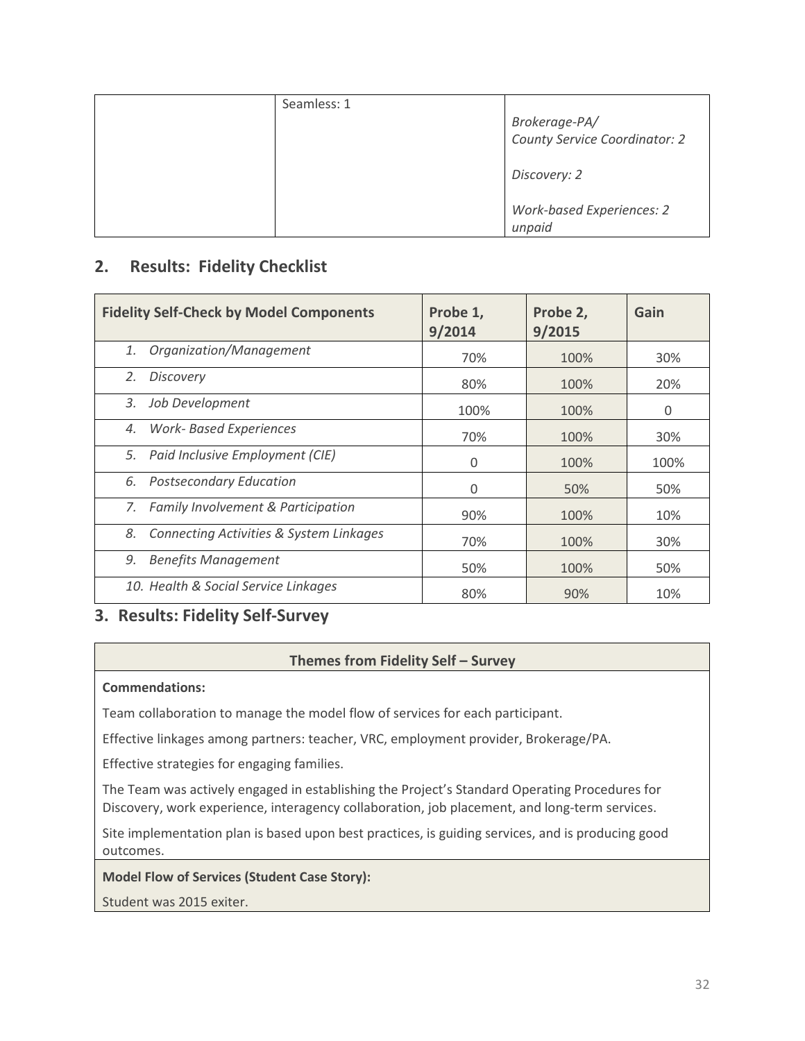|  | Seamless: 1 | *Brokerage-PA/*<br>*County Service Coordinator: 2*<br><br>*Discovery: 2*<br><br>*Work-based Experiences: 2 unpaid* |
|---|---|---|

## 2. Results: Fidelity Checklist

| Fidelity Self-Check by Model Components | Probe 1, 9/2014 | Probe 2, 9/2015 | Gain |
|---|---|---|---|
| *1. Organization/Management* | 70% | 100% | 30% |
| *2. Discovery* | 80% | 100% | 20% |
| *3. Job Development* | 100% | 100% | 0 |
| *4. Work- Based Experiences* | 70% | 100% | 30% |
| *5. Paid Inclusive Employment (CIE)* | 0 | 100% | 100% |
| *6. Postsecondary Education* | 0 | 50% | 50% |
| *7. Family Involvement & Participation* | 90% | 100% | 10% |
| *8. Connecting Activities & System Linkages* | 70% | 100% | 30% |
| *9. Benefits Management* | 50% | 100% | 50% |
| *10. Health & Social Service Linkages* | 80% | 90% | 10% |

## 3. Results: Fidelity Self-Survey

**Themes from Fidelity Self – Survey**

**Commendations:**

Team collaboration to manage the model flow of services for each participant.

Effective linkages among partners: teacher, VRC, employment provider, Brokerage/PA.

Effective strategies for engaging families.

The Team was actively engaged in establishing the Project's Standard Operating Procedures for Discovery, work experience, interagency collaboration, job placement, and long-term services.

Site implementation plan is based upon best practices, is guiding services, and is producing good outcomes.

**Model Flow of Services (Student Case Story):**

Student was 2015 exiter.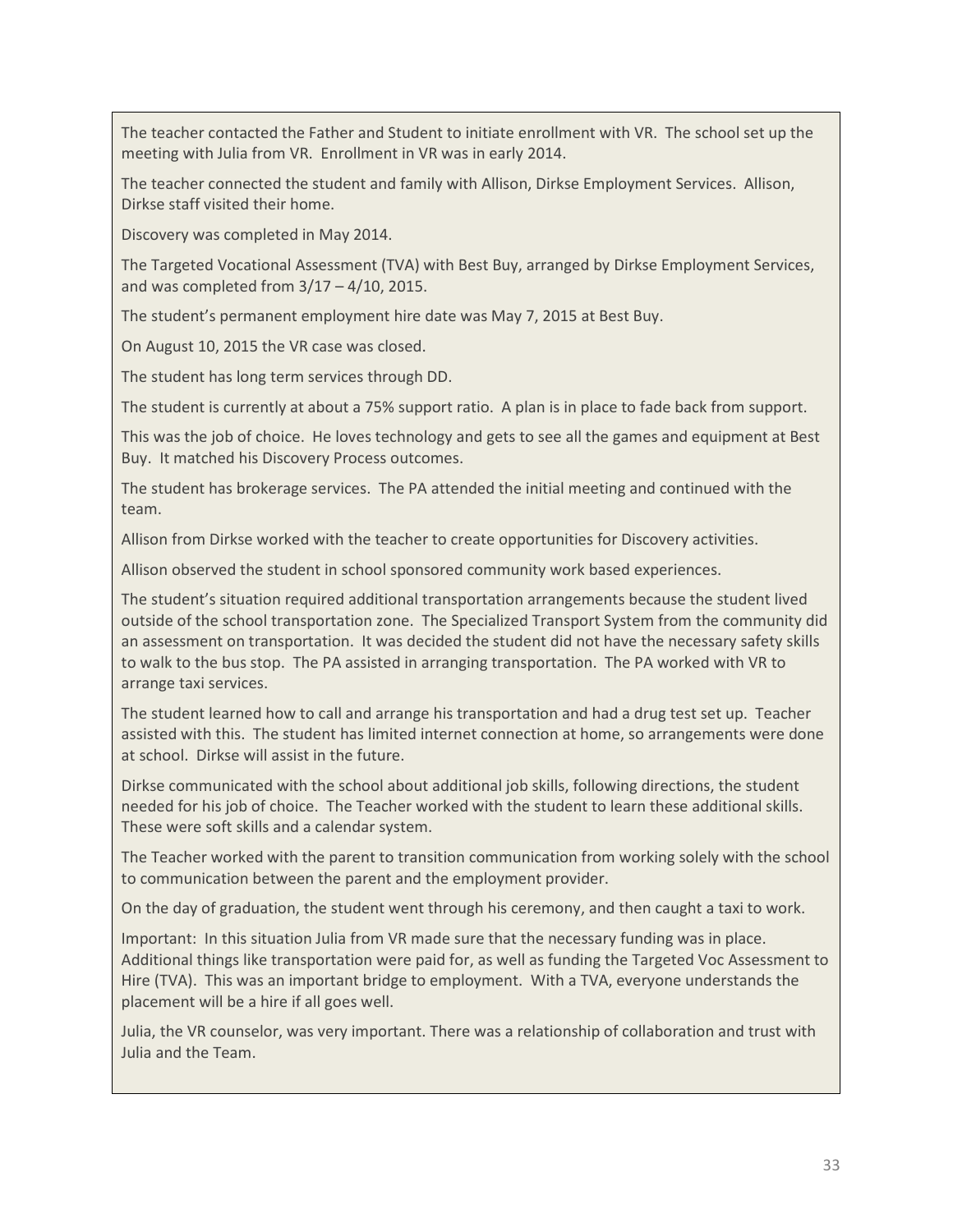The teacher contacted the Father and Student to initiate enrollment with VR. The school set up the meeting with Julia from VR. Enrollment in VR was in early 2014.

The teacher connected the student and family with Allison, Dirkse Employment Services. Allison, Dirkse staff visited their home.

Discovery was completed in May 2014.

The Targeted Vocational Assessment (TVA) with Best Buy, arranged by Dirkse Employment Services, and was completed from 3/17 – 4/10, 2015.

The student's permanent employment hire date was May 7, 2015 at Best Buy.

On August 10, 2015 the VR case was closed.

The student has long term services through DD.

The student is currently at about a 75% support ratio. A plan is in place to fade back from support.

This was the job of choice. He loves technology and gets to see all the games and equipment at Best Buy. It matched his Discovery Process outcomes.

The student has brokerage services. The PA attended the initial meeting and continued with the team.

Allison from Dirkse worked with the teacher to create opportunities for Discovery activities.

Allison observed the student in school sponsored community work based experiences.

The student's situation required additional transportation arrangements because the student lived outside of the school transportation zone. The Specialized Transport System from the community did an assessment on transportation. It was decided the student did not have the necessary safety skills to walk to the bus stop. The PA assisted in arranging transportation. The PA worked with VR to arrange taxi services.

The student learned how to call and arrange his transportation and had a drug test set up. Teacher assisted with this. The student has limited internet connection at home, so arrangements were done at school. Dirkse will assist in the future.

Dirkse communicated with the school about additional job skills, following directions, the student needed for his job of choice. The Teacher worked with the student to learn these additional skills. These were soft skills and a calendar system.

The Teacher worked with the parent to transition communication from working solely with the school to communication between the parent and the employment provider.

On the day of graduation, the student went through his ceremony, and then caught a taxi to work.

Important: In this situation Julia from VR made sure that the necessary funding was in place. Additional things like transportation were paid for, as well as funding the Targeted Voc Assessment to Hire (TVA). This was an important bridge to employment. With a TVA, everyone understands the placement will be a hire if all goes well.

Julia, the VR counselor, was very important. There was a relationship of collaboration and trust with Julia and the Team.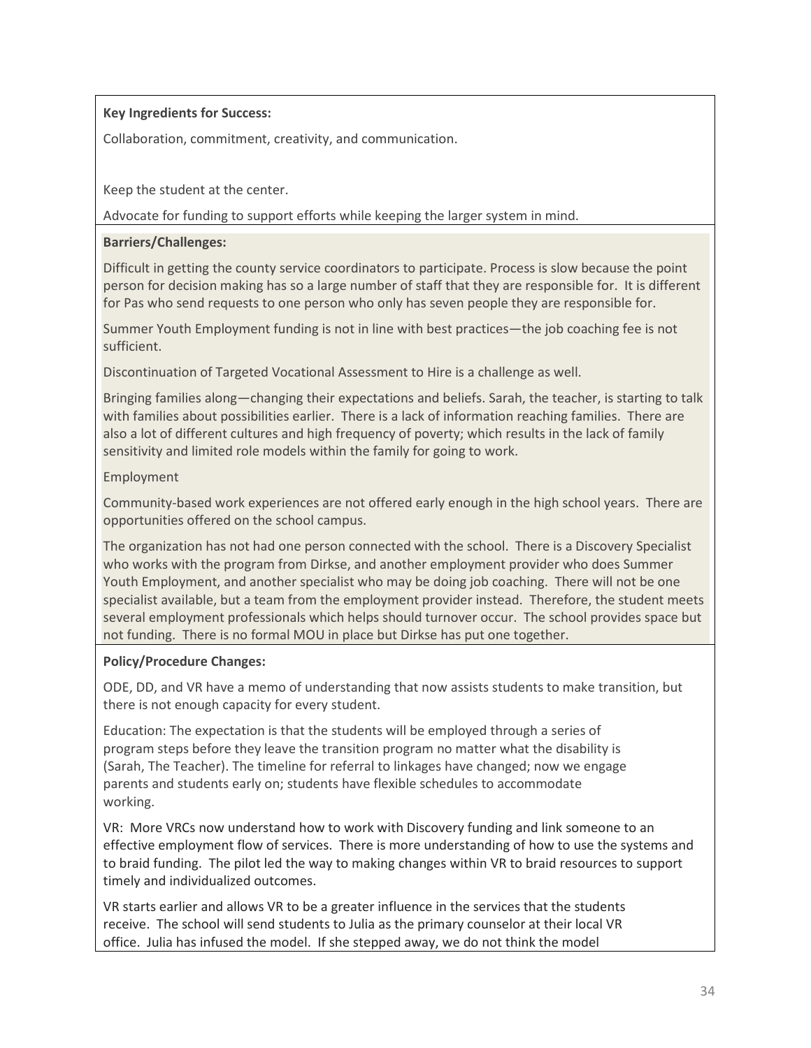**Key Ingredients for Success:**

Collaboration, commitment, creativity, and communication.

Keep the student at the center.

Advocate for funding to support efforts while keeping the larger system in mind.

**Barriers/Challenges:**

Difficult in getting the county service coordinators to participate. Process is slow because the point person for decision making has so a large number of staff that they are responsible for. It is different for Pas who send requests to one person who only has seven people they are responsible for.

Summer Youth Employment funding is not in line with best practices—the job coaching fee is not sufficient.

Discontinuation of Targeted Vocational Assessment to Hire is a challenge as well.

Bringing families along—changing their expectations and beliefs. Sarah, the teacher, is starting to talk with families about possibilities earlier. There is a lack of information reaching families. There are also a lot of different cultures and high frequency of poverty; which results in the lack of family sensitivity and limited role models within the family for going to work.

Employment

Community-based work experiences are not offered early enough in the high school years. There are opportunities offered on the school campus.

The organization has not had one person connected with the school. There is a Discovery Specialist who works with the program from Dirkse, and another employment provider who does Summer Youth Employment, and another specialist who may be doing job coaching. There will not be one specialist available, but a team from the employment provider instead. Therefore, the student meets several employment professionals which helps should turnover occur. The school provides space but not funding. There is no formal MOU in place but Dirkse has put one together.

**Policy/Procedure Changes:**

ODE, DD, and VR have a memo of understanding that now assists students to make transition, but there is not enough capacity for every student.

Education: The expectation is that the students will be employed through a series of program steps before they leave the transition program no matter what the disability is (Sarah, The Teacher). The timeline for referral to linkages have changed; now we engage parents and students early on; students have flexible schedules to accommodate working.

VR: More VRCs now understand how to work with Discovery funding and link someone to an effective employment flow of services. There is more understanding of how to use the systems and to braid funding. The pilot led the way to making changes within VR to braid resources to support timely and individualized outcomes.

VR starts earlier and allows VR to be a greater influence in the services that the students receive. The school will send students to Julia as the primary counselor at their local VR office. Julia has infused the model. If she stepped away, we do not think the model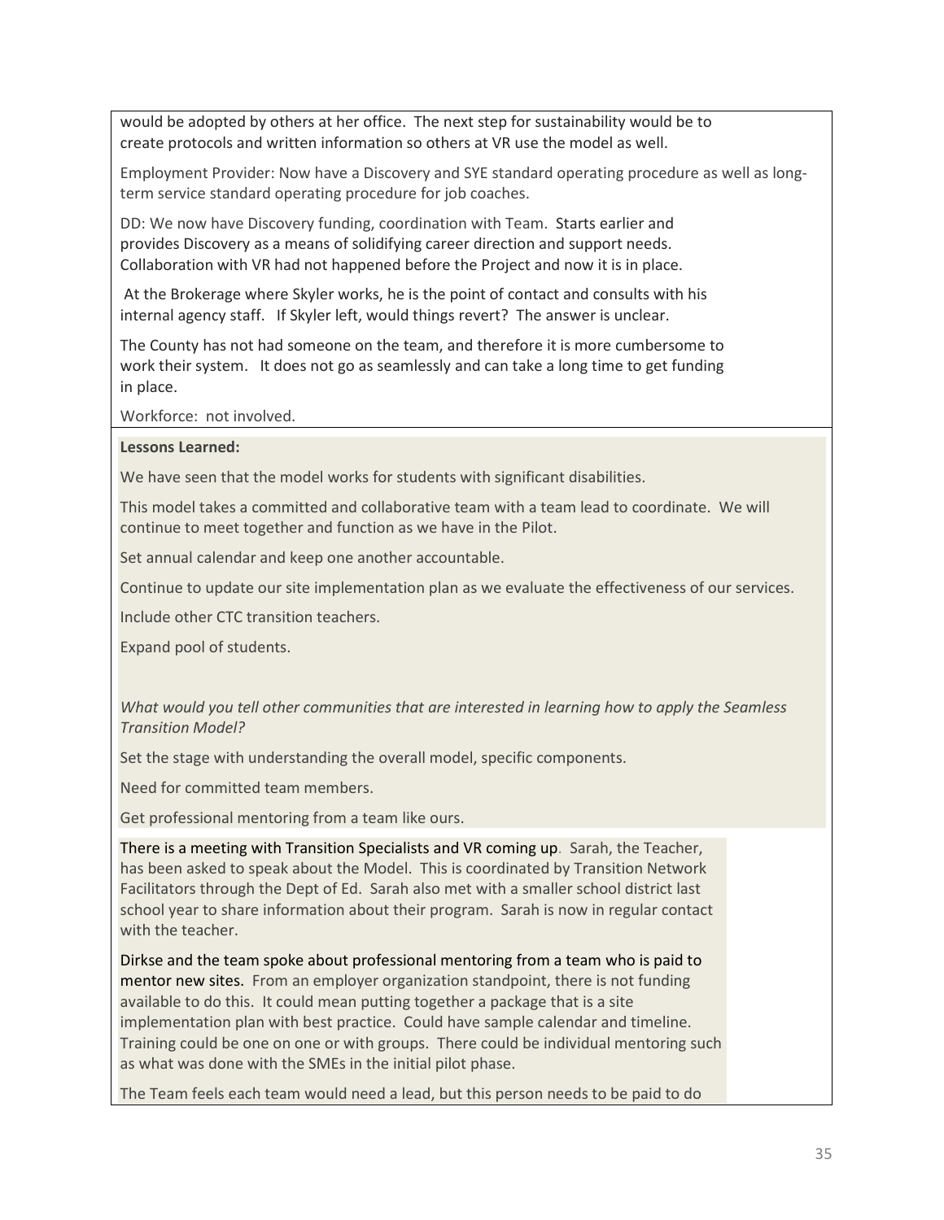would be adopted by others at her office. The next step for sustainability would be to create protocols and written information so others at VR use the model as well.

Employment Provider: Now have a Discovery and SYE standard operating procedure as well as long-term service standard operating procedure for job coaches.

DD: We now have Discovery funding, coordination with Team. Starts earlier and provides Discovery as a means of solidifying career direction and support needs. Collaboration with VR had not happened before the Project and now it is in place.

At the Brokerage where Skyler works, he is the point of contact and consults with his internal agency staff. If Skyler left, would things revert? The answer is unclear.

The County has not had someone on the team, and therefore it is more cumbersome to work their system. It does not go as seamlessly and can take a long time to get funding in place.

Workforce: not involved.

**Lessons Learned:**

We have seen that the model works for students with significant disabilities.

This model takes a committed and collaborative team with a team lead to coordinate. We will continue to meet together and function as we have in the Pilot.

Set annual calendar and keep one another accountable.

Continue to update our site implementation plan as we evaluate the effectiveness of our services.

Include other CTC transition teachers.

Expand pool of students.

*What would you tell other communities that are interested in learning how to apply the Seamless Transition Model?*

Set the stage with understanding the overall model, specific components.

Need for committed team members.

Get professional mentoring from a team like ours.

There is a meeting with Transition Specialists and VR coming up. Sarah, the Teacher, has been asked to speak about the Model. This is coordinated by Transition Network Facilitators through the Dept of Ed. Sarah also met with a smaller school district last school year to share information about their program. Sarah is now in regular contact with the teacher.

Dirkse and the team spoke about professional mentoring from a team who is paid to mentor new sites. From an employer organization standpoint, there is not funding available to do this. It could mean putting together a package that is a site implementation plan with best practice. Could have sample calendar and timeline. Training could be one on one or with groups. There could be individual mentoring such as what was done with the SMEs in the initial pilot phase.

The Team feels each team would need a lead, but this person needs to be paid to do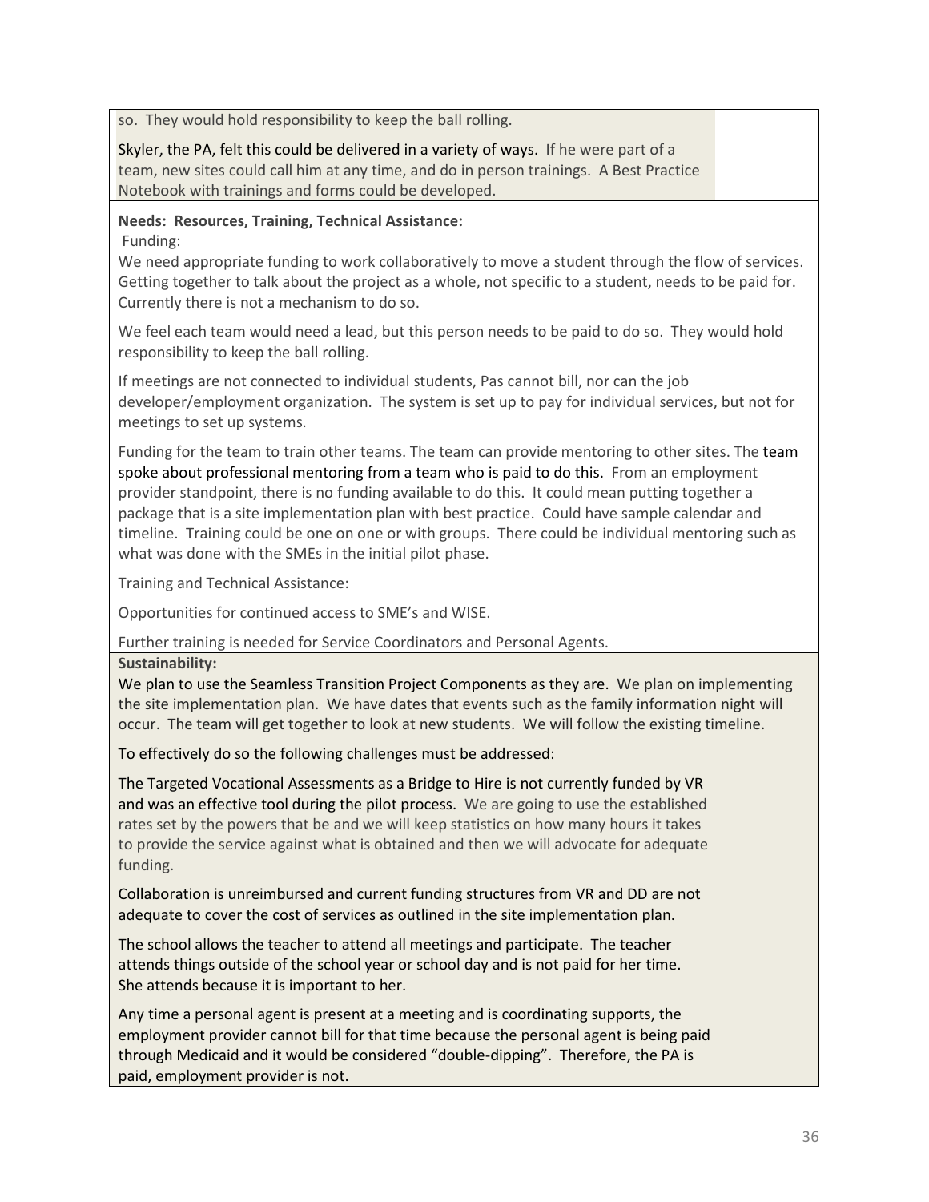so. They would hold responsibility to keep the ball rolling.

Skyler, the PA, felt this could be delivered in a variety of ways. If he were part of a team, new sites could call him at any time, and do in person trainings. A Best Practice Notebook with trainings and forms could be developed.

**Needs: Resources, Training, Technical Assistance:**

Funding:

We need appropriate funding to work collaboratively to move a student through the flow of services. Getting together to talk about the project as a whole, not specific to a student, needs to be paid for. Currently there is not a mechanism to do so.

We feel each team would need a lead, but this person needs to be paid to do so. They would hold responsibility to keep the ball rolling.

If meetings are not connected to individual students, Pas cannot bill, nor can the job developer/employment organization. The system is set up to pay for individual services, but not for meetings to set up systems.

Funding for the team to train other teams. The team can provide mentoring to other sites. The team spoke about professional mentoring from a team who is paid to do this. From an employment provider standpoint, there is no funding available to do this. It could mean putting together a package that is a site implementation plan with best practice. Could have sample calendar and timeline. Training could be one on one or with groups. There could be individual mentoring such as what was done with the SMEs in the initial pilot phase.

Training and Technical Assistance:

Opportunities for continued access to SME's and WISE.

Further training is needed for Service Coordinators and Personal Agents.

**Sustainability:**

We plan to use the Seamless Transition Project Components as they are. We plan on implementing the site implementation plan. We have dates that events such as the family information night will occur. The team will get together to look at new students. We will follow the existing timeline.

To effectively do so the following challenges must be addressed:

The Targeted Vocational Assessments as a Bridge to Hire is not currently funded by VR and was an effective tool during the pilot process. We are going to use the established rates set by the powers that be and we will keep statistics on how many hours it takes to provide the service against what is obtained and then we will advocate for adequate funding.

Collaboration is unreimbursed and current funding structures from VR and DD are not adequate to cover the cost of services as outlined in the site implementation plan.

The school allows the teacher to attend all meetings and participate. The teacher attends things outside of the school year or school day and is not paid for her time. She attends because it is important to her.

Any time a personal agent is present at a meeting and is coordinating supports, the employment provider cannot bill for that time because the personal agent is being paid through Medicaid and it would be considered "double-dipping". Therefore, the PA is paid, employment provider is not.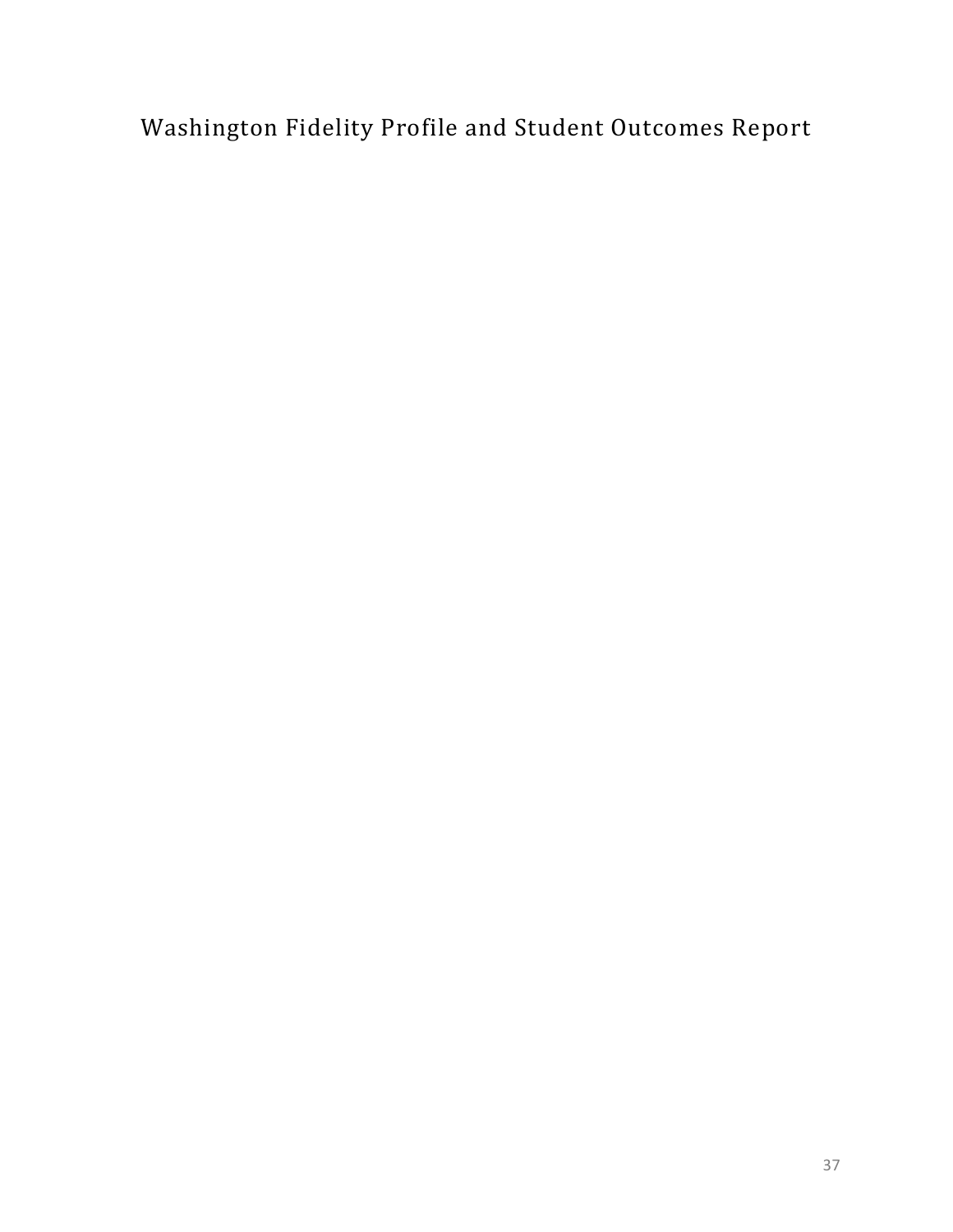# Washington Fidelity Profile and Student Outcomes Report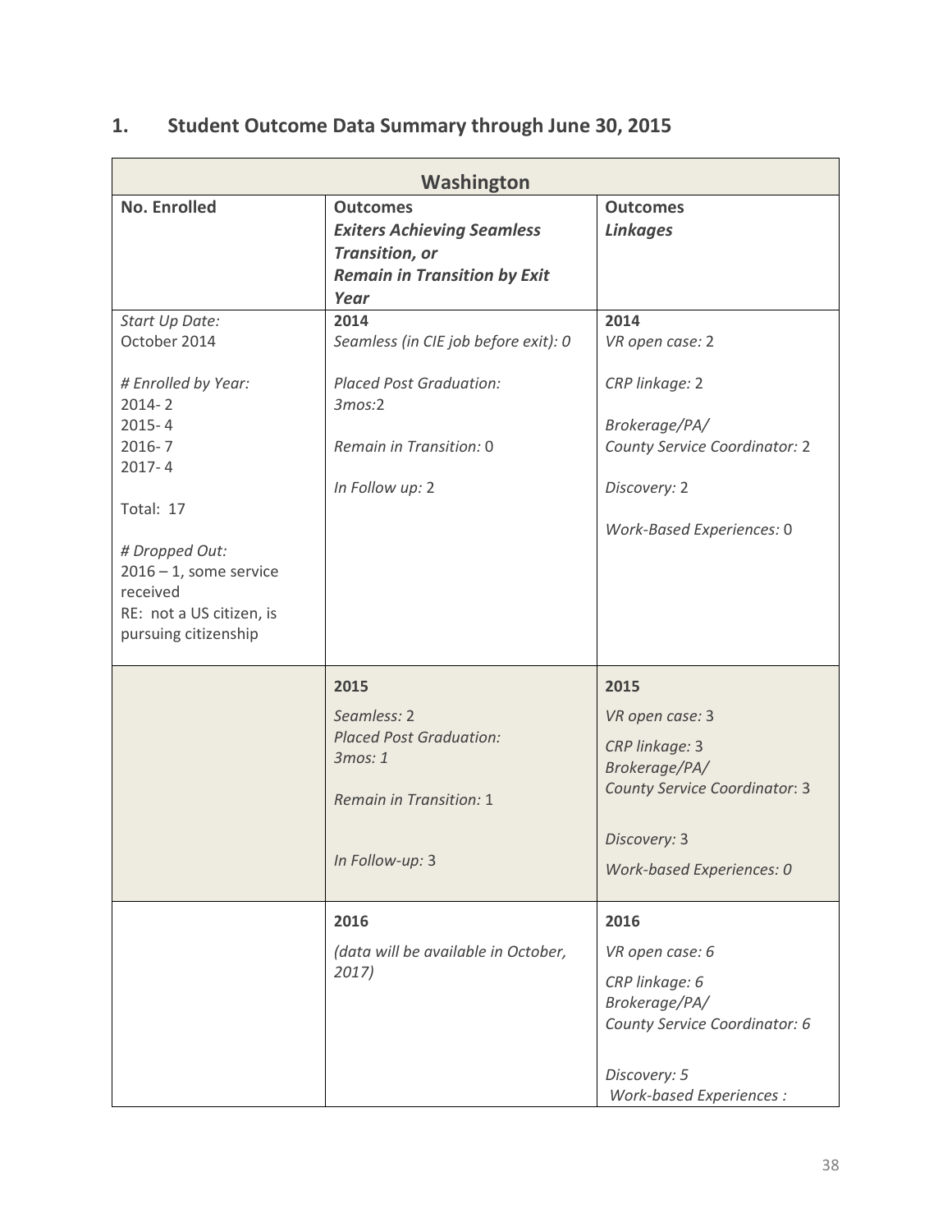## 1. Student Outcome Data Summary through June 30, 2015

| Washington | | |
|---|---|---|
| **No. Enrolled** | **Outcomes**<br>***Exiters Achieving Seamless Transition, or***<br>***Remain in Transition by Exit Year*** | **Outcomes**<br>***Linkages*** |
| *Start Up Date:*<br>October 2014<br><br>*# Enrolled by Year:*<br>2014- 2<br>2015- 4<br>2016- 7<br>2017- 4<br><br>Total: 17<br><br>*# Dropped Out:*<br>2016 – 1, some service received<br>RE: not a US citizen, is pursuing citizenship | **2014**<br>*Seamless (in CIE job before exit): 0*<br><br>*Placed Post Graduation:*<br>*3mos:*2<br><br>*Remain in Transition:* 0<br><br>*In Follow up:* 2 | **2014**<br>*VR open case:* 2<br><br>*CRP linkage:* 2<br><br>*Brokerage/PA/*<br>*County Service Coordinator:* 2<br><br>*Discovery:* 2<br><br>*Work-Based Experiences:* 0 |
| | **2015**<br>*Seamless:* 2<br>*Placed Post Graduation:*<br>*3mos: 1*<br><br>*Remain in Transition:* 1<br><br>*In Follow-up:* 3 | **2015**<br>*VR open case:* 3<br>*CRP linkage:* 3<br>*Brokerage/PA/*<br>*County Service Coordinator*: 3<br><br>*Discovery:* 3<br>*Work-based Experiences: 0* |
| | **2016**<br>*(data will be available in October, 2017)* | **2016**<br>*VR open case: 6*<br>*CRP linkage: 6*<br>*Brokerage/PA/*<br>*County Service Coordinator: 6*<br><br>*Discovery: 5*<br>*Work-based Experiences :* |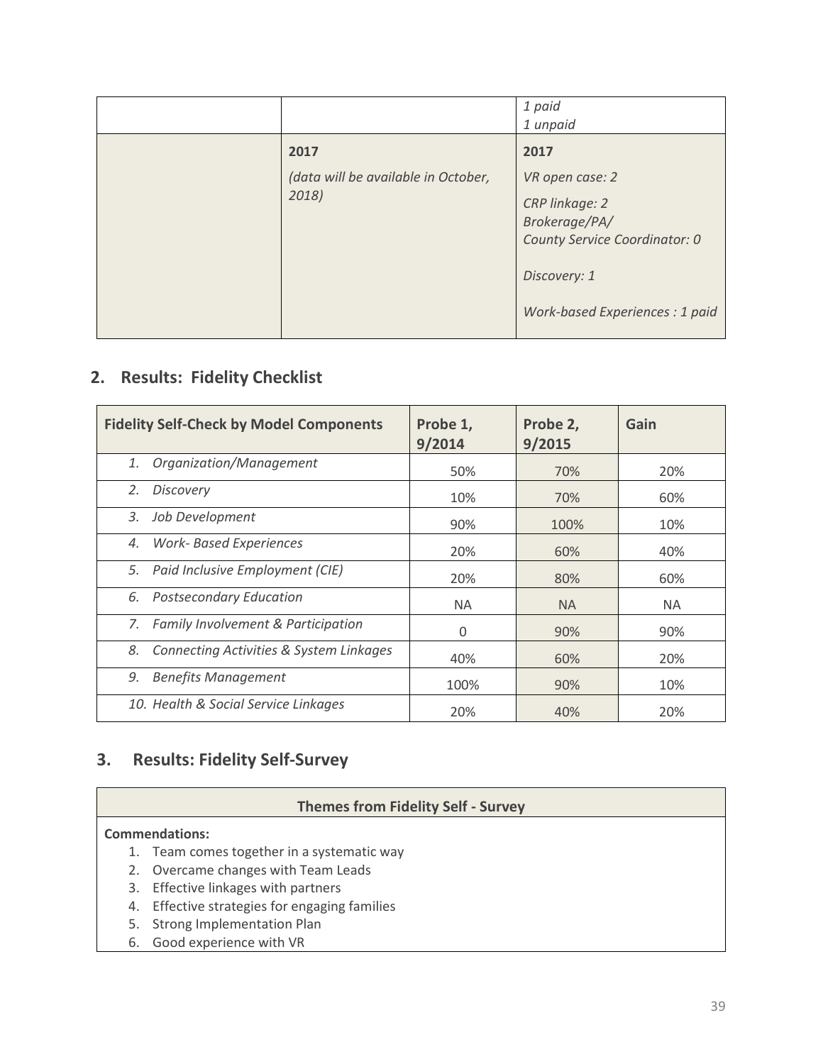| | | |
|---|---|---|
| | | *1 paid*<br>*1 unpaid* |
| | **2017**<br>*(data will be available in October, 2018)* | **2017**<br>*VR open case: 2*<br>*CRP linkage: 2*<br>*Brokerage/PA/*<br>*County Service Coordinator: 0*<br>*Discovery: 1*<br>*Work-based Experiences : 1 paid* |

## 2. Results: Fidelity Checklist

| Fidelity Self-Check by Model Components | Probe 1, 9/2014 | Probe 2, 9/2015 | Gain |
|---|---|---|---|
| 1. *Organization/Management* | 50% | 70% | 20% |
| 2. *Discovery* | 10% | 70% | 60% |
| 3. *Job Development* | 90% | 100% | 10% |
| 4. *Work- Based Experiences* | 20% | 60% | 40% |
| 5. *Paid Inclusive Employment (CIE)* | 20% | 80% | 60% |
| 6. *Postsecondary Education* | NA | NA | NA |
| 7. *Family Involvement & Participation* | 0 | 90% | 90% |
| 8. *Connecting Activities & System Linkages* | 40% | 60% | 20% |
| 9. *Benefits Management* | 100% | 90% | 10% |
| 10. *Health & Social Service Linkages* | 20% | 40% | 20% |

## 3. Results: Fidelity Self-Survey

| Themes from Fidelity Self - Survey |
|---|
| **Commendations:**<br>1. Team comes together in a systematic way<br>2. Overcame changes with Team Leads<br>3. Effective linkages with partners<br>4. Effective strategies for engaging families<br>5. Strong Implementation Plan<br>6. Good experience with VR |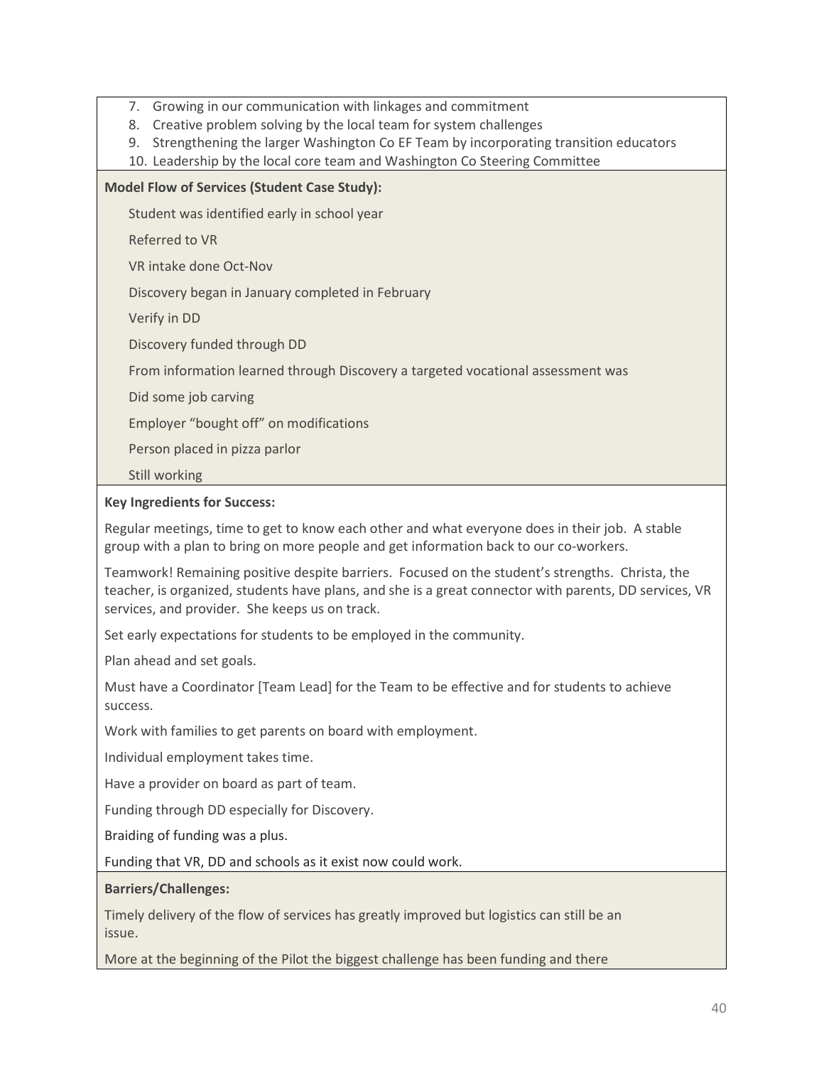7. Growing in our communication with linkages and commitment
8. Creative problem solving by the local team for system challenges
9. Strengthening the larger Washington Co EF Team by incorporating transition educators
10. Leadership by the local core team and Washington Co Steering Committee

**Model Flow of Services (Student Case Study):**

Student was identified early in school year

Referred to VR

VR intake done Oct-Nov

Discovery began in January completed in February

Verify in DD

Discovery funded through DD

From information learned through Discovery a targeted vocational assessment was

Did some job carving

Employer "bought off" on modifications

Person placed in pizza parlor

Still working

**Key Ingredients for Success:**

Regular meetings, time to get to know each other and what everyone does in their job. A stable group with a plan to bring on more people and get information back to our co-workers.

Teamwork! Remaining positive despite barriers. Focused on the student's strengths. Christa, the teacher, is organized, students have plans, and she is a great connector with parents, DD services, VR services, and provider. She keeps us on track.

Set early expectations for students to be employed in the community.

Plan ahead and set goals.

Must have a Coordinator [Team Lead] for the Team to be effective and for students to achieve success.

Work with families to get parents on board with employment.

Individual employment takes time.

Have a provider on board as part of team.

Funding through DD especially for Discovery.

Braiding of funding was a plus.

Funding that VR, DD and schools as it exist now could work.

**Barriers/Challenges:**

Timely delivery of the flow of services has greatly improved but logistics can still be an issue.

More at the beginning of the Pilot the biggest challenge has been funding and there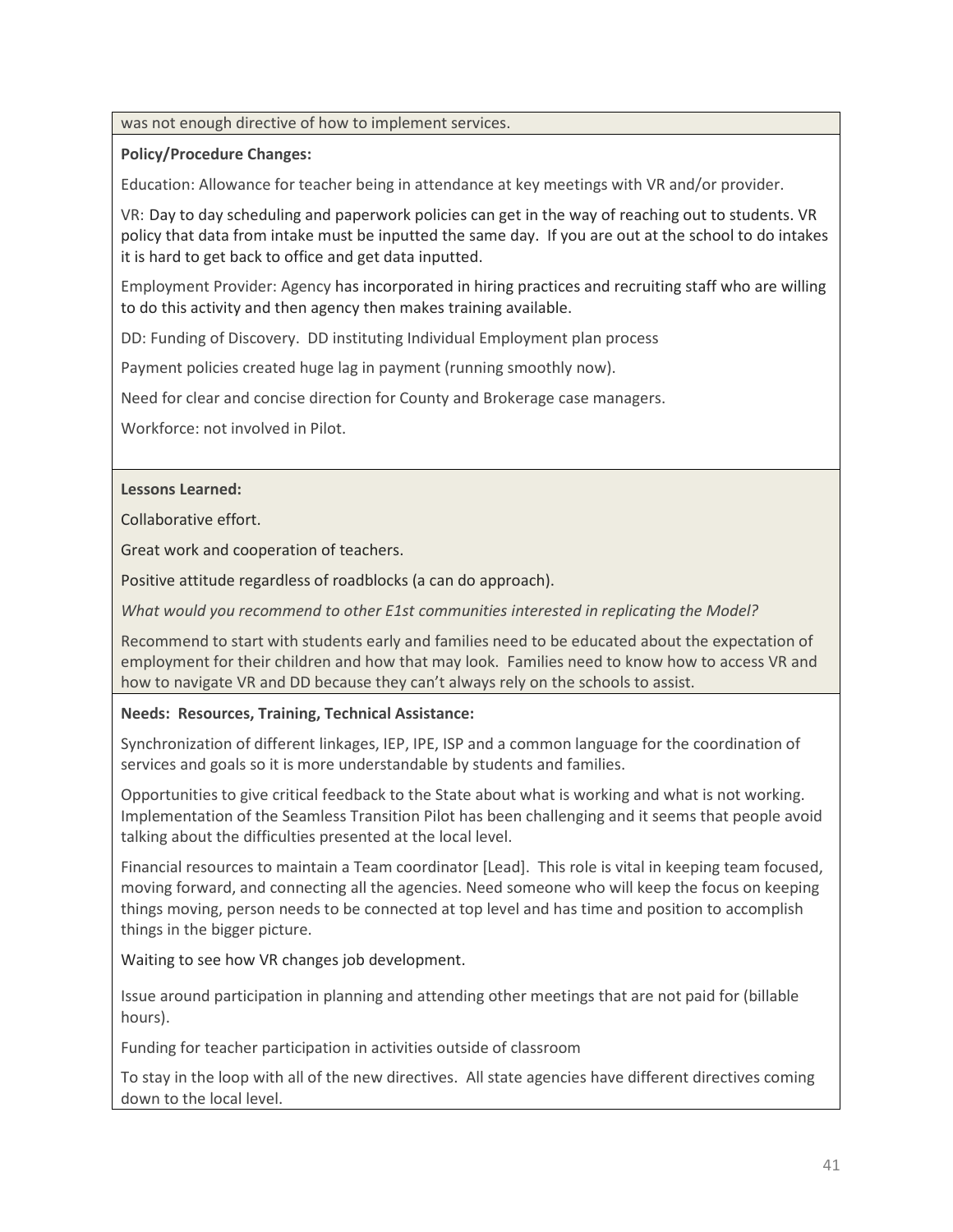was not enough directive of how to implement services.

**Policy/Procedure Changes:**

Education: Allowance for teacher being in attendance at key meetings with VR and/or provider.

VR: Day to day scheduling and paperwork policies can get in the way of reaching out to students. VR policy that data from intake must be inputted the same day. If you are out at the school to do intakes it is hard to get back to office and get data inputted.

Employment Provider: Agency has incorporated in hiring practices and recruiting staff who are willing to do this activity and then agency then makes training available.

DD: Funding of Discovery. DD instituting Individual Employment plan process

Payment policies created huge lag in payment (running smoothly now).

Need for clear and concise direction for County and Brokerage case managers.

Workforce: not involved in Pilot.

**Lessons Learned:**

Collaborative effort.

Great work and cooperation of teachers.

Positive attitude regardless of roadblocks (a can do approach).

*What would you recommend to other E1st communities interested in replicating the Model?*

Recommend to start with students early and families need to be educated about the expectation of employment for their children and how that may look. Families need to know how to access VR and how to navigate VR and DD because they can't always rely on the schools to assist.

**Needs: Resources, Training, Technical Assistance:**

Synchronization of different linkages, IEP, IPE, ISP and a common language for the coordination of services and goals so it is more understandable by students and families.

Opportunities to give critical feedback to the State about what is working and what is not working. Implementation of the Seamless Transition Pilot has been challenging and it seems that people avoid talking about the difficulties presented at the local level.

Financial resources to maintain a Team coordinator [Lead]. This role is vital in keeping team focused, moving forward, and connecting all the agencies. Need someone who will keep the focus on keeping things moving, person needs to be connected at top level and has time and position to accomplish things in the bigger picture.

Waiting to see how VR changes job development.

Issue around participation in planning and attending other meetings that are not paid for (billable hours).

Funding for teacher participation in activities outside of classroom

To stay in the loop with all of the new directives. All state agencies have different directives coming down to the local level.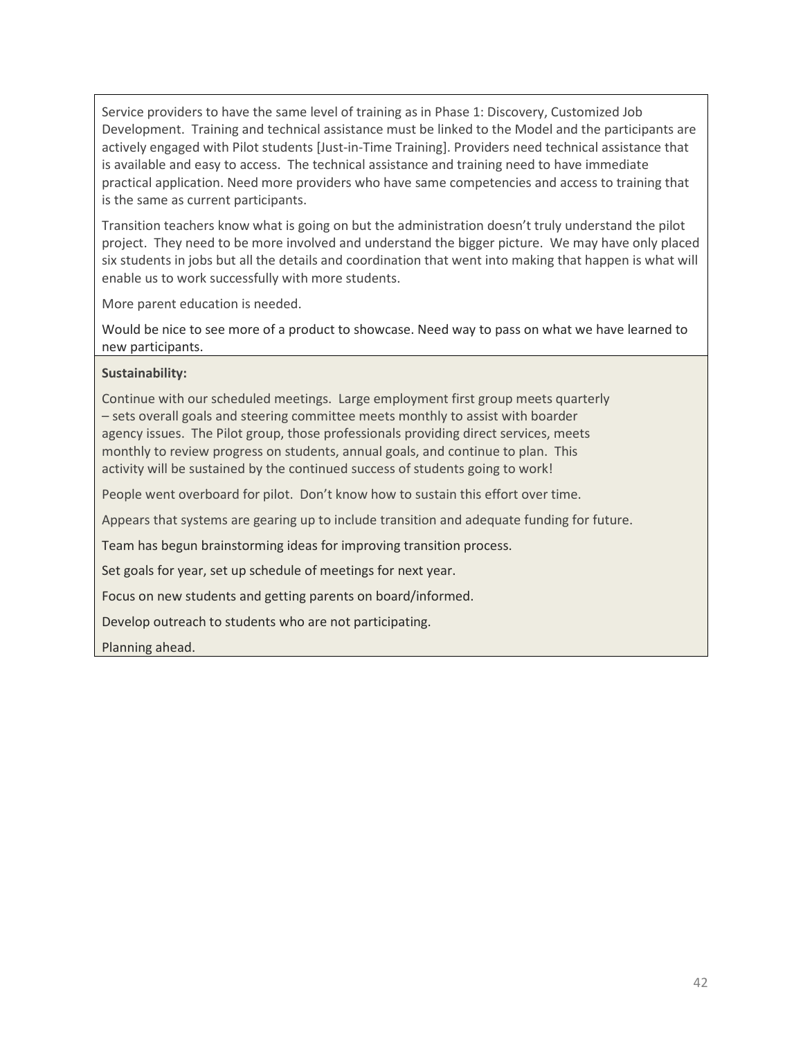Service providers to have the same level of training as in Phase 1: Discovery, Customized Job Development. Training and technical assistance must be linked to the Model and the participants are actively engaged with Pilot students [Just-in-Time Training]. Providers need technical assistance that is available and easy to access. The technical assistance and training need to have immediate practical application. Need more providers who have same competencies and access to training that is the same as current participants.

Transition teachers know what is going on but the administration doesn't truly understand the pilot project. They need to be more involved and understand the bigger picture. We may have only placed six students in jobs but all the details and coordination that went into making that happen is what will enable us to work successfully with more students.

More parent education is needed.

Would be nice to see more of a product to showcase. Need way to pass on what we have learned to new participants.

**Sustainability:**

Continue with our scheduled meetings. Large employment first group meets quarterly – sets overall goals and steering committee meets monthly to assist with boarder agency issues. The Pilot group, those professionals providing direct services, meets monthly to review progress on students, annual goals, and continue to plan. This activity will be sustained by the continued success of students going to work!

People went overboard for pilot. Don't know how to sustain this effort over time.

Appears that systems are gearing up to include transition and adequate funding for future.

Team has begun brainstorming ideas for improving transition process.

Set goals for year, set up schedule of meetings for next year.

Focus on new students and getting parents on board/informed.

Develop outreach to students who are not participating.

Planning ahead.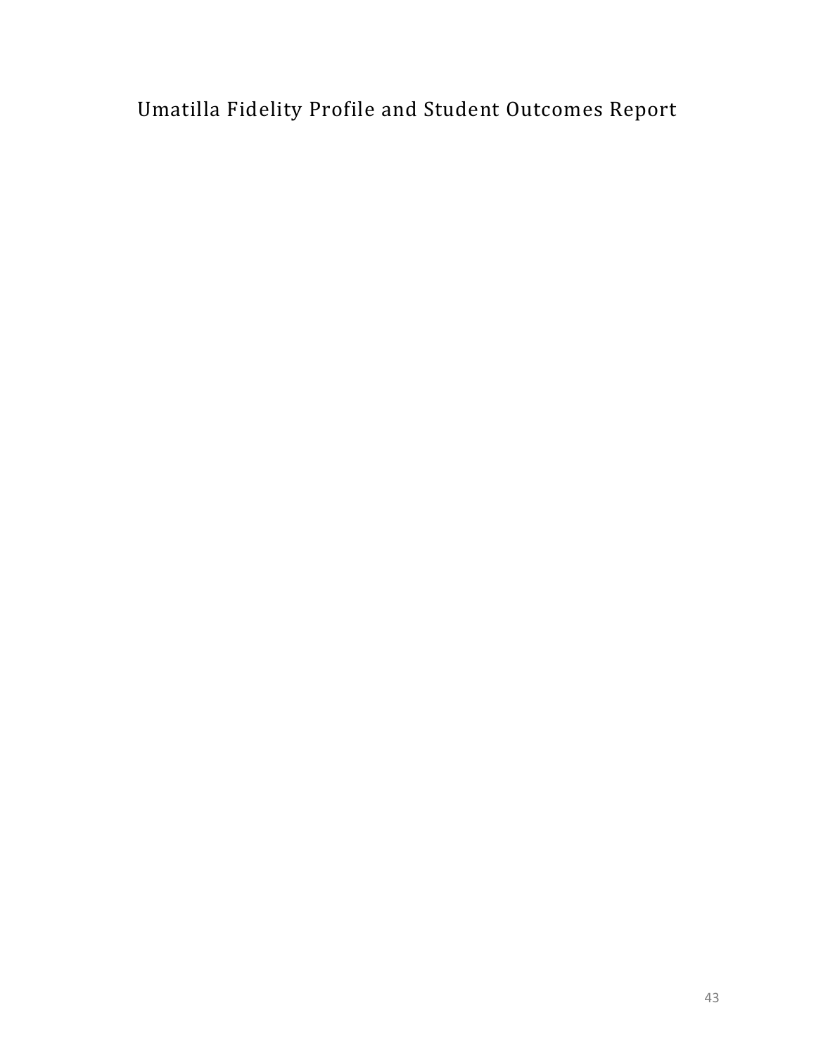# Umatilla Fidelity Profile and Student Outcomes Report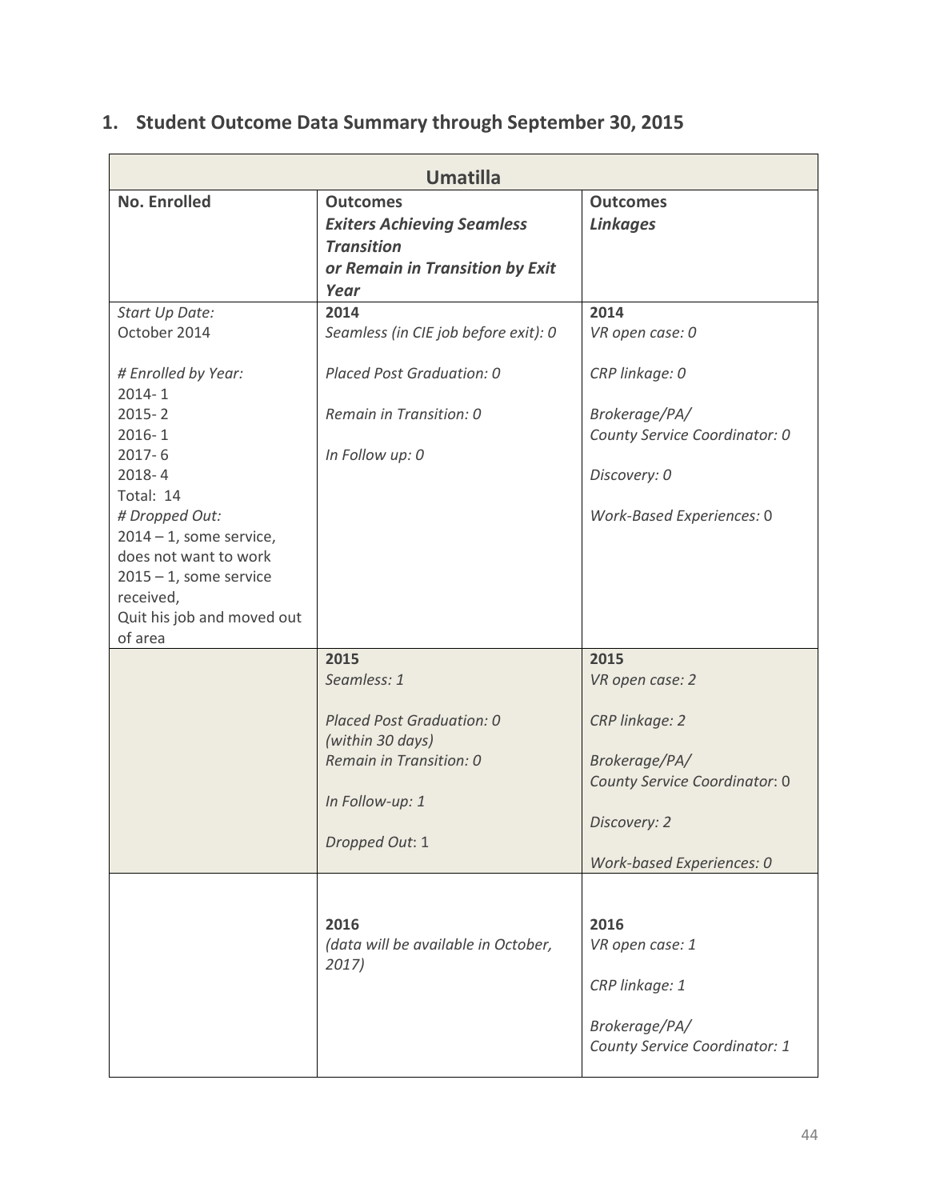## 1. Student Outcome Data Summary through September 30, 2015

| Umatilla | | |
|---|---|---|
| **No. Enrolled** | **Outcomes**<br>***Exiters Achieving Seamless Transition or Remain in Transition by Exit Year*** | **Outcomes**<br>***Linkages*** |
| *Start Up Date:*<br>October 2014<br><br>*# Enrolled by Year:*<br>2014- 1<br>2015- 2<br>2016- 1<br>2017- 6<br>2018- 4<br>Total: 14<br>*# Dropped Out:*<br>2014 – 1, some service, does not want to work<br>2015 – 1, some service received,<br>Quit his job and moved out of area | **2014**<br>*Seamless (in CIE job before exit): 0*<br><br>*Placed Post Graduation: 0*<br><br>*Remain in Transition: 0*<br><br>*In Follow up: 0* | **2014**<br>*VR open case: 0*<br><br>*CRP linkage: 0*<br><br>*Brokerage/PA/ County Service Coordinator: 0*<br><br>*Discovery: 0*<br><br>*Work-Based Experiences:* 0 |
| | **2015**<br>*Seamless: 1*<br><br>*Placed Post Graduation: 0 (within 30 days)*<br>*Remain in Transition: 0*<br><br>*In Follow-up: 1*<br><br>*Dropped Out*: 1 | **2015**<br>*VR open case: 2*<br><br>*CRP linkage: 2*<br><br>*Brokerage/PA/ County Service Coordinator*: 0<br><br>*Discovery: 2*<br><br>*Work-based Experiences: 0* |
| | **2016**<br>*(data will be available in October, 2017)* | **2016**<br>*VR open case: 1*<br><br>*CRP linkage: 1*<br><br>*Brokerage/PA/ County Service Coordinator: 1* |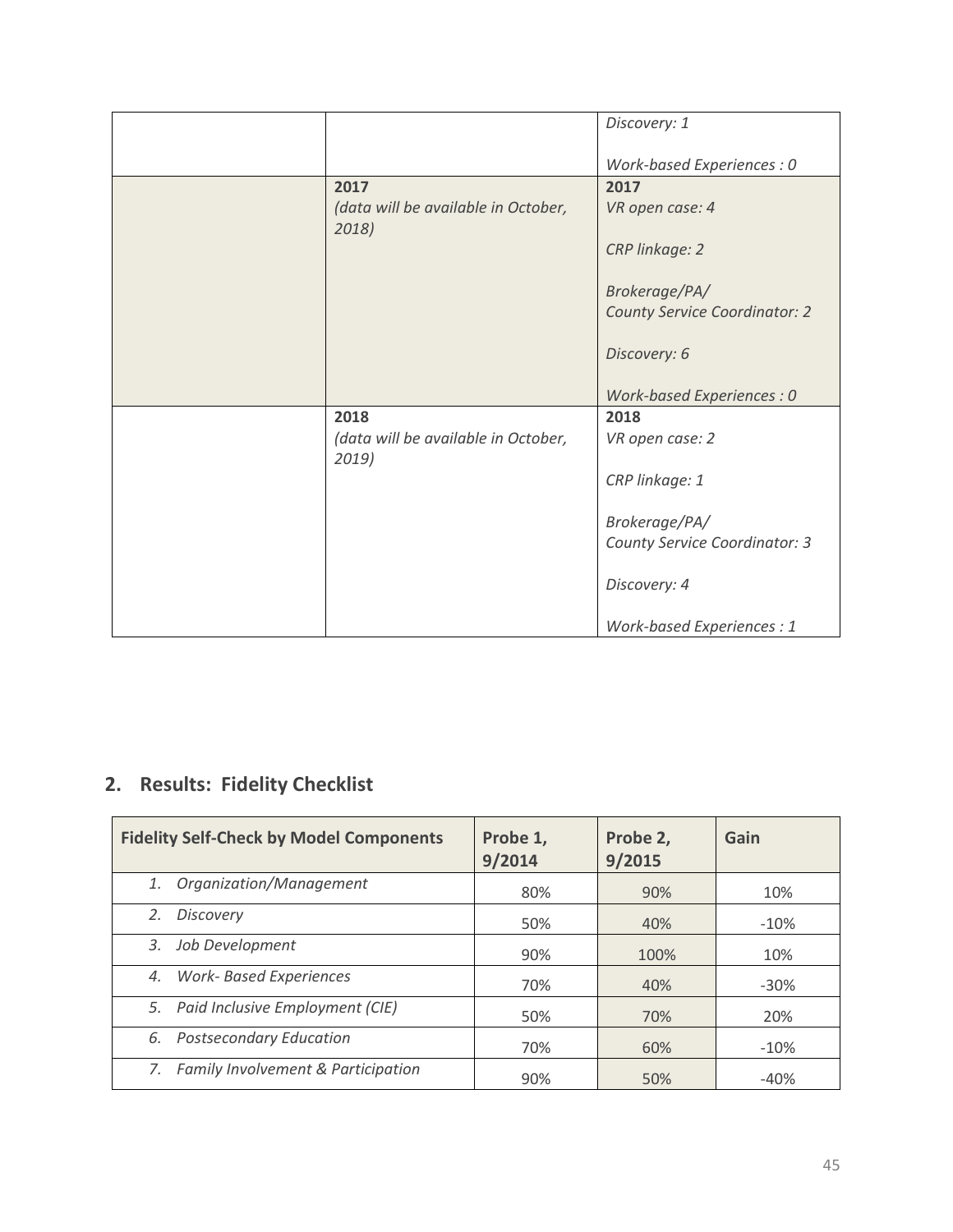| | | *Discovery: 1*<br><br>*Work-based Experiences : 0* |
|---|---|---|
| | **2017**<br>*(data will be available in October, 2018)* | **2017**<br>*VR open case: 4*<br><br>*CRP linkage: 2*<br><br>*Brokerage/PA/ County Service Coordinator: 2*<br><br>*Discovery: 6*<br><br>*Work-based Experiences : 0* |
| | **2018**<br>*(data will be available in October, 2019)* | **2018**<br>*VR open case: 2*<br><br>*CRP linkage: 1*<br><br>*Brokerage/PA/ County Service Coordinator: 3*<br><br>*Discovery: 4*<br><br>*Work-based Experiences : 1* |

## 2. Results: Fidelity Checklist

| Fidelity Self-Check by Model Components | Probe 1, 9/2014 | Probe 2, 9/2015 | Gain |
|---|---|---|---|
| 1. *Organization/Management* | 80% | 90% | 10% |
| 2. *Discovery* | 50% | 40% | -10% |
| 3. *Job Development* | 90% | 100% | 10% |
| 4. *Work- Based Experiences* | 70% | 40% | -30% |
| 5. *Paid Inclusive Employment (CIE)* | 50% | 70% | 20% |
| 6. *Postsecondary Education* | 70% | 60% | -10% |
| 7. *Family Involvement & Participation* | 90% | 50% | -40% |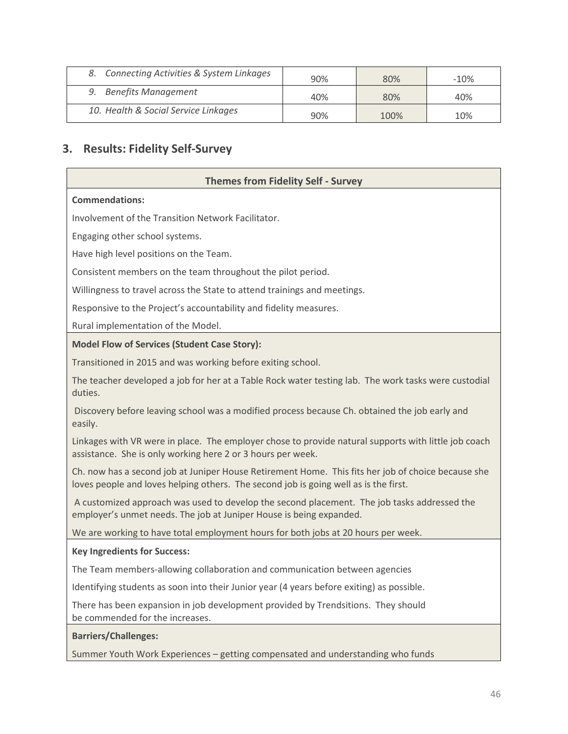| 8. Connecting Activities & System Linkages | 90% | 80% | -10% |
|---|---|---|---|
| 9. Benefits Management | 40% | 80% | 40% |
| 10. Health & Social Service Linkages | 90% | 100% | 10% |

## 3. Results: Fidelity Self-Survey

| Themes from Fidelity Self - Survey |
|---|
| **Commendations:** |
| Involvement of the Transition Network Facilitator. |
| Engaging other school systems. |
| Have high level positions on the Team. |
| Consistent members on the team throughout the pilot period. |
| Willingness to travel across the State to attend trainings and meetings. |
| Responsive to the Project's accountability and fidelity measures. |
| Rural implementation of the Model. |
| **Model Flow of Services (Student Case Story):** |
| Transitioned in 2015 and was working before exiting school. |
| The teacher developed a job for her at a Table Rock water testing lab. The work tasks were custodial duties. |
| Discovery before leaving school was a modified process because Ch. obtained the job early and easily. |
| Linkages with VR were in place. The employer chose to provide natural supports with little job coach assistance. She is only working here 2 or 3 hours per week. |
| Ch. now has a second job at Juniper House Retirement Home. This fits her job of choice because she loves people and loves helping others. The second job is going well as is the first. |
| A customized approach was used to develop the second placement. The job tasks addressed the employer's unmet needs. The job at Juniper House is being expanded. |
| We are working to have total employment hours for both jobs at 20 hours per week. |
| **Key Ingredients for Success:** |
| The Team members-allowing collaboration and communication between agencies |
| Identifying students as soon into their Junior year (4 years before exiting) as possible. |
| There has been expansion in job development provided by Trendsitions. They should be commended for the increases. |
| **Barriers/Challenges:** |
| Summer Youth Work Experiences – getting compensated and understanding who funds |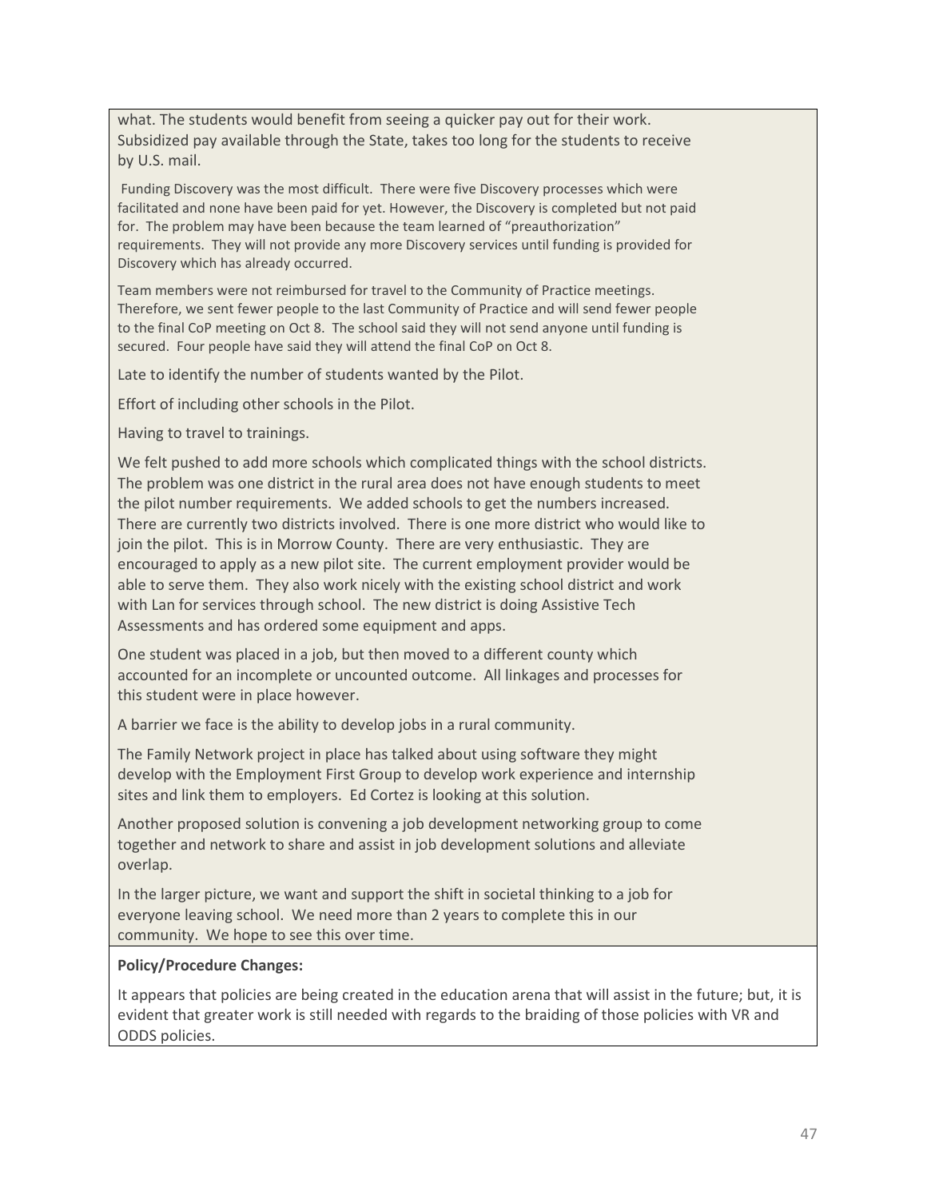what. The students would benefit from seeing a quicker pay out for their work. Subsidized pay available through the State, takes too long for the students to receive by U.S. mail.

Funding Discovery was the most difficult. There were five Discovery processes which were facilitated and none have been paid for yet. However, the Discovery is completed but not paid for. The problem may have been because the team learned of "preauthorization" requirements. They will not provide any more Discovery services until funding is provided for Discovery which has already occurred.

Team members were not reimbursed for travel to the Community of Practice meetings. Therefore, we sent fewer people to the last Community of Practice and will send fewer people to the final CoP meeting on Oct 8. The school said they will not send anyone until funding is secured. Four people have said they will attend the final CoP on Oct 8.

Late to identify the number of students wanted by the Pilot.

Effort of including other schools in the Pilot.

Having to travel to trainings.

We felt pushed to add more schools which complicated things with the school districts. The problem was one district in the rural area does not have enough students to meet the pilot number requirements. We added schools to get the numbers increased. There are currently two districts involved. There is one more district who would like to join the pilot. This is in Morrow County. There are very enthusiastic. They are encouraged to apply as a new pilot site. The current employment provider would be able to serve them. They also work nicely with the existing school district and work with Lan for services through school. The new district is doing Assistive Tech Assessments and has ordered some equipment and apps.

One student was placed in a job, but then moved to a different county which accounted for an incomplete or uncounted outcome. All linkages and processes for this student were in place however.

A barrier we face is the ability to develop jobs in a rural community.

The Family Network project in place has talked about using software they might develop with the Employment First Group to develop work experience and internship sites and link them to employers. Ed Cortez is looking at this solution.

Another proposed solution is convening a job development networking group to come together and network to share and assist in job development solutions and alleviate overlap.

In the larger picture, we want and support the shift in societal thinking to a job for everyone leaving school. We need more than 2 years to complete this in our community. We hope to see this over time.

**Policy/Procedure Changes:**

It appears that policies are being created in the education arena that will assist in the future; but, it is evident that greater work is still needed with regards to the braiding of those policies with VR and ODDS policies.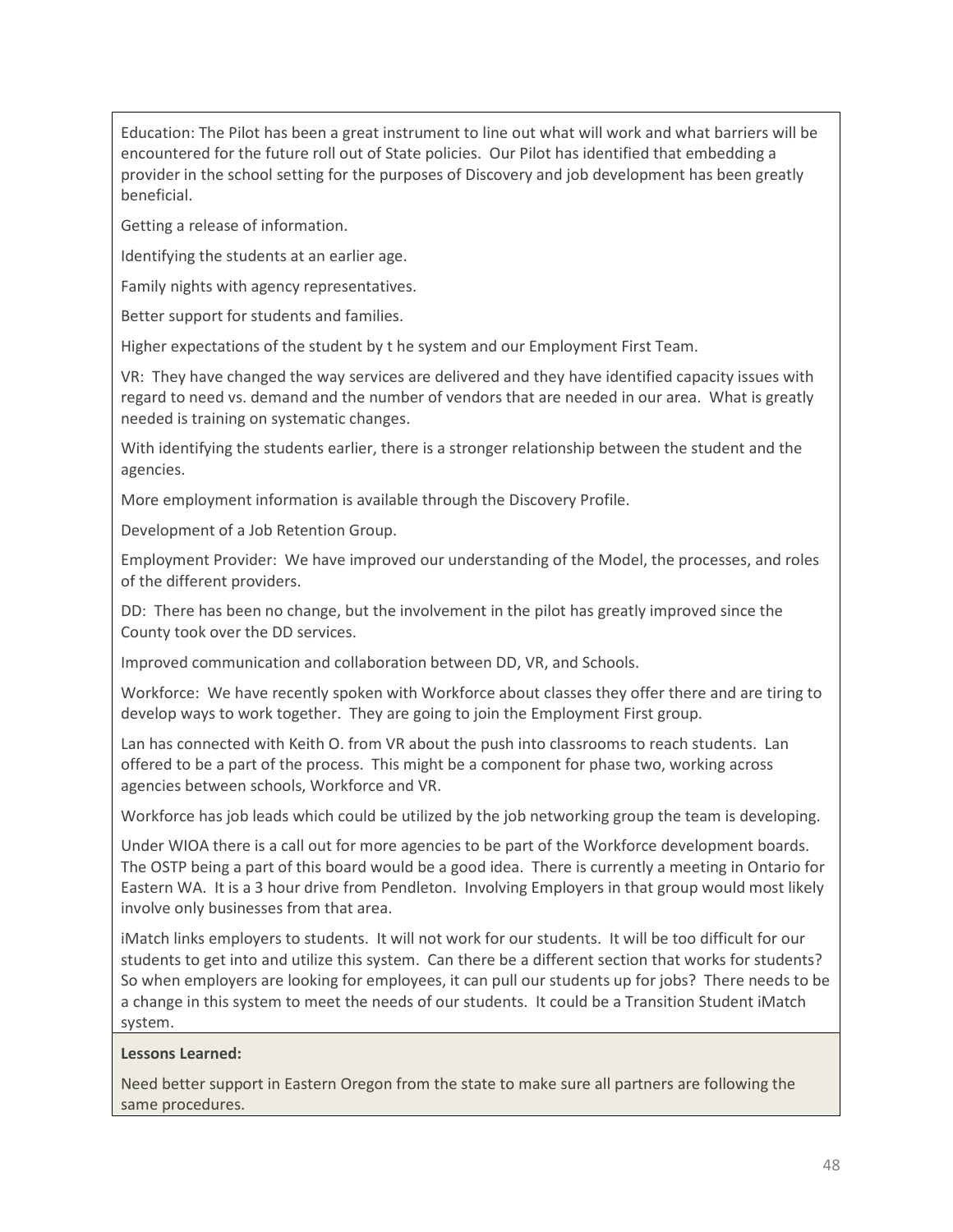Education: The Pilot has been a great instrument to line out what will work and what barriers will be encountered for the future roll out of State policies. Our Pilot has identified that embedding a provider in the school setting for the purposes of Discovery and job development has been greatly beneficial.

Getting a release of information.

Identifying the students at an earlier age.

Family nights with agency representatives.

Better support for students and families.

Higher expectations of the student by t he system and our Employment First Team.

VR: They have changed the way services are delivered and they have identified capacity issues with regard to need vs. demand and the number of vendors that are needed in our area. What is greatly needed is training on systematic changes.

With identifying the students earlier, there is a stronger relationship between the student and the agencies.

More employment information is available through the Discovery Profile.

Development of a Job Retention Group.

Employment Provider: We have improved our understanding of the Model, the processes, and roles of the different providers.

DD: There has been no change, but the involvement in the pilot has greatly improved since the County took over the DD services.

Improved communication and collaboration between DD, VR, and Schools.

Workforce: We have recently spoken with Workforce about classes they offer there and are tiring to develop ways to work together. They are going to join the Employment First group.

Lan has connected with Keith O. from VR about the push into classrooms to reach students. Lan offered to be a part of the process. This might be a component for phase two, working across agencies between schools, Workforce and VR.

Workforce has job leads which could be utilized by the job networking group the team is developing.

Under WIOA there is a call out for more agencies to be part of the Workforce development boards. The OSTP being a part of this board would be a good idea. There is currently a meeting in Ontario for Eastern WA. It is a 3 hour drive from Pendleton. Involving Employers in that group would most likely involve only businesses from that area.

iMatch links employers to students. It will not work for our students. It will be too difficult for our students to get into and utilize this system. Can there be a different section that works for students? So when employers are looking for employees, it can pull our students up for jobs? There needs to be a change in this system to meet the needs of our students. It could be a Transition Student iMatch system.

**Lessons Learned:**

Need better support in Eastern Oregon from the state to make sure all partners are following the same procedures.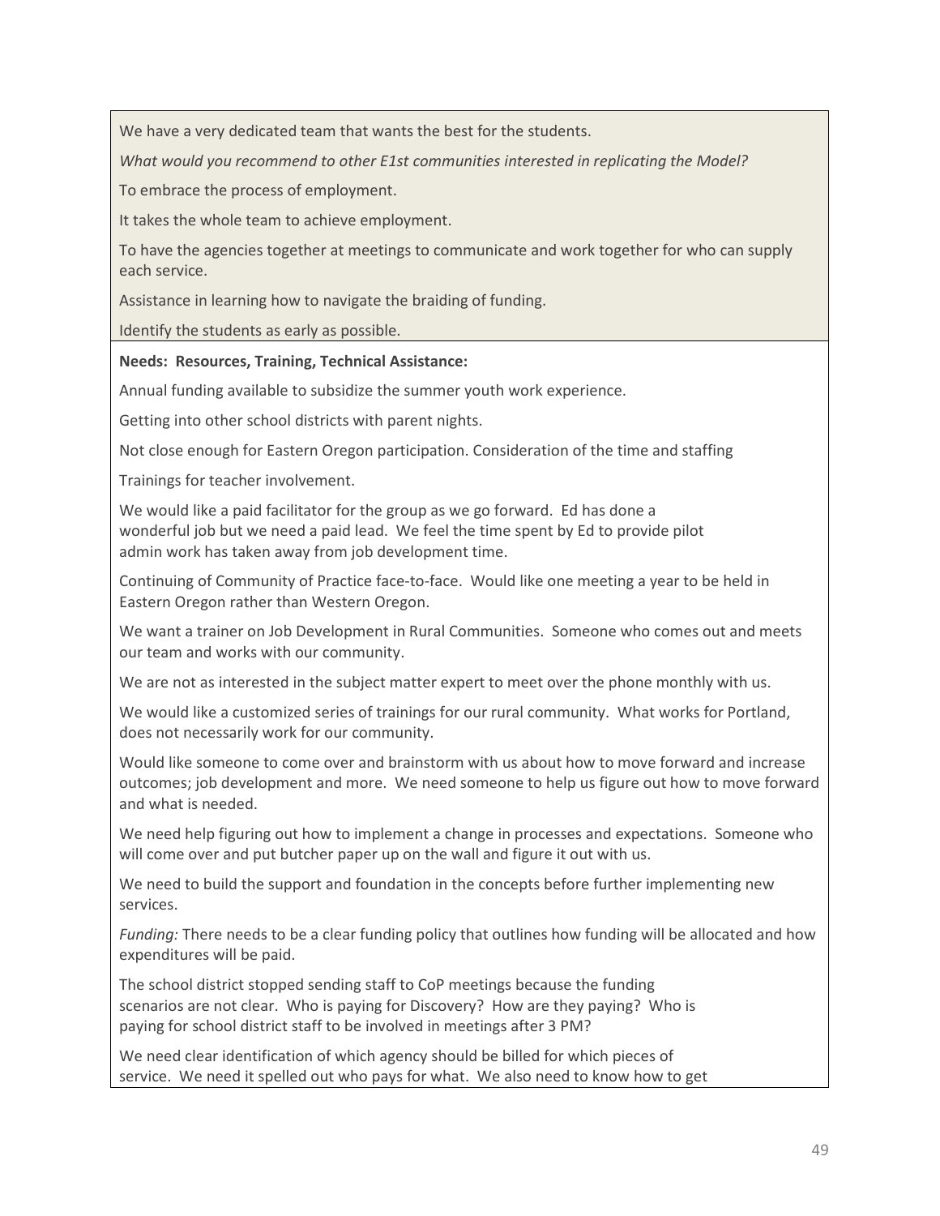We have a very dedicated team that wants the best for the students.

*What would you recommend to other E1st communities interested in replicating the Model?*

To embrace the process of employment.

It takes the whole team to achieve employment.

To have the agencies together at meetings to communicate and work together for who can supply each service.

Assistance in learning how to navigate the braiding of funding.

Identify the students as early as possible.

**Needs: Resources, Training, Technical Assistance:**

Annual funding available to subsidize the summer youth work experience.

Getting into other school districts with parent nights.

Not close enough for Eastern Oregon participation. Consideration of the time and staffing

Trainings for teacher involvement.

We would like a paid facilitator for the group as we go forward. Ed has done a wonderful job but we need a paid lead. We feel the time spent by Ed to provide pilot admin work has taken away from job development time.

Continuing of Community of Practice face-to-face. Would like one meeting a year to be held in Eastern Oregon rather than Western Oregon.

We want a trainer on Job Development in Rural Communities. Someone who comes out and meets our team and works with our community.

We are not as interested in the subject matter expert to meet over the phone monthly with us.

We would like a customized series of trainings for our rural community. What works for Portland, does not necessarily work for our community.

Would like someone to come over and brainstorm with us about how to move forward and increase outcomes; job development and more. We need someone to help us figure out how to move forward and what is needed.

We need help figuring out how to implement a change in processes and expectations. Someone who will come over and put butcher paper up on the wall and figure it out with us.

We need to build the support and foundation in the concepts before further implementing new services.

*Funding:* There needs to be a clear funding policy that outlines how funding will be allocated and how expenditures will be paid.

The school district stopped sending staff to CoP meetings because the funding scenarios are not clear. Who is paying for Discovery? How are they paying? Who is paying for school district staff to be involved in meetings after 3 PM?

We need clear identification of which agency should be billed for which pieces of service. We need it spelled out who pays for what. We also need to know how to get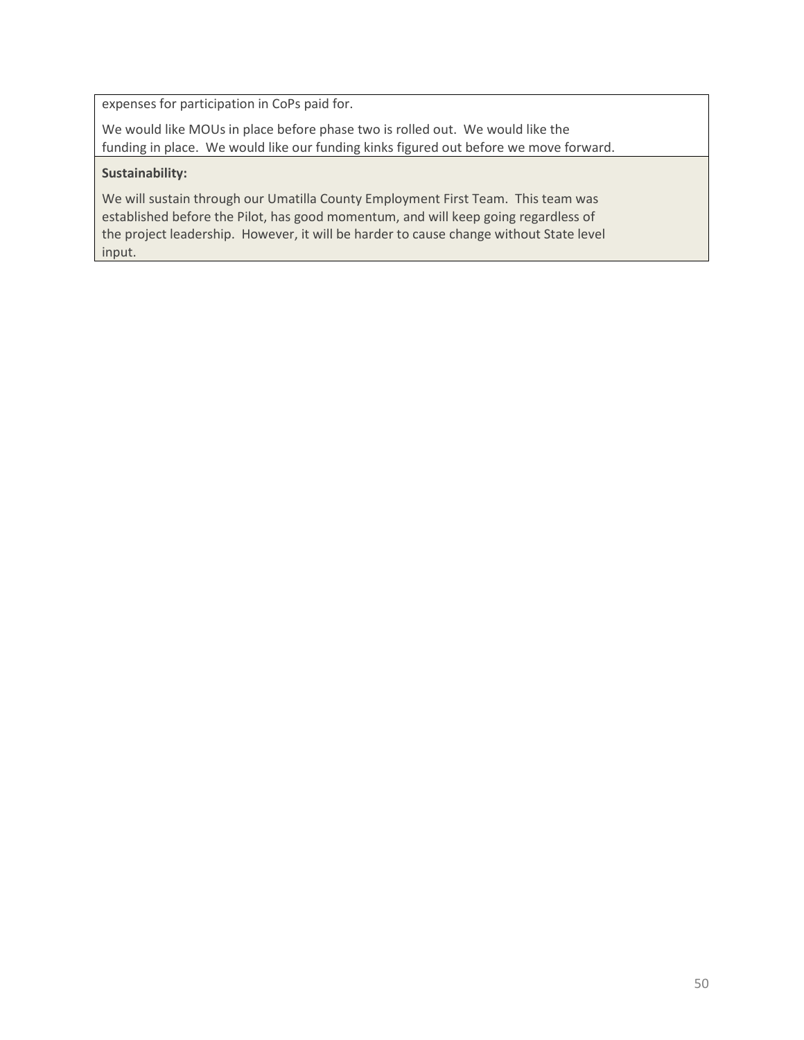expenses for participation in CoPs paid for.

We would like MOUs in place before phase two is rolled out. We would like the funding in place. We would like our funding kinks figured out before we move forward.

**Sustainability:**

We will sustain through our Umatilla County Employment First Team. This team was established before the Pilot, has good momentum, and will keep going regardless of the project leadership. However, it will be harder to cause change without State level input.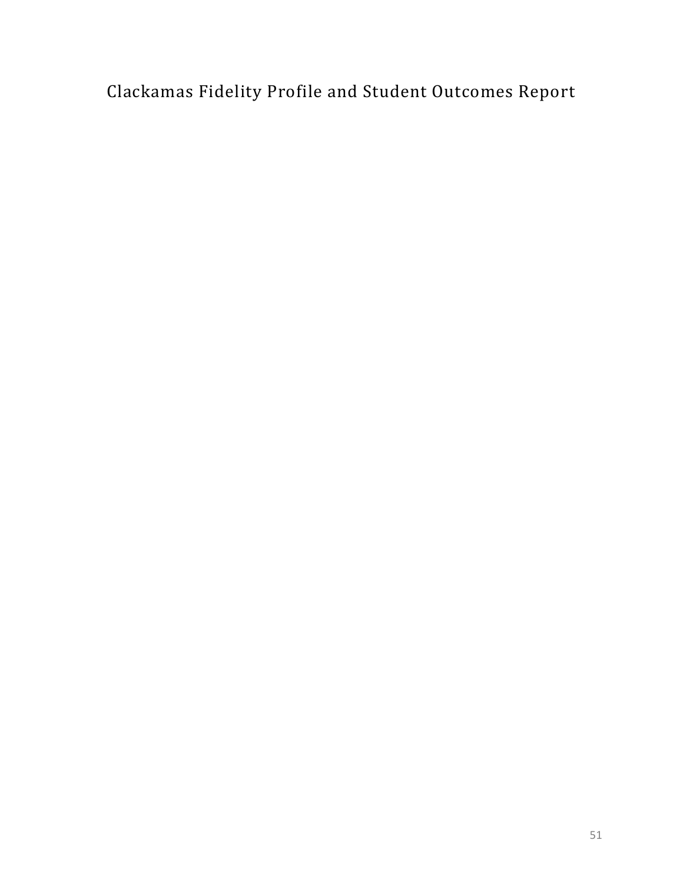# Clackamas Fidelity Profile and Student Outcomes Report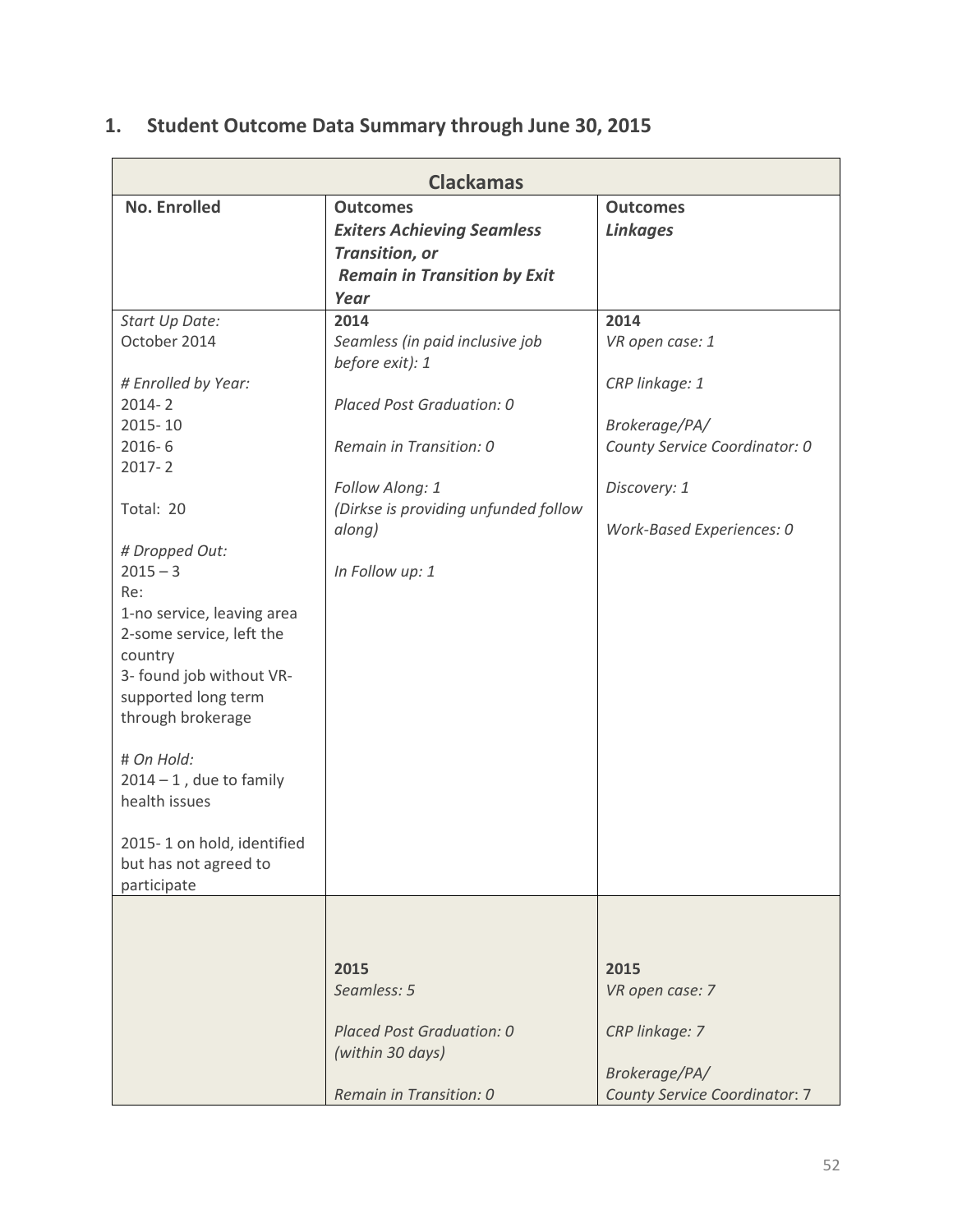## 1. Student Outcome Data Summary through June 30, 2015

| Clackamas | | |
|---|---|---|
| **No. Enrolled** | **Outcomes** ***Exiters Achieving Seamless Transition, or Remain in Transition by Exit Year*** | **Outcomes** ***Linkages*** |
| *Start Up Date:*<br>October 2014<br><br>*# Enrolled by Year:*<br>2014- 2<br>2015- 10<br>2016- 6<br>2017- 2<br><br>Total: 20<br><br>*# Dropped Out:*<br>2015 – 3<br>Re:<br>1-no service, leaving area<br>2-some service, left the country<br>3- found job without VR-supported long term through brokerage<br><br># *On Hold:*<br>2014 – 1 , due to family health issues<br><br>2015- 1 on hold, identified but has not agreed to participate | **2014**<br>*Seamless (in paid inclusive job before exit): 1*<br><br>*Placed Post Graduation: 0*<br><br>*Remain in Transition: 0*<br><br>*Follow Along: 1*<br>*(Dirkse is providing unfunded follow along)*<br><br>*In Follow up: 1* | **2014**<br>*VR open case: 1*<br><br>*CRP linkage: 1*<br><br>*Brokerage/PA/*<br>*County Service Coordinator: 0*<br><br>*Discovery: 1*<br><br>*Work-Based Experiences: 0* |
| | **2015**<br>*Seamless: 5*<br><br>*Placed Post Graduation: 0*<br>*(within 30 days)*<br><br>*Remain in Transition: 0* | **2015**<br>*VR open case: 7*<br><br>*CRP linkage: 7*<br><br>*Brokerage/PA/*<br>*County Service Coordinator:* 7 |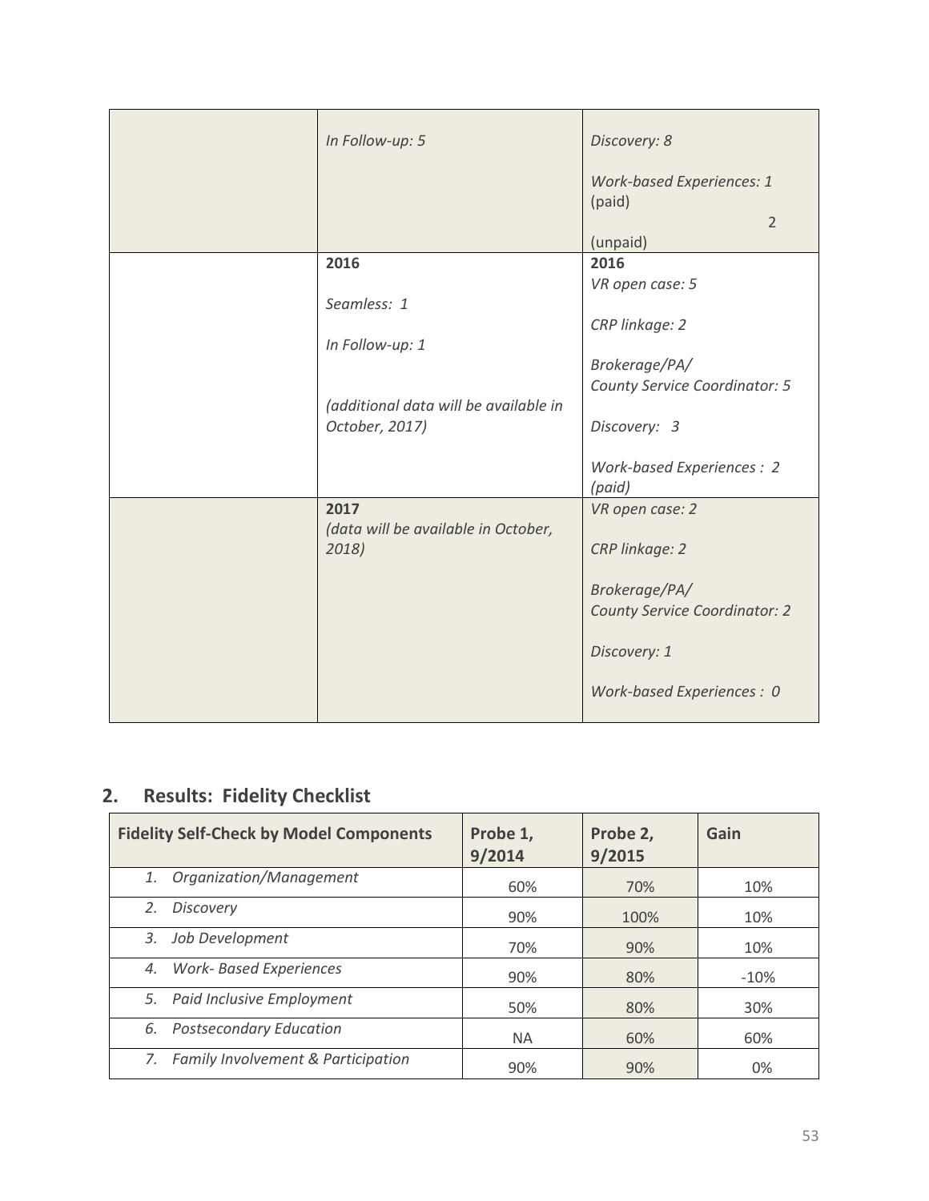| | | |
|---|---|---|
| | *In Follow-up: 5* | *Discovery: 8*<br><br>*Work-based Experiences: 1* (paid)<br>2 (unpaid) |
| | **2016**<br><br>*Seamless: 1*<br><br>*In Follow-up: 1*<br><br>*(additional data will be available in October, 2017)* | **2016**<br>*VR open case: 5*<br><br>*CRP linkage: 2*<br><br>*Brokerage/PA/ County Service Coordinator: 5*<br><br>*Discovery: 3*<br><br>*Work-based Experiences : 2 (paid)* |
| | **2017**<br>*(data will be available in October, 2018)* | *VR open case: 2*<br><br>*CRP linkage: 2*<br><br>*Brokerage/PA/ County Service Coordinator: 2*<br><br>*Discovery: 1*<br><br>*Work-based Experiences : 0* |

## 2. Results: Fidelity Checklist

| Fidelity Self-Check by Model Components | Probe 1, 9/2014 | Probe 2, 9/2015 | Gain |
|---|---|---|---|
| 1. *Organization/Management* | 60% | 70% | 10% |
| 2. *Discovery* | 90% | 100% | 10% |
| 3. *Job Development* | 70% | 90% | 10% |
| 4. *Work- Based Experiences* | 90% | 80% | -10% |
| 5. *Paid Inclusive Employment* | 50% | 80% | 30% |
| 6. *Postsecondary Education* | NA | 60% | 60% |
| 7. *Family Involvement & Participation* | 90% | 90% | 0% |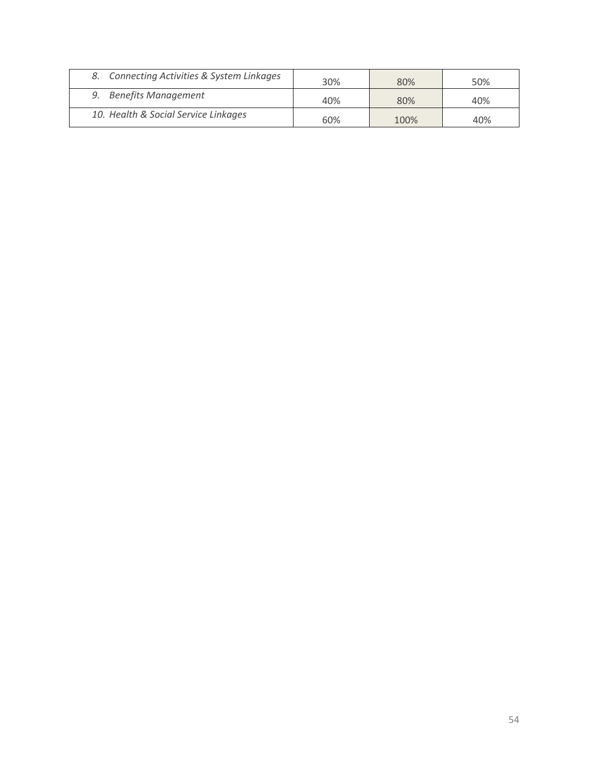| | | | |
|---|---|---|---|
| *8. Connecting Activities & System Linkages* | 30% | 80% | 50% |
| *9. Benefits Management* | 40% | 80% | 40% |
| *10. Health & Social Service Linkages* | 60% | 100% | 40% |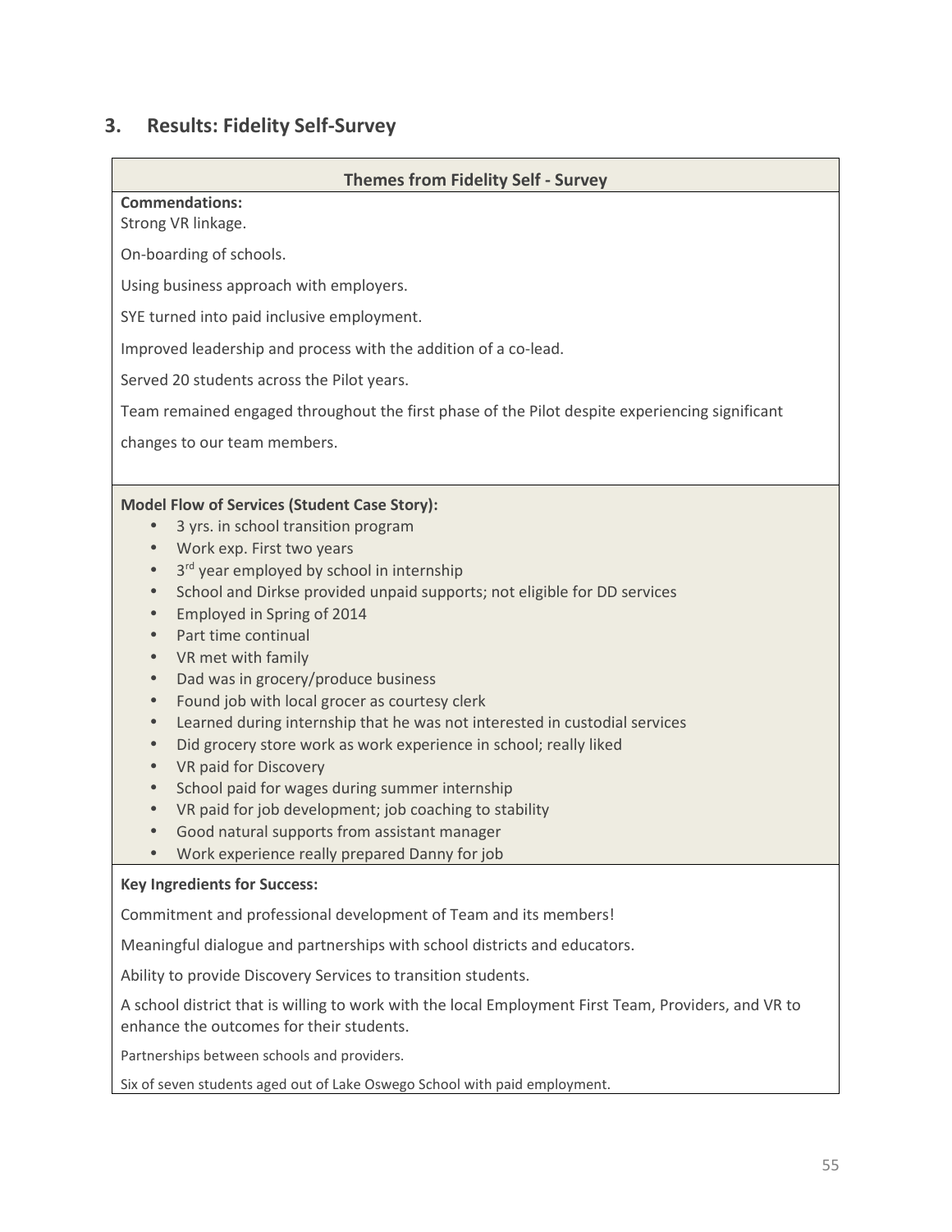## 3. Results: Fidelity Self-Survey

**Themes from Fidelity Self - Survey**

**Commendations:**

Strong VR linkage.

On-boarding of schools.

Using business approach with employers.

SYE turned into paid inclusive employment.

Improved leadership and process with the addition of a co-lead.

Served 20 students across the Pilot years.

Team remained engaged throughout the first phase of the Pilot despite experiencing significant changes to our team members.

**Model Flow of Services (Student Case Story):**

- 3 yrs. in school transition program
- Work exp. First two years
- 3rd year employed by school in internship
- School and Dirkse provided unpaid supports; not eligible for DD services
- Employed in Spring of 2014
- Part time continual
- VR met with family
- Dad was in grocery/produce business
- Found job with local grocer as courtesy clerk
- Learned during internship that he was not interested in custodial services
- Did grocery store work as work experience in school; really liked
- VR paid for Discovery
- School paid for wages during summer internship
- VR paid for job development; job coaching to stability
- Good natural supports from assistant manager
- Work experience really prepared Danny for job

**Key Ingredients for Success:**

Commitment and professional development of Team and its members!

Meaningful dialogue and partnerships with school districts and educators.

Ability to provide Discovery Services to transition students.

A school district that is willing to work with the local Employment First Team, Providers, and VR to enhance the outcomes for their students.

Partnerships between schools and providers.

Six of seven students aged out of Lake Oswego School with paid employment.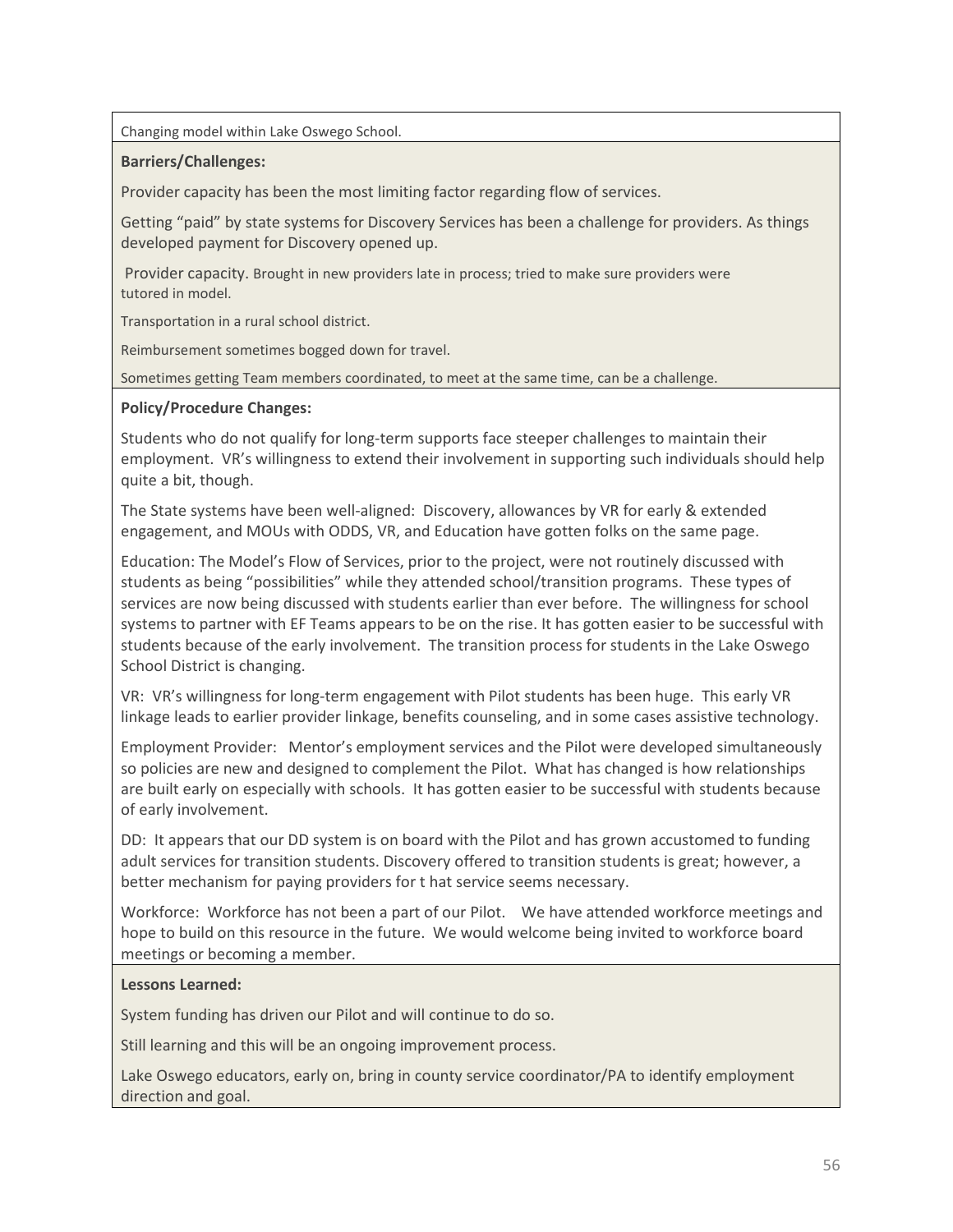Changing model within Lake Oswego School.

**Barriers/Challenges:**

Provider capacity has been the most limiting factor regarding flow of services.

Getting "paid" by state systems for Discovery Services has been a challenge for providers. As things developed payment for Discovery opened up.

Provider capacity. Brought in new providers late in process; tried to make sure providers were tutored in model.

Transportation in a rural school district.

Reimbursement sometimes bogged down for travel.

Sometimes getting Team members coordinated, to meet at the same time, can be a challenge.

**Policy/Procedure Changes:**

Students who do not qualify for long-term supports face steeper challenges to maintain their employment. VR's willingness to extend their involvement in supporting such individuals should help quite a bit, though.

The State systems have been well-aligned: Discovery, allowances by VR for early & extended engagement, and MOUs with ODDS, VR, and Education have gotten folks on the same page.

Education: The Model's Flow of Services, prior to the project, were not routinely discussed with students as being "possibilities" while they attended school/transition programs. These types of services are now being discussed with students earlier than ever before. The willingness for school systems to partner with EF Teams appears to be on the rise. It has gotten easier to be successful with students because of the early involvement. The transition process for students in the Lake Oswego School District is changing.

VR: VR's willingness for long-term engagement with Pilot students has been huge. This early VR linkage leads to earlier provider linkage, benefits counseling, and in some cases assistive technology.

Employment Provider: Mentor's employment services and the Pilot were developed simultaneously so policies are new and designed to complement the Pilot. What has changed is how relationships are built early on especially with schools. It has gotten easier to be successful with students because of early involvement.

DD: It appears that our DD system is on board with the Pilot and has grown accustomed to funding adult services for transition students. Discovery offered to transition students is great; however, a better mechanism for paying providers for t hat service seems necessary.

Workforce: Workforce has not been a part of our Pilot. We have attended workforce meetings and hope to build on this resource in the future. We would welcome being invited to workforce board meetings or becoming a member.

**Lessons Learned:**

System funding has driven our Pilot and will continue to do so.

Still learning and this will be an ongoing improvement process.

Lake Oswego educators, early on, bring in county service coordinator/PA to identify employment direction and goal.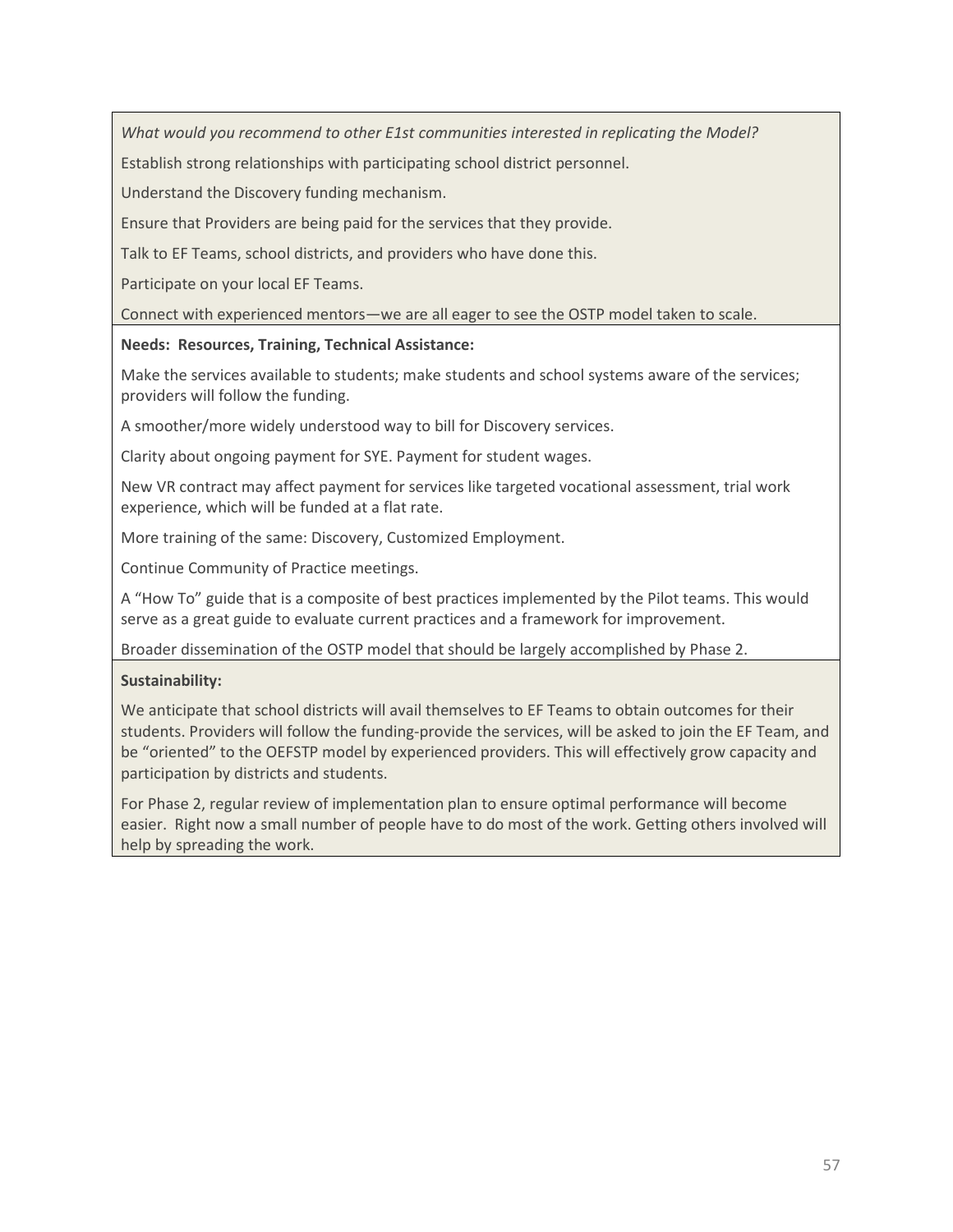*What would you recommend to other E1st communities interested in replicating the Model?*

Establish strong relationships with participating school district personnel.

Understand the Discovery funding mechanism.

Ensure that Providers are being paid for the services that they provide.

Talk to EF Teams, school districts, and providers who have done this.

Participate on your local EF Teams.

Connect with experienced mentors—we are all eager to see the OSTP model taken to scale.

**Needs: Resources, Training, Technical Assistance:**

Make the services available to students; make students and school systems aware of the services; providers will follow the funding.

A smoother/more widely understood way to bill for Discovery services.

Clarity about ongoing payment for SYE. Payment for student wages.

New VR contract may affect payment for services like targeted vocational assessment, trial work experience, which will be funded at a flat rate.

More training of the same: Discovery, Customized Employment.

Continue Community of Practice meetings.

A "How To" guide that is a composite of best practices implemented by the Pilot teams. This would serve as a great guide to evaluate current practices and a framework for improvement.

Broader dissemination of the OSTP model that should be largely accomplished by Phase 2.

**Sustainability:**

We anticipate that school districts will avail themselves to EF Teams to obtain outcomes for their students. Providers will follow the funding-provide the services, will be asked to join the EF Team, and be "oriented" to the OEFSTP model by experienced providers. This will effectively grow capacity and participation by districts and students.

For Phase 2, regular review of implementation plan to ensure optimal performance will become easier. Right now a small number of people have to do most of the work. Getting others involved will help by spreading the work.